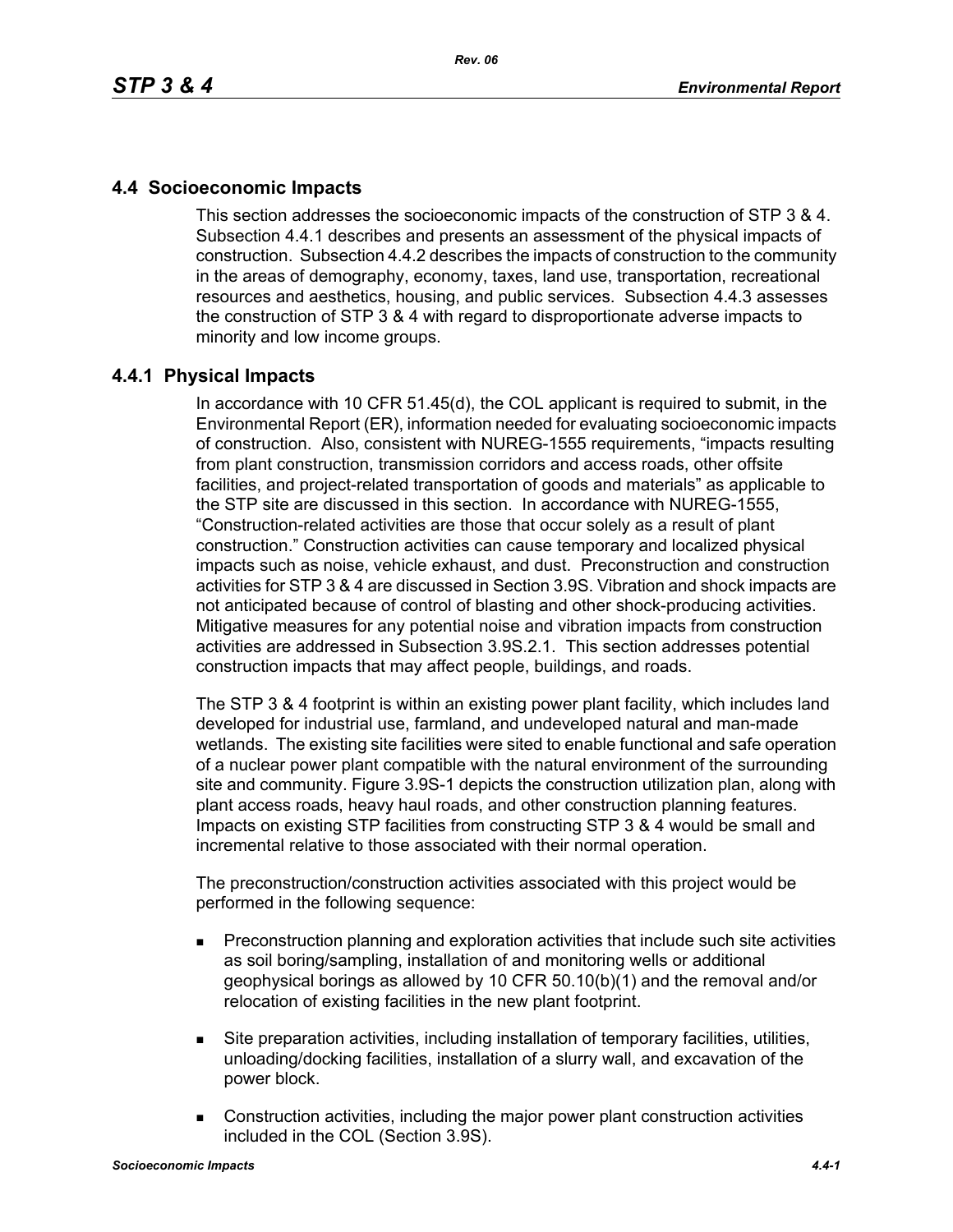## 4.4 Socioeconomic Impacts

This section addresses the socioeconomic impacts of the construction of STP 3 & 4. Subsection 4.4.1 describes and presents an assessment of the physical impacts of construction. Subsection 4.4.2 describes the impacts of construction to the community in the areas of demography, economy, taxes, land use, transportation, recreational resources and aesthetics, housing, and public services. Subsection 4.4.3 assesses the construction of STP 3 & 4 with regard to disproportionate adverse impacts to minority and low income groups.

### 4.4.1 Physical Impacts

In accordance with 10 CFR 51.45(d), the COL applicant is required to submit, in the Environmental Report (ER), information needed for evaluating socioeconomic impacts of construction. Also, consistent with NUREG-1555 requirements, "impacts resulting from plant construction, transmission corridors and access roads, other offsite facilities, and project-related transportation of goods and materials" as applicable to the STP site are discussed in this section. In accordance with NUREG-1555, "Construction-related activities are those that occur solely as a result of plant construction." Construction activities can cause temporary and localized physical impacts such as noise, vehicle exhaust, and dust. Preconstruction and construction activities for STP 3 & 4 are discussed in Section 3.9S. Vibration and shock impacts are not anticipated because of control of blasting and other shock-producing activities. Mitigative measures for any potential noise and vibration impacts from construction activities are addressed in Subsection 3.9S.2.1. This section addresses potential construction impacts that may affect people, buildings, and roads.

The STP 3 & 4 footprint is within an existing power plant facility, which includes land developed for industrial use, farmland, and undeveloped natural and man-made wetlands. The existing site facilities were sited to enable functional and safe operation of a nuclear power plant compatible with the natural environment of the surrounding site and community. Figure 3.9S-1 depicts the construction utilization plan, along with plant access roads, heavy haul roads, and other construction planning features. Impacts on existing STP facilities from constructing STP 3 & 4 would be small and incremental relative to those associated with their normal operation.

The preconstruction/construction activities associated with this project would be performed in the following sequence:

- Preconstruction planning and exploration activities that include such site activities as soil boring/sampling, installation of and monitoring wells or additional geophysical borings as allowed by 10 CFR 50.10(b)(1) and the removal and/or relocation of existing facilities in the new plant footprint.
- Site preparation activities, including installation of temporary facilities, utilities, unloading/docking facilities, installation of a slurry wall, and excavation of the power block.
- Construction activities, including the major power plant construction activities included in the COL (Section 3.9S).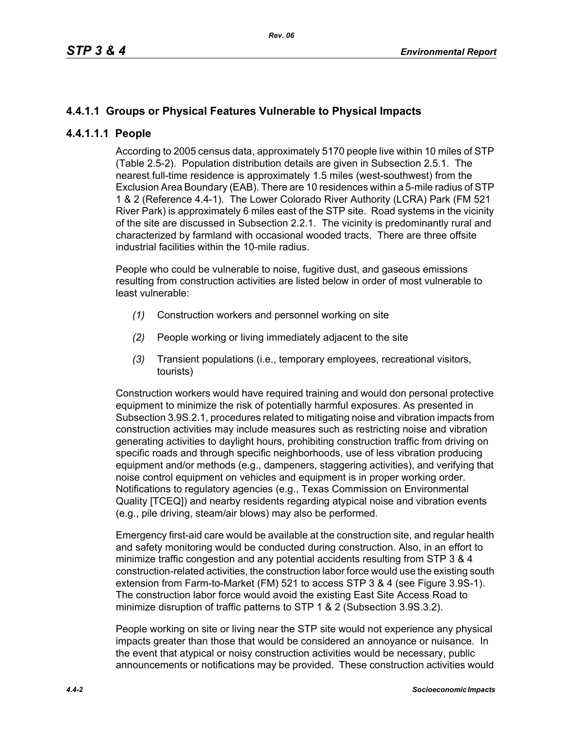## 4.4.1.1 Groups or Physical Features Vulnerable to Physical Impacts

### 4.4.1.1.1 People

According to 2005 census data, approximately 5170 people live within 10 miles of STP (Table 2.5-2). Population distribution details are given in Subsection 2.5.1. The nearest full-time residence is approximately 1.5 miles (west-southwest) from the Exclusion Area Boundary (EAB). There are 10 residences within a 5-mile radius of STP 1 & 2 (Reference 4.4-1). The Lower Colorado River Authority (LCRA) Park (FM 521 River Park) is approximately 6 miles east of the STP site. Road systems in the vicinity of the site are discussed in Subsection 2.2.1. The vicinity is predominantly rural and characterized by farmland with occasional wooded tracts. There are three offsite industrial facilities within the 10-mile radius.

People who could be vulnerable to noise, fugitive dust, and gaseous emissions resulting from construction activities are listed below in order of most vulnerable to least vulnerable:

*(1)* Construction workers and personnel working on site

*(2)* People working or living immediately adjacent to the site

*(3)* Transient populations (i.e., temporary employees, recreational visitors, tourists)

Construction workers would have required training and would don personal protective equipment to minimize the risk of potentially harmful exposures. As presented in Subsection 3.9S.2.1, procedures related to mitigating noise and vibration impacts from construction activities may include measures such as restricting noise and vibration generating activities to daylight hours, prohibiting construction traffic from driving on specific roads and through specific neighborhoods, use of less vibration producing equipment and/or methods (e.g., dampeners, staggering activities), and verifying that noise control equipment on vehicles and equipment is in proper working order. Notifications to regulatory agencies (e.g., Texas Commission on Environmental Quality [TCEQ]) and nearby residents regarding atypical noise and vibration events (e.g., pile driving, steam/air blows) may also be performed.

Emergency first-aid care would be available at the construction site, and regular health and safety monitoring would be conducted during construction. Also, in an effort to minimize traffic congestion and any potential accidents resulting from STP 3 & 4 construction-related activities, the construction labor force would use the existing south extension from Farm-to-Market (FM) 521 to access STP 3 & 4 (see Figure 3.9S-1). The construction labor force would avoid the existing East Site Access Road to minimize disruption of traffic patterns to STP 1 & 2 (Subsection 3.9S.3.2).

People working on site or living near the STP site would not experience any physical impacts greater than those that would be considered an annoyance or nuisance. In the event that atypical or noisy construction activities would be necessary, public announcements or notifications may be provided. These construction activities would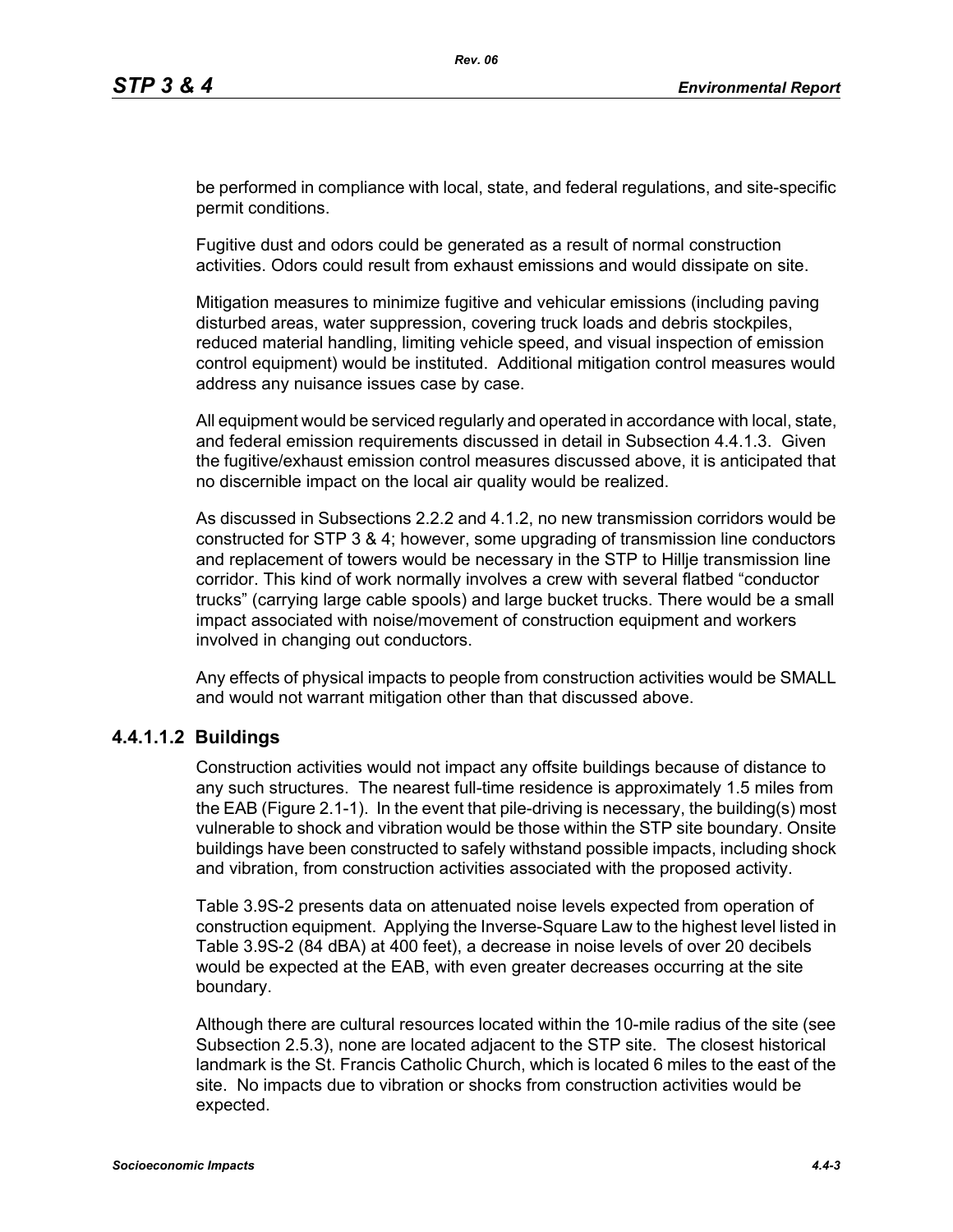be performed in compliance with local, state, and federal regulations, and site-specific permit conditions.

Fugitive dust and odors could be generated as a result of normal construction activities. Odors could result from exhaust emissions and would dissipate on site.

Mitigation measures to minimize fugitive and vehicular emissions (including paving disturbed areas, water suppression, covering truck loads and debris stockpiles, reduced material handling, limiting vehicle speed, and visual inspection of emission control equipment) would be instituted. Additional mitigation control measures would address any nuisance issues case by case.

All equipment would be serviced regularly and operated in accordance with local, state, and federal emission requirements discussed in detail in Subsection 4.4.1.3. Given the fugitive/exhaust emission control measures discussed above, it is anticipated that no discernible impact on the local air quality would be realized.

As discussed in Subsections 2.2.2 and 4.1.2, no new transmission corridors would be constructed for STP 3 & 4; however, some upgrading of transmission line conductors and replacement of towers would be necessary in the STP to Hillje transmission line corridor. This kind of work normally involves a crew with several flatbed "conductor trucks" (carrying large cable spools) and large bucket trucks. There would be a small impact associated with noise/movement of construction equipment and workers involved in changing out conductors.

Any effects of physical impacts to people from construction activities would be SMALL and would not warrant mitigation other than that discussed above.

#### 4.4.1.1.2 Buildings

Construction activities would not impact any offsite buildings because of distance to any such structures. The nearest full-time residence is approximately 1.5 miles from the EAB (Figure 2.1-1). In the event that pile-driving is necessary, the building(s) most vulnerable to shock and vibration would be those within the STP site boundary. Onsite buildings have been constructed to safely withstand possible impacts, including shock and vibration, from construction activities associated with the proposed activity.

Table 3.9S-2 presents data on attenuated noise levels expected from operation of construction equipment. Applying the Inverse-Square Law to the highest level listed in Table 3.9S-2 (84 dBA) at 400 feet), a decrease in noise levels of over 20 decibels would be expected at the EAB, with even greater decreases occurring at the site boundary.

Although there are cultural resources located within the 10-mile radius of the site (see Subsection 2.5.3), none are located adjacent to the STP site. The closest historical landmark is the St. Francis Catholic Church, which is located 6 miles to the east of the site. No impacts due to vibration or shocks from construction activities would be expected.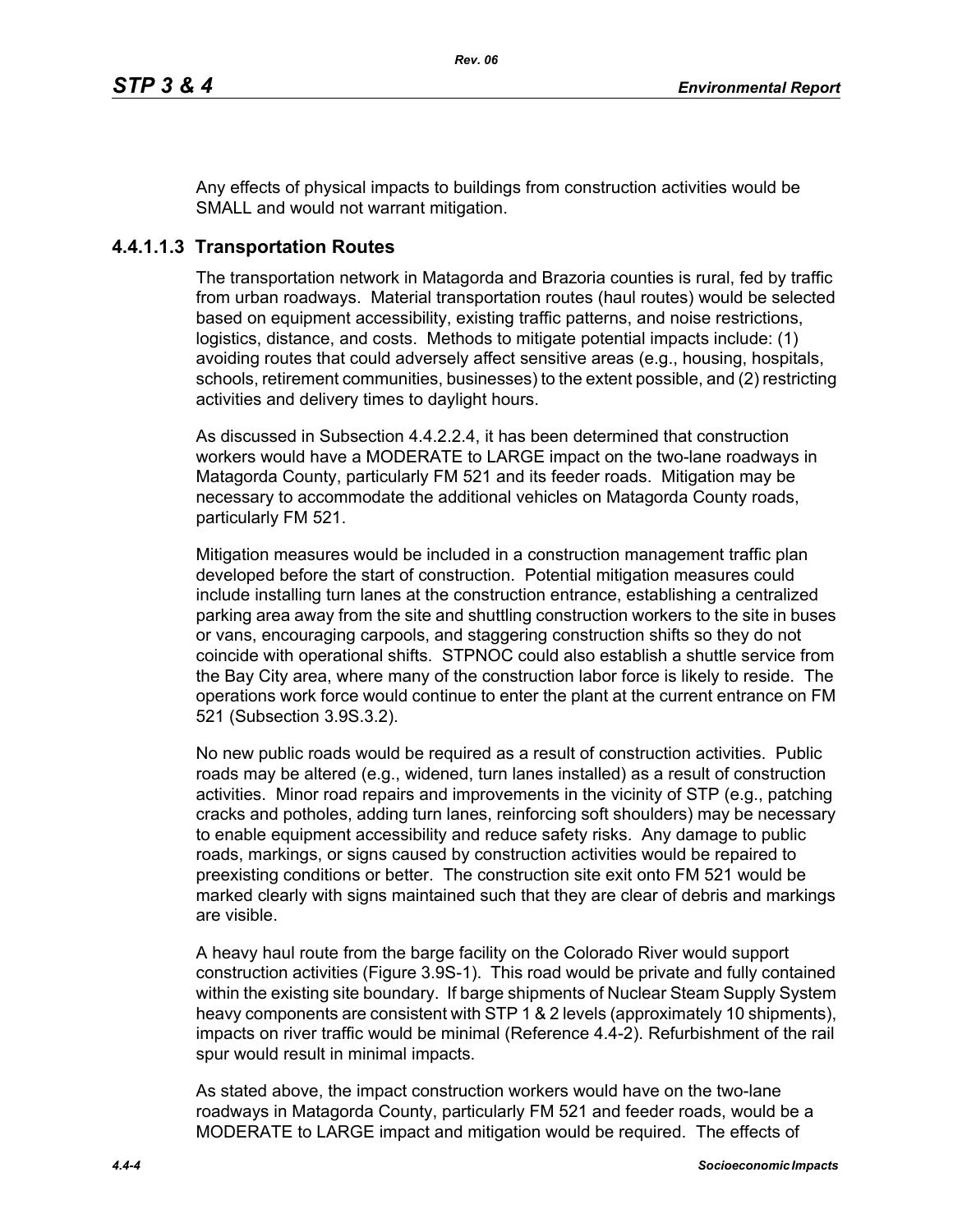Any effects of physical impacts to buildings from construction activities would be SMALL and would not warrant mitigation.

### 4.4.1.1.3 Transportation Routes

The transportation network in Matagorda and Brazoria counties is rural, fed by traffic from urban roadways. Material transportation routes (haul routes) would be selected based on equipment accessibility, existing traffic patterns, and noise restrictions, logistics, distance, and costs. Methods to mitigate potential impacts include: (1) avoiding routes that could adversely affect sensitive areas (e.g., housing, hospitals, schools, retirement communities, businesses) to the extent possible, and (2) restricting activities and delivery times to daylight hours.

As discussed in Subsection 4.4.2.2.4, it has been determined that construction workers would have a MODERATE to LARGE impact on the two-lane roadways in Matagorda County, particularly FM 521 and its feeder roads. Mitigation may be necessary to accommodate the additional vehicles on Matagorda County roads, particularly FM 521.

Mitigation measures would be included in a construction management traffic plan developed before the start of construction. Potential mitigation measures could include installing turn lanes at the construction entrance, establishing a centralized parking area away from the site and shuttling construction workers to the site in buses or vans, encouraging carpools, and staggering construction shifts so they do not coincide with operational shifts. STPNOC could also establish a shuttle service from the Bay City area, where many of the construction labor force is likely to reside. The operations work force would continue to enter the plant at the current entrance on FM 521 (Subsection 3.9S.3.2).

No new public roads would be required as a result of construction activities. Public roads may be altered (e.g., widened, turn lanes installed) as a result of construction activities. Minor road repairs and improvements in the vicinity of STP (e.g., patching cracks and potholes, adding turn lanes, reinforcing soft shoulders) may be necessary to enable equipment accessibility and reduce safety risks. Any damage to public roads, markings, or signs caused by construction activities would be repaired to preexisting conditions or better. The construction site exit onto FM 521 would be marked clearly with signs maintained such that they are clear of debris and markings are visible.

A heavy haul route from the barge facility on the Colorado River would support construction activities (Figure 3.9S-1). This road would be private and fully contained within the existing site boundary. If barge shipments of Nuclear Steam Supply System heavy components are consistent with STP 1 & 2 levels (approximately 10 shipments), impacts on river traffic would be minimal (Reference 4.4-2). Refurbishment of the rail spur would result in minimal impacts.

As stated above, the impact construction workers would have on the two-lane roadways in Matagorda County, particularly FM 521 and feeder roads, would be a MODERATE to LARGE impact and mitigation would be required. The effects of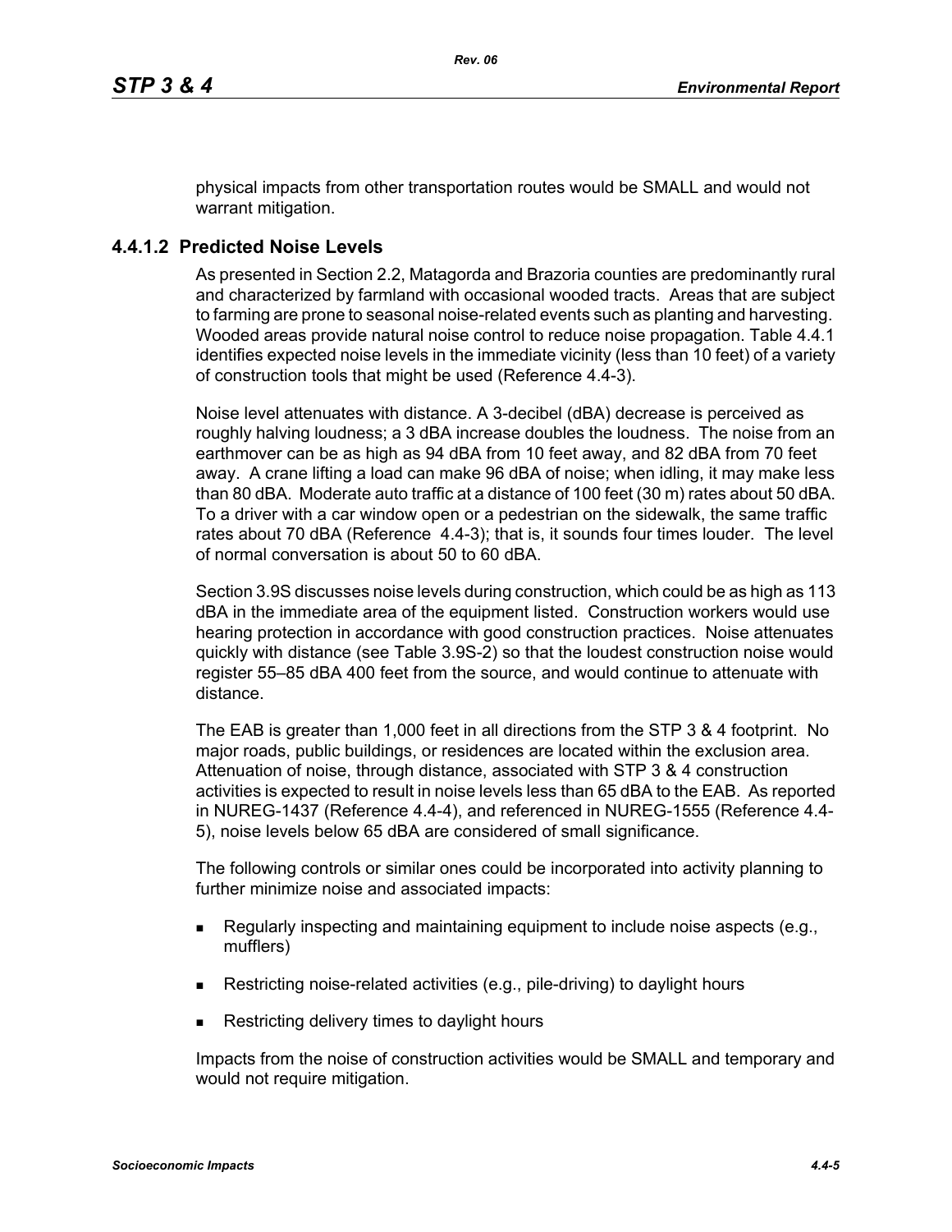physical impacts from other transportation routes would be SMALL and would not warrant mitigation.

### 4.4.1.2 Predicted Noise Levels

As presented in Section 2.2, Matagorda and Brazoria counties are predominantly rural and characterized by farmland with occasional wooded tracts. Areas that are subject to farming are prone to seasonal noise-related events such as planting and harvesting. Wooded areas provide natural noise control to reduce noise propagation. Table 4.4.1 identifies expected noise levels in the immediate vicinity (less than 10 feet) of a variety of construction tools that might be used (Reference 4.4-3).

Noise level attenuates with distance. A 3-decibel (dBA) decrease is perceived as roughly halving loudness; a 3 dBA increase doubles the loudness. The noise from an earthmover can be as high as 94 dBA from 10 feet away, and 82 dBA from 70 feet away. A crane lifting a load can make 96 dBA of noise; when idling, it may make less than 80 dBA. Moderate auto traffic at a distance of 100 feet (30 m) rates about 50 dBA. To a driver with a car window open or a pedestrian on the sidewalk, the same traffic rates about 70 dBA (Reference 4.4-3); that is, it sounds four times louder. The level of normal conversation is about 50 to 60 dBA.

Section 3.9S discusses noise levels during construction, which could be as high as 113 dBA in the immediate area of the equipment listed. Construction workers would use hearing protection in accordance with good construction practices. Noise attenuates quickly with distance (see Table 3.9S-2) so that the loudest construction noise would register 55–85 dBA 400 feet from the source, and would continue to attenuate with distance.

The EAB is greater than 1,000 feet in all directions from the STP 3 & 4 footprint. No major roads, public buildings, or residences are located within the exclusion area. Attenuation of noise, through distance, associated with STP 3 & 4 construction activities is expected to result in noise levels less than 65 dBA to the EAB. As reported in NUREG-1437 (Reference 4.4-4), and referenced in NUREG-1555 (Reference 4.4-5), noise levels below 65 dBA are considered of small significance.

The following controls or similar ones could be incorporated into activity planning to further minimize noise and associated impacts:

- Regularly inspecting and maintaining equipment to include noise aspects (e.g., mufflers)
- Restricting noise-related activities (e.g., pile-driving) to daylight hours
- Restricting delivery times to daylight hours

Impacts from the noise of construction activities would be SMALL and temporary and would not require mitigation.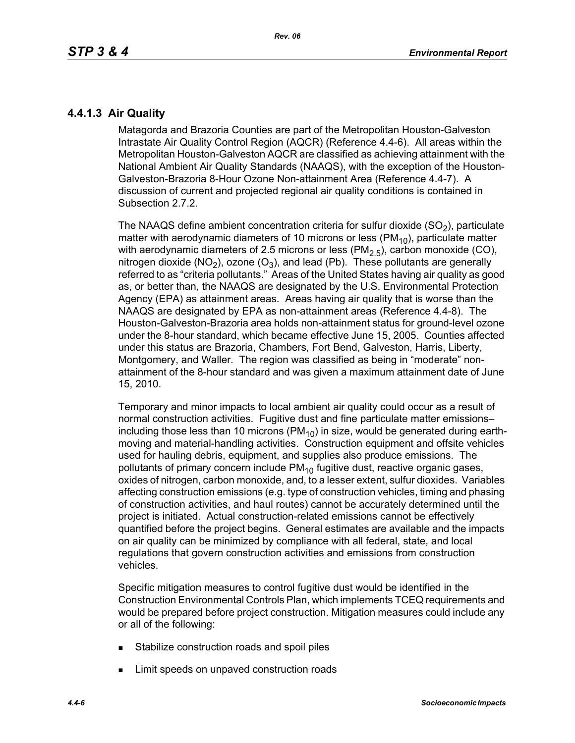### 4.4.1.3 Air Quality

Matagorda and Brazoria Counties are part of the Metropolitan Houston-Galveston Intrastate Air Quality Control Region (AQCR) (Reference 4.4-6). All areas within the Metropolitan Houston-Galveston AQCR are classified as achieving attainment with the National Ambient Air Quality Standards (NAAQS), with the exception of the Houston-Galveston-Brazoria 8-Hour Ozone Non-attainment Area (Reference 4.4-7). A discussion of current and projected regional air quality conditions is contained in Subsection 2.7.2.

The NAAQS define ambient concentration criteria for sulfur dioxide ($SO_2$), particulate matter with aerodynamic diameters of 10 microns or less ($PM_{10}$), particulate matter with aerodynamic diameters of 2.5 microns or less ($PM_{2.5}$), carbon monoxide (CO), nitrogen dioxide ($NO_2$), ozone ($O_3$), and lead (Pb). These pollutants are generally referred to as "criteria pollutants." Areas of the United States having air quality as good as, or better than, the NAAQS are designated by the U.S. Environmental Protection Agency (EPA) as attainment areas. Areas having air quality that is worse than the NAAQS are designated by EPA as non-attainment areas (Reference 4.4-8). The Houston-Galveston-Brazoria area holds non-attainment status for ground-level ozone under the 8-hour standard, which became effective June 15, 2005. Counties affected under this status are Brazoria, Chambers, Fort Bend, Galveston, Harris, Liberty, Montgomery, and Waller. The region was classified as being in "moderate" non-attainment of the 8-hour standard and was given a maximum attainment date of June 15, 2010.

Temporary and minor impacts to local ambient air quality could occur as a result of normal construction activities. Fugitive dust and fine particulate matter emissions–including those less than 10 microns ($PM_{10}$) in size, would be generated during earth-moving and material-handling activities. Construction equipment and offsite vehicles used for hauling debris, equipment, and supplies also produce emissions. The pollutants of primary concern include $PM_{10}$ fugitive dust, reactive organic gases, oxides of nitrogen, carbon monoxide, and, to a lesser extent, sulfur dioxides. Variables affecting construction emissions (e.g. type of construction vehicles, timing and phasing of construction activities, and haul routes) cannot be accurately determined until the project is initiated. Actual construction-related emissions cannot be effectively quantified before the project begins. General estimates are available and the impacts on air quality can be minimized by compliance with all federal, state, and local regulations that govern construction activities and emissions from construction vehicles.

Specific mitigation measures to control fugitive dust would be identified in the Construction Environmental Controls Plan, which implements TCEQ requirements and would be prepared before project construction. Mitigation measures could include any or all of the following:

- Stabilize construction roads and spoil piles
- Limit speeds on unpaved construction roads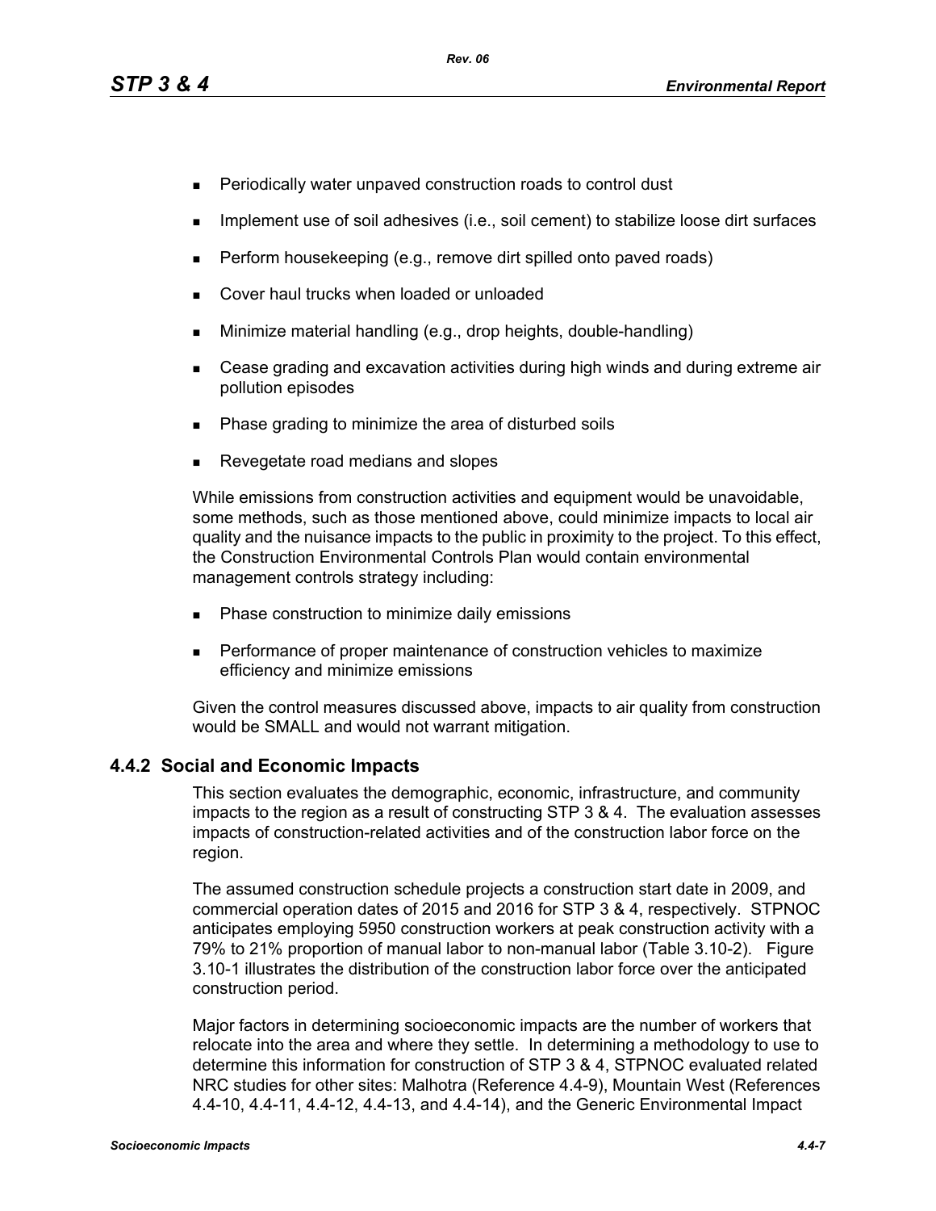- Periodically water unpaved construction roads to control dust
- Implement use of soil adhesives (i.e., soil cement) to stabilize loose dirt surfaces
- Perform housekeeping (e.g., remove dirt spilled onto paved roads)
- Cover haul trucks when loaded or unloaded
- Minimize material handling (e.g., drop heights, double-handling)
- Cease grading and excavation activities during high winds and during extreme air pollution episodes
- Phase grading to minimize the area of disturbed soils
- Revegetate road medians and slopes

While emissions from construction activities and equipment would be unavoidable, some methods, such as those mentioned above, could minimize impacts to local air quality and the nuisance impacts to the public in proximity to the project. To this effect, the Construction Environmental Controls Plan would contain environmental management controls strategy including:

- Phase construction to minimize daily emissions
- Performance of proper maintenance of construction vehicles to maximize efficiency and minimize emissions

Given the control measures discussed above, impacts to air quality from construction would be SMALL and would not warrant mitigation.

### 4.4.2 Social and Economic Impacts

This section evaluates the demographic, economic, infrastructure, and community impacts to the region as a result of constructing STP 3 & 4. The evaluation assesses impacts of construction-related activities and of the construction labor force on the region.

The assumed construction schedule projects a construction start date in 2009, and commercial operation dates of 2015 and 2016 for STP 3 & 4, respectively. STPNOC anticipates employing 5950 construction workers at peak construction activity with a 79% to 21% proportion of manual labor to non-manual labor (Table 3.10-2). Figure 3.10-1 illustrates the distribution of the construction labor force over the anticipated construction period.

Major factors in determining socioeconomic impacts are the number of workers that relocate into the area and where they settle. In determining a methodology to use to determine this information for construction of STP 3 & 4, STPNOC evaluated related NRC studies for other sites: Malhotra (Reference 4.4-9), Mountain West (References 4.4-10, 4.4-11, 4.4-12, 4.4-13, and 4.4-14), and the Generic Environmental Impact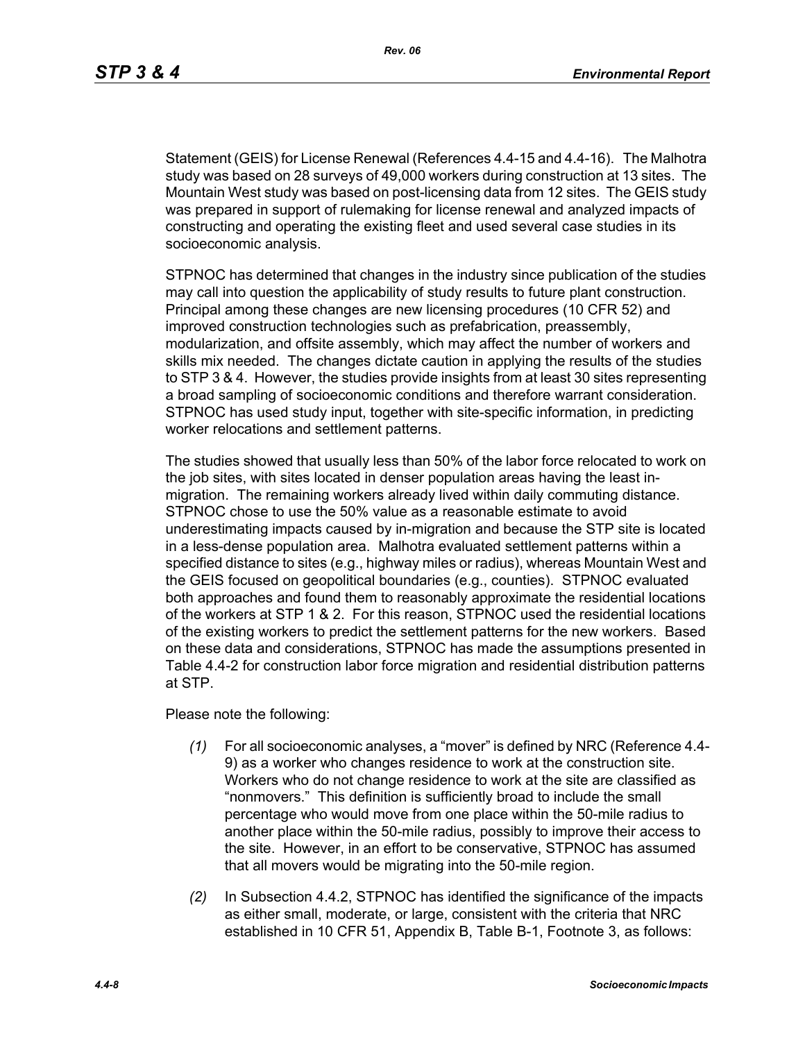Statement (GEIS) for License Renewal (References 4.4-15 and 4.4-16). The Malhotra study was based on 28 surveys of 49,000 workers during construction at 13 sites. The Mountain West study was based on post-licensing data from 12 sites. The GEIS study was prepared in support of rulemaking for license renewal and analyzed impacts of constructing and operating the existing fleet and used several case studies in its socioeconomic analysis.

STPNOC has determined that changes in the industry since publication of the studies may call into question the applicability of study results to future plant construction. Principal among these changes are new licensing procedures (10 CFR 52) and improved construction technologies such as prefabrication, preassembly, modularization, and offsite assembly, which may affect the number of workers and skills mix needed. The changes dictate caution in applying the results of the studies to STP 3 & 4. However, the studies provide insights from at least 30 sites representing a broad sampling of socioeconomic conditions and therefore warrant consideration. STPNOC has used study input, together with site-specific information, in predicting worker relocations and settlement patterns.

The studies showed that usually less than 50% of the labor force relocated to work on the job sites, with sites located in denser population areas having the least in-migration. The remaining workers already lived within daily commuting distance. STPNOC chose to use the 50% value as a reasonable estimate to avoid underestimating impacts caused by in-migration and because the STP site is located in a less-dense population area. Malhotra evaluated settlement patterns within a specified distance to sites (e.g., highway miles or radius), whereas Mountain West and the GEIS focused on geopolitical boundaries (e.g., counties). STPNOC evaluated both approaches and found them to reasonably approximate the residential locations of the workers at STP 1 & 2. For this reason, STPNOC used the residential locations of the existing workers to predict the settlement patterns for the new workers. Based on these data and considerations, STPNOC has made the assumptions presented in Table 4.4-2 for construction labor force migration and residential distribution patterns at STP.

Please note the following:

*(1)* For all socioeconomic analyses, a "mover" is defined by NRC (Reference 4.4-9) as a worker who changes residence to work at the construction site. Workers who do not change residence to work at the site are classified as "nonmovers." This definition is sufficiently broad to include the small percentage who would move from one place within the 50-mile radius to another place within the 50-mile radius, possibly to improve their access to the site. However, in an effort to be conservative, STPNOC has assumed that all movers would be migrating into the 50-mile region.

*(2)* In Subsection 4.4.2, STPNOC has identified the significance of the impacts as either small, moderate, or large, consistent with the criteria that NRC established in 10 CFR 51, Appendix B, Table B-1, Footnote 3, as follows: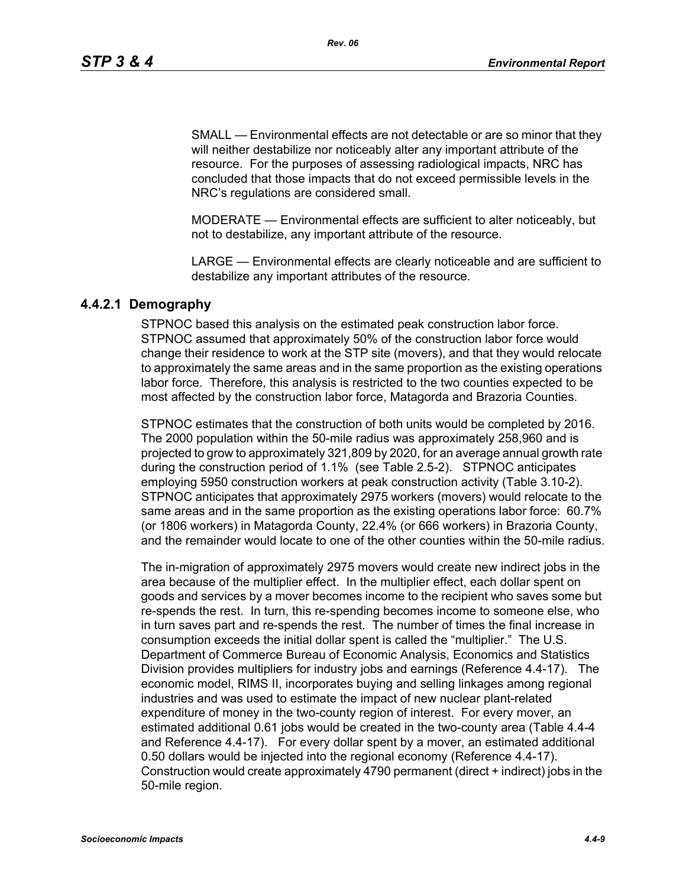SMALL — Environmental effects are not detectable or are so minor that they will neither destabilize nor noticeably alter any important attribute of the resource. For the purposes of assessing radiological impacts, NRC has concluded that those impacts that do not exceed permissible levels in the NRC's regulations are considered small.

MODERATE — Environmental effects are sufficient to alter noticeably, but not to destabilize, any important attribute of the resource.

LARGE — Environmental effects are clearly noticeable and are sufficient to destabilize any important attributes of the resource.

### 4.4.2.1 Demography

STPNOC based this analysis on the estimated peak construction labor force. STPNOC assumed that approximately 50% of the construction labor force would change their residence to work at the STP site (movers), and that they would relocate to approximately the same areas and in the same proportion as the existing operations labor force. Therefore, this analysis is restricted to the two counties expected to be most affected by the construction labor force, Matagorda and Brazoria Counties.

STPNOC estimates that the construction of both units would be completed by 2016. The 2000 population within the 50-mile radius was approximately 258,960 and is projected to grow to approximately 321,809 by 2020, for an average annual growth rate during the construction period of 1.1% (see Table 2.5-2). STPNOC anticipates employing 5950 construction workers at peak construction activity (Table 3.10-2). STPNOC anticipates that approximately 2975 workers (movers) would relocate to the same areas and in the same proportion as the existing operations labor force: 60.7% (or 1806 workers) in Matagorda County, 22.4% (or 666 workers) in Brazoria County, and the remainder would locate to one of the other counties within the 50-mile radius.

The in-migration of approximately 2975 movers would create new indirect jobs in the area because of the multiplier effect. In the multiplier effect, each dollar spent on goods and services by a mover becomes income to the recipient who saves some but re-spends the rest. In turn, this re-spending becomes income to someone else, who in turn saves part and re-spends the rest. The number of times the final increase in consumption exceeds the initial dollar spent is called the "multiplier." The U.S. Department of Commerce Bureau of Economic Analysis, Economics and Statistics Division provides multipliers for industry jobs and earnings (Reference 4.4-17). The economic model, RIMS II, incorporates buying and selling linkages among regional industries and was used to estimate the impact of new nuclear plant-related expenditure of money in the two-county region of interest. For every mover, an estimated additional 0.61 jobs would be created in the two-county area (Table 4.4-4 and Reference 4.4-17). For every dollar spent by a mover, an estimated additional 0.50 dollars would be injected into the regional economy (Reference 4.4-17). Construction would create approximately 4790 permanent (direct + indirect) jobs in the 50-mile region.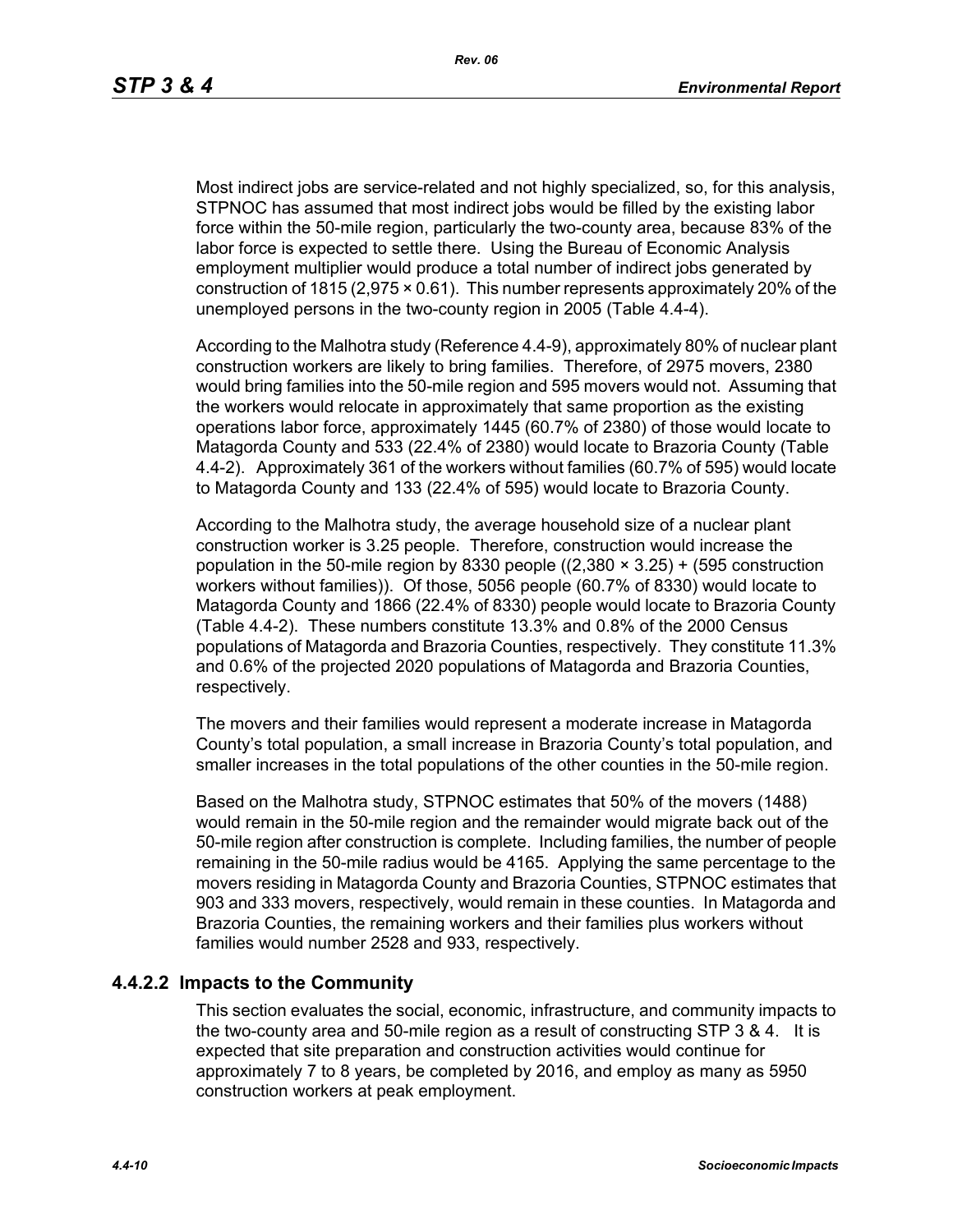Most indirect jobs are service-related and not highly specialized, so, for this analysis, STPNOC has assumed that most indirect jobs would be filled by the existing labor force within the 50-mile region, particularly the two-county area, because 83% of the labor force is expected to settle there. Using the Bureau of Economic Analysis employment multiplier would produce a total number of indirect jobs generated by construction of 1815 (2,975 × 0.61). This number represents approximately 20% of the unemployed persons in the two-county region in 2005 (Table 4.4-4).

According to the Malhotra study (Reference 4.4-9), approximately 80% of nuclear plant construction workers are likely to bring families. Therefore, of 2975 movers, 2380 would bring families into the 50-mile region and 595 movers would not. Assuming that the workers would relocate in approximately that same proportion as the existing operations labor force, approximately 1445 (60.7% of 2380) of those would locate to Matagorda County and 533 (22.4% of 2380) would locate to Brazoria County (Table 4.4-2). Approximately 361 of the workers without families (60.7% of 595) would locate to Matagorda County and 133 (22.4% of 595) would locate to Brazoria County.

According to the Malhotra study, the average household size of a nuclear plant construction worker is 3.25 people. Therefore, construction would increase the population in the 50-mile region by 8330 people ((2,380 × 3.25) + (595 construction workers without families)). Of those, 5056 people (60.7% of 8330) would locate to Matagorda County and 1866 (22.4% of 8330) people would locate to Brazoria County (Table 4.4-2). These numbers constitute 13.3% and 0.8% of the 2000 Census populations of Matagorda and Brazoria Counties, respectively. They constitute 11.3% and 0.6% of the projected 2020 populations of Matagorda and Brazoria Counties, respectively.

The movers and their families would represent a moderate increase in Matagorda County's total population, a small increase in Brazoria County's total population, and smaller increases in the total populations of the other counties in the 50-mile region.

Based on the Malhotra study, STPNOC estimates that 50% of the movers (1488) would remain in the 50-mile region and the remainder would migrate back out of the 50-mile region after construction is complete. Including families, the number of people remaining in the 50-mile radius would be 4165. Applying the same percentage to the movers residing in Matagorda County and Brazoria Counties, STPNOC estimates that 903 and 333 movers, respectively, would remain in these counties. In Matagorda and Brazoria Counties, the remaining workers and their families plus workers without families would number 2528 and 933, respectively.

### 4.4.2.2 Impacts to the Community

This section evaluates the social, economic, infrastructure, and community impacts to the two-county area and 50-mile region as a result of constructing STP 3 & 4. It is expected that site preparation and construction activities would continue for approximately 7 to 8 years, be completed by 2016, and employ as many as 5950 construction workers at peak employment.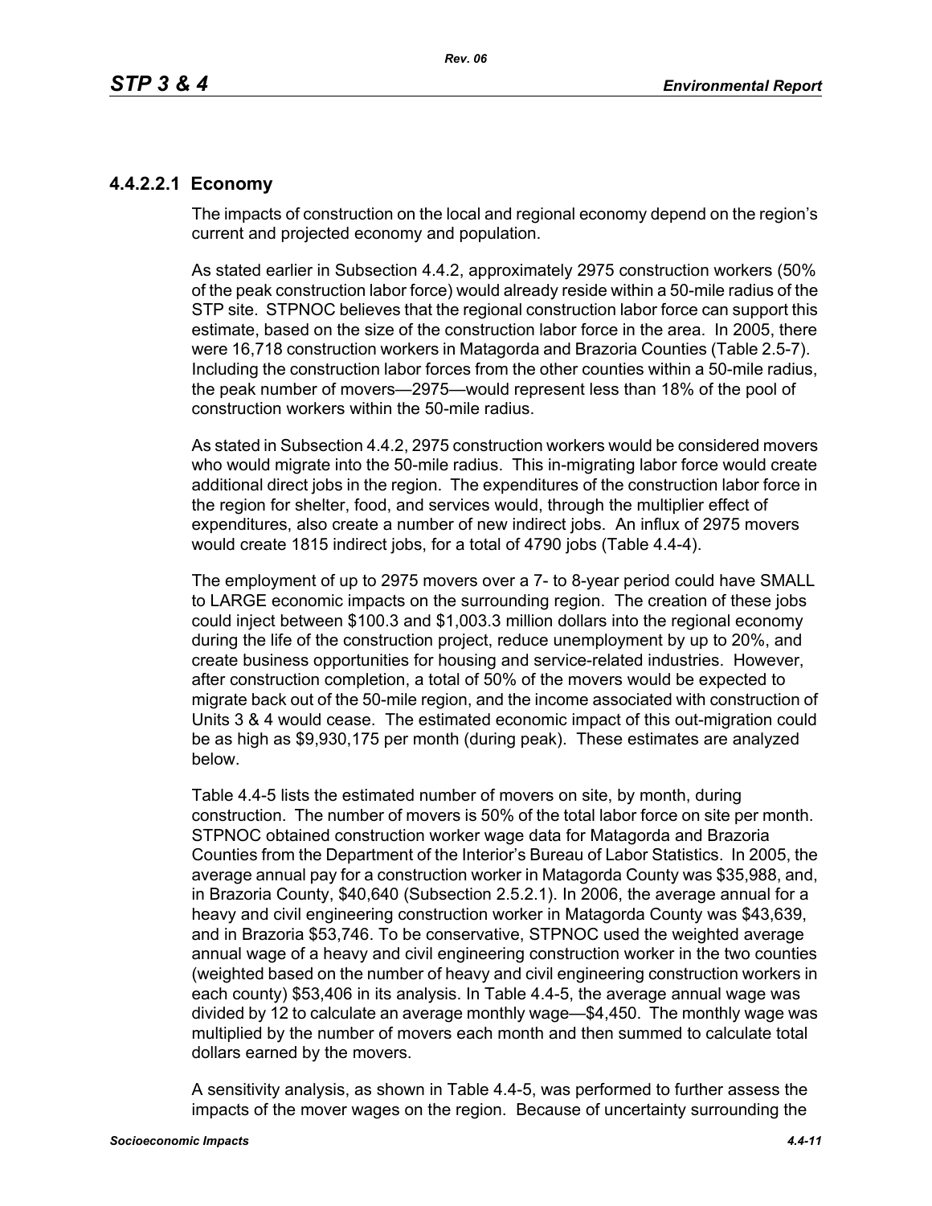#### 4.4.2.2.1 Economy

The impacts of construction on the local and regional economy depend on the region's current and projected economy and population.

As stated earlier in Subsection 4.4.2, approximately 2975 construction workers (50% of the peak construction labor force) would already reside within a 50-mile radius of the STP site. STPNOC believes that the regional construction labor force can support this estimate, based on the size of the construction labor force in the area. In 2005, there were 16,718 construction workers in Matagorda and Brazoria Counties (Table 2.5-7). Including the construction labor forces from the other counties within a 50-mile radius, the peak number of movers—2975—would represent less than 18% of the pool of construction workers within the 50-mile radius.

As stated in Subsection 4.4.2, 2975 construction workers would be considered movers who would migrate into the 50-mile radius. This in-migrating labor force would create additional direct jobs in the region. The expenditures of the construction labor force in the region for shelter, food, and services would, through the multiplier effect of expenditures, also create a number of new indirect jobs. An influx of 2975 movers would create 1815 indirect jobs, for a total of 4790 jobs (Table 4.4-4).

The employment of up to 2975 movers over a 7- to 8-year period could have SMALL to LARGE economic impacts on the surrounding region. The creation of these jobs could inject between $100.3 and $1,003.3 million dollars into the regional economy during the life of the construction project, reduce unemployment by up to 20%, and create business opportunities for housing and service-related industries. However, after construction completion, a total of 50% of the movers would be expected to migrate back out of the 50-mile region, and the income associated with construction of Units 3 & 4 would cease. The estimated economic impact of this out-migration could be as high as $9,930,175 per month (during peak). These estimates are analyzed below.

Table 4.4-5 lists the estimated number of movers on site, by month, during construction. The number of movers is 50% of the total labor force on site per month. STPNOC obtained construction worker wage data for Matagorda and Brazoria Counties from the Department of the Interior's Bureau of Labor Statistics. In 2005, the average annual pay for a construction worker in Matagorda County was $35,988, and, in Brazoria County, $40,640 (Subsection 2.5.2.1). In 2006, the average annual for a heavy and civil engineering construction worker in Matagorda County was $43,639, and in Brazoria $53,746. To be conservative, STPNOC used the weighted average annual wage of a heavy and civil engineering construction worker in the two counties (weighted based on the number of heavy and civil engineering construction workers in each county) $53,406 in its analysis. In Table 4.4-5, the average annual wage was divided by 12 to calculate an average monthly wage—$4,450. The monthly wage was multiplied by the number of movers each month and then summed to calculate total dollars earned by the movers.

A sensitivity analysis, as shown in Table 4.4-5, was performed to further assess the impacts of the mover wages on the region. Because of uncertainty surrounding the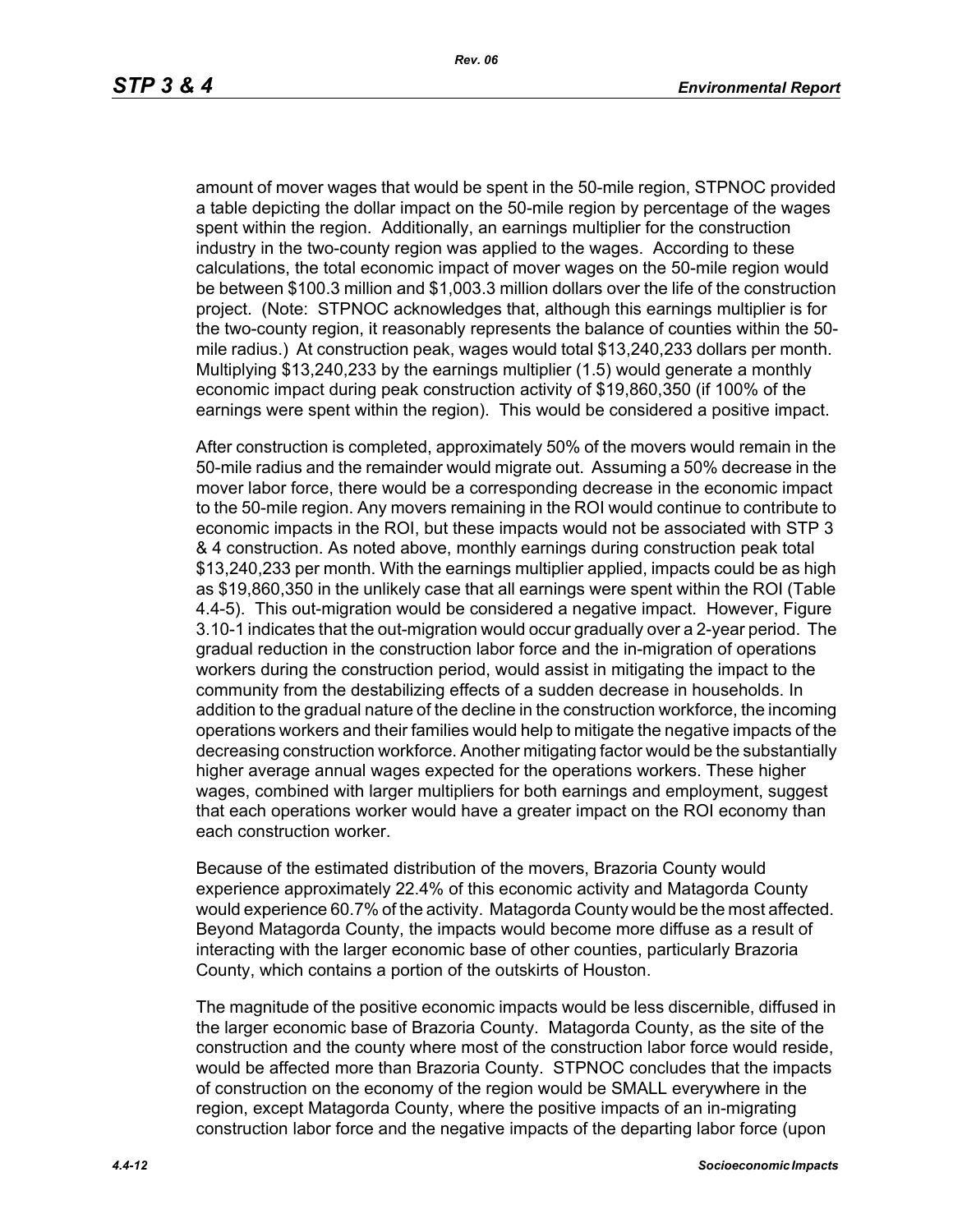amount of mover wages that would be spent in the 50-mile region, STPNOC provided a table depicting the dollar impact on the 50-mile region by percentage of the wages spent within the region. Additionally, an earnings multiplier for the construction industry in the two-county region was applied to the wages. According to these calculations, the total economic impact of mover wages on the 50-mile region would be between \$100.3 million and \$1,003.3 million dollars over the life of the construction project. (Note: STPNOC acknowledges that, although this earnings multiplier is for the two-county region, it reasonably represents the balance of counties within the 50-mile radius.) At construction peak, wages would total \$13,240,233 dollars per month. Multiplying \$13,240,233 by the earnings multiplier (1.5) would generate a monthly economic impact during peak construction activity of \$19,860,350 (if 100% of the earnings were spent within the region). This would be considered a positive impact.

After construction is completed, approximately 50% of the movers would remain in the 50-mile radius and the remainder would migrate out. Assuming a 50% decrease in the mover labor force, there would be a corresponding decrease in the economic impact to the 50-mile region. Any movers remaining in the ROI would continue to contribute to economic impacts in the ROI, but these impacts would not be associated with STP 3 & 4 construction. As noted above, monthly earnings during construction peak total \$13,240,233 per month. With the earnings multiplier applied, impacts could be as high as \$19,860,350 in the unlikely case that all earnings were spent within the ROI (Table 4.4-5). This out-migration would be considered a negative impact. However, Figure 3.10-1 indicates that the out-migration would occur gradually over a 2-year period. The gradual reduction in the construction labor force and the in-migration of operations workers during the construction period, would assist in mitigating the impact to the community from the destabilizing effects of a sudden decrease in households. In addition to the gradual nature of the decline in the construction workforce, the incoming operations workers and their families would help to mitigate the negative impacts of the decreasing construction workforce. Another mitigating factor would be the substantially higher average annual wages expected for the operations workers. These higher wages, combined with larger multipliers for both earnings and employment, suggest that each operations worker would have a greater impact on the ROI economy than each construction worker.

Because of the estimated distribution of the movers, Brazoria County would experience approximately 22.4% of this economic activity and Matagorda County would experience 60.7% of the activity. Matagorda County would be the most affected. Beyond Matagorda County, the impacts would become more diffuse as a result of interacting with the larger economic base of other counties, particularly Brazoria County, which contains a portion of the outskirts of Houston.

The magnitude of the positive economic impacts would be less discernible, diffused in the larger economic base of Brazoria County. Matagorda County, as the site of the construction and the county where most of the construction labor force would reside, would be affected more than Brazoria County. STPNOC concludes that the impacts of construction on the economy of the region would be SMALL everywhere in the region, except Matagorda County, where the positive impacts of an in-migrating construction labor force and the negative impacts of the departing labor force (upon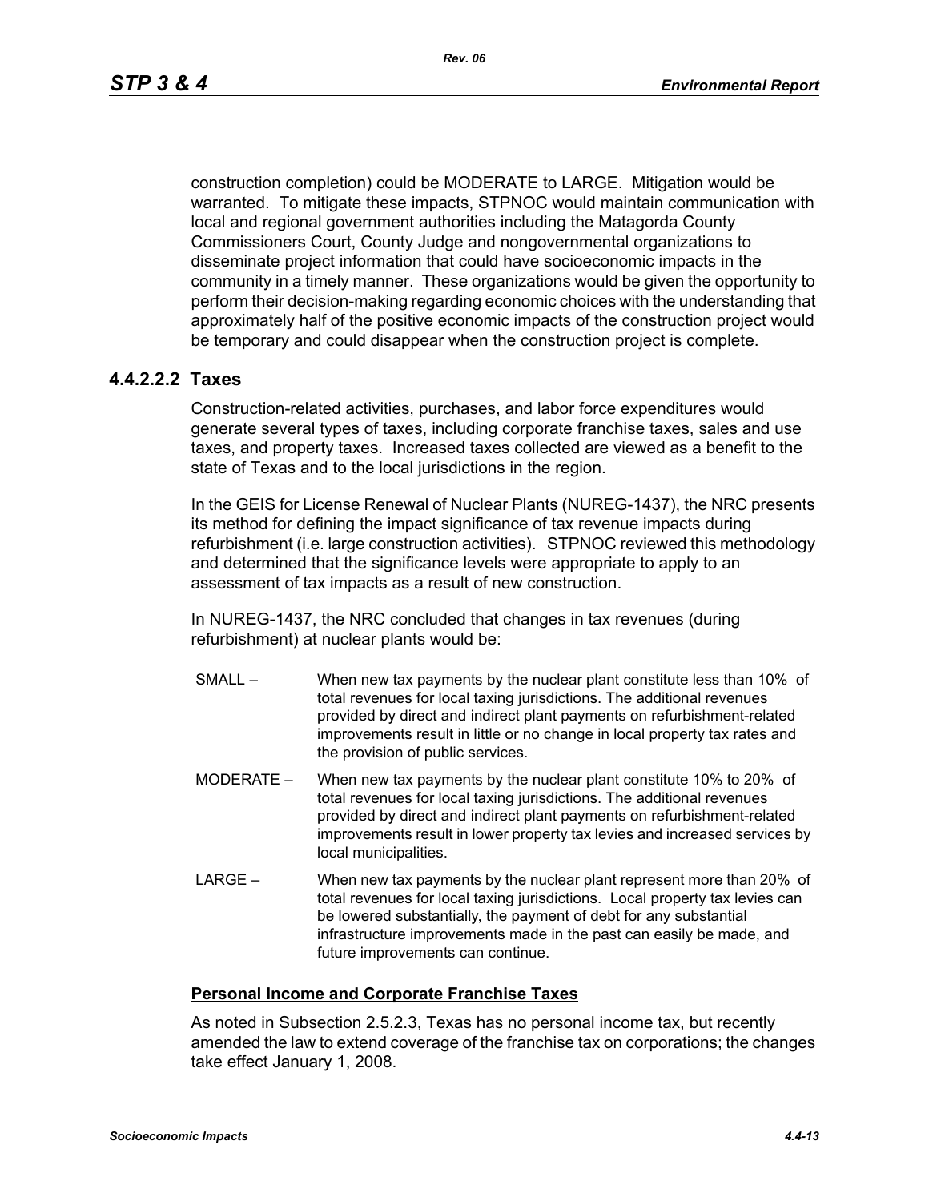construction completion) could be MODERATE to LARGE. Mitigation would be warranted. To mitigate these impacts, STPNOC would maintain communication with local and regional government authorities including the Matagorda County Commissioners Court, County Judge and nongovernmental organizations to disseminate project information that could have socioeconomic impacts in the community in a timely manner. These organizations would be given the opportunity to perform their decision-making regarding economic choices with the understanding that approximately half of the positive economic impacts of the construction project would be temporary and could disappear when the construction project is complete.

#### 4.4.2.2.2 Taxes

Construction-related activities, purchases, and labor force expenditures would generate several types of taxes, including corporate franchise taxes, sales and use taxes, and property taxes. Increased taxes collected are viewed as a benefit to the state of Texas and to the local jurisdictions in the region.

In the GEIS for License Renewal of Nuclear Plants (NUREG-1437), the NRC presents its method for defining the impact significance of tax revenue impacts during refurbishment (i.e. large construction activities). STPNOC reviewed this methodology and determined that the significance levels were appropriate to apply to an assessment of tax impacts as a result of new construction.

In NUREG-1437, the NRC concluded that changes in tax revenues (during refurbishment) at nuclear plants would be:

- SMALL – When new tax payments by the nuclear plant constitute less than 10% of total revenues for local taxing jurisdictions. The additional revenues provided by direct and indirect plant payments on refurbishment-related improvements result in little or no change in local property tax rates and the provision of public services.
- MODERATE – When new tax payments by the nuclear plant constitute 10% to 20% of total revenues for local taxing jurisdictions. The additional revenues provided by direct and indirect plant payments on refurbishment-related improvements result in lower property tax levies and increased services by local municipalities.
- LARGE – When new tax payments by the nuclear plant represent more than 20% of total revenues for local taxing jurisdictions. Local property tax levies can be lowered substantially, the payment of debt for any substantial infrastructure improvements made in the past can easily be made, and future improvements can continue.

**Personal Income and Corporate Franchise Taxes**

As noted in Subsection 2.5.2.3, Texas has no personal income tax, but recently amended the law to extend coverage of the franchise tax on corporations; the changes take effect January 1, 2008.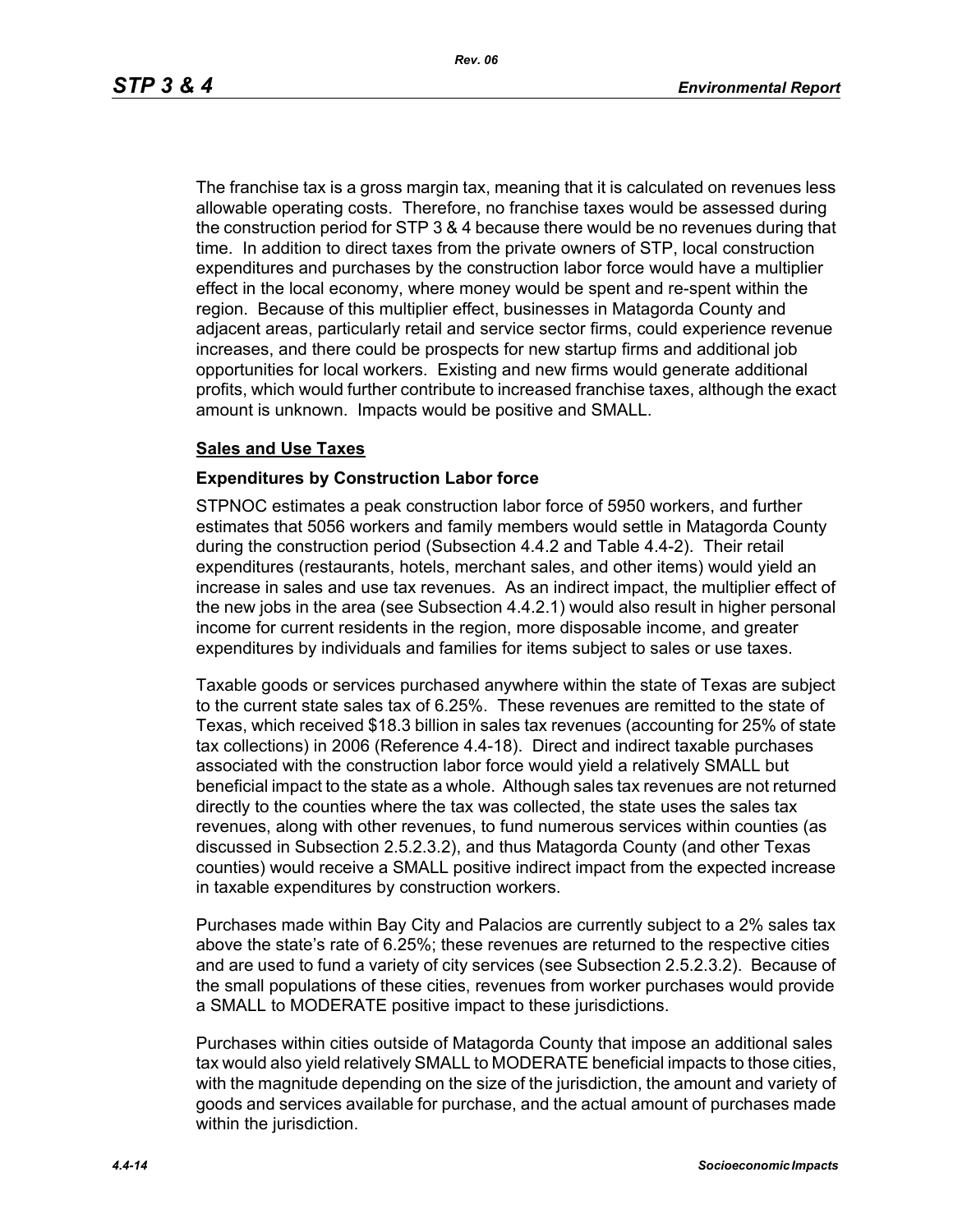The franchise tax is a gross margin tax, meaning that it is calculated on revenues less allowable operating costs. Therefore, no franchise taxes would be assessed during the construction period for STP 3 & 4 because there would be no revenues during that time. In addition to direct taxes from the private owners of STP, local construction expenditures and purchases by the construction labor force would have a multiplier effect in the local economy, where money would be spent and re-spent within the region. Because of this multiplier effect, businesses in Matagorda County and adjacent areas, particularly retail and service sector firms, could experience revenue increases, and there could be prospects for new startup firms and additional job opportunities for local workers. Existing and new firms would generate additional profits, which would further contribute to increased franchise taxes, although the exact amount is unknown. Impacts would be positive and SMALL.

## Sales and Use Taxes

### Expenditures by Construction Labor force

STPNOC estimates a peak construction labor force of 5950 workers, and further estimates that 5056 workers and family members would settle in Matagorda County during the construction period (Subsection 4.4.2 and Table 4.4-2). Their retail expenditures (restaurants, hotels, merchant sales, and other items) would yield an increase in sales and use tax revenues. As an indirect impact, the multiplier effect of the new jobs in the area (see Subsection 4.4.2.1) would also result in higher personal income for current residents in the region, more disposable income, and greater expenditures by individuals and families for items subject to sales or use taxes.

Taxable goods or services purchased anywhere within the state of Texas are subject to the current state sales tax of 6.25%. These revenues are remitted to the state of Texas, which received $18.3 billion in sales tax revenues (accounting for 25% of state tax collections) in 2006 (Reference 4.4-18). Direct and indirect taxable purchases associated with the construction labor force would yield a relatively SMALL but beneficial impact to the state as a whole. Although sales tax revenues are not returned directly to the counties where the tax was collected, the state uses the sales tax revenues, along with other revenues, to fund numerous services within counties (as discussed in Subsection 2.5.2.3.2), and thus Matagorda County (and other Texas counties) would receive a SMALL positive indirect impact from the expected increase in taxable expenditures by construction workers.

Purchases made within Bay City and Palacios are currently subject to a 2% sales tax above the state's rate of 6.25%; these revenues are returned to the respective cities and are used to fund a variety of city services (see Subsection 2.5.2.3.2). Because of the small populations of these cities, revenues from worker purchases would provide a SMALL to MODERATE positive impact to these jurisdictions.

Purchases within cities outside of Matagorda County that impose an additional sales tax would also yield relatively SMALL to MODERATE beneficial impacts to those cities, with the magnitude depending on the size of the jurisdiction, the amount and variety of goods and services available for purchase, and the actual amount of purchases made within the jurisdiction.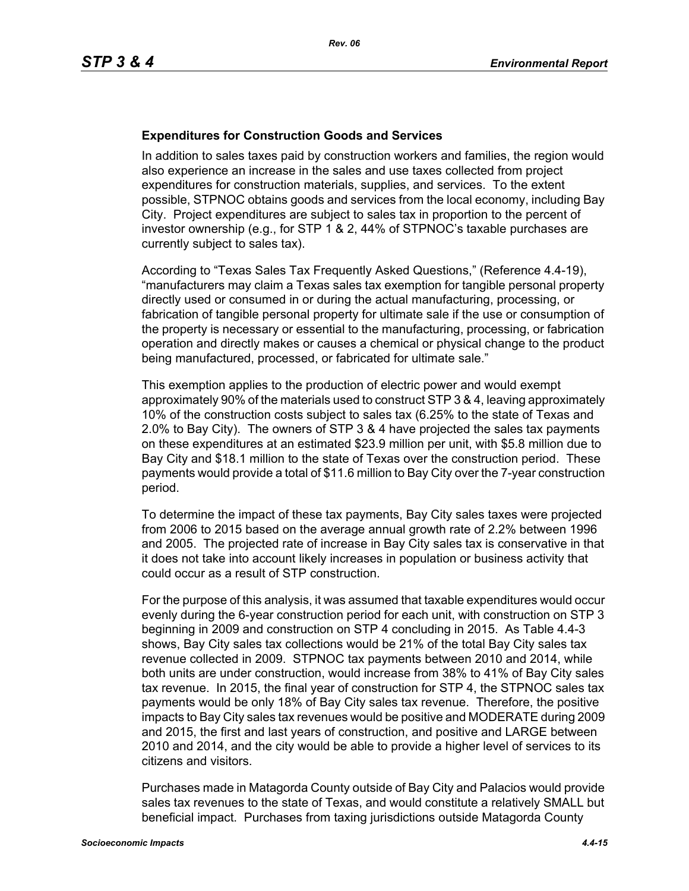**Expenditures for Construction Goods and Services**

In addition to sales taxes paid by construction workers and families, the region would also experience an increase in the sales and use taxes collected from project expenditures for construction materials, supplies, and services. To the extent possible, STPNOC obtains goods and services from the local economy, including Bay City. Project expenditures are subject to sales tax in proportion to the percent of investor ownership (e.g., for STP 1 & 2, 44% of STPNOC's taxable purchases are currently subject to sales tax).

According to "Texas Sales Tax Frequently Asked Questions," (Reference 4.4-19), "manufacturers may claim a Texas sales tax exemption for tangible personal property directly used or consumed in or during the actual manufacturing, processing, or fabrication of tangible personal property for ultimate sale if the use or consumption of the property is necessary or essential to the manufacturing, processing, or fabrication operation and directly makes or causes a chemical or physical change to the product being manufactured, processed, or fabricated for ultimate sale."

This exemption applies to the production of electric power and would exempt approximately 90% of the materials used to construct STP 3 & 4, leaving approximately 10% of the construction costs subject to sales tax (6.25% to the state of Texas and 2.0% to Bay City). The owners of STP 3 & 4 have projected the sales tax payments on these expenditures at an estimated $23.9 million per unit, with $5.8 million due to Bay City and $18.1 million to the state of Texas over the construction period. These payments would provide a total of $11.6 million to Bay City over the 7-year construction period.

To determine the impact of these tax payments, Bay City sales taxes were projected from 2006 to 2015 based on the average annual growth rate of 2.2% between 1996 and 2005. The projected rate of increase in Bay City sales tax is conservative in that it does not take into account likely increases in population or business activity that could occur as a result of STP construction.

For the purpose of this analysis, it was assumed that taxable expenditures would occur evenly during the 6-year construction period for each unit, with construction on STP 3 beginning in 2009 and construction on STP 4 concluding in 2015. As Table 4.4-3 shows, Bay City sales tax collections would be 21% of the total Bay City sales tax revenue collected in 2009. STPNOC tax payments between 2010 and 2014, while both units are under construction, would increase from 38% to 41% of Bay City sales tax revenue. In 2015, the final year of construction for STP 4, the STPNOC sales tax payments would be only 18% of Bay City sales tax revenue. Therefore, the positive impacts to Bay City sales tax revenues would be positive and MODERATE during 2009 and 2015, the first and last years of construction, and positive and LARGE between 2010 and 2014, and the city would be able to provide a higher level of services to its citizens and visitors.

Purchases made in Matagorda County outside of Bay City and Palacios would provide sales tax revenues to the state of Texas, and would constitute a relatively SMALL but beneficial impact. Purchases from taxing jurisdictions outside Matagorda County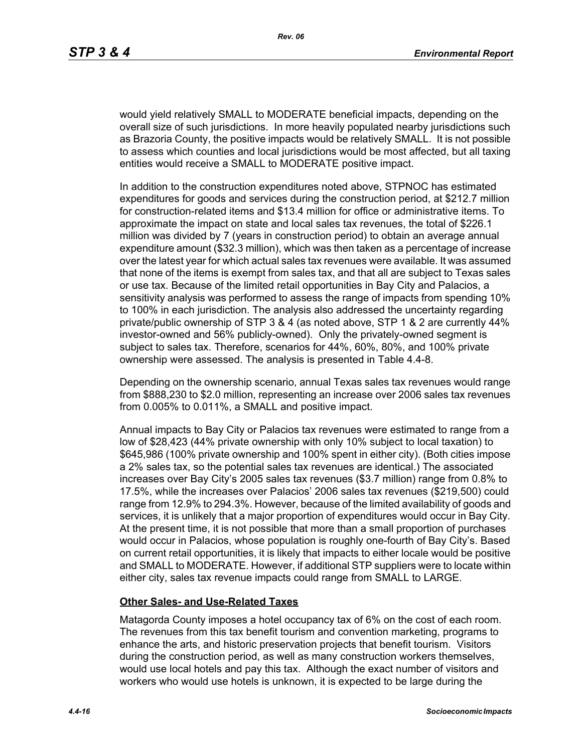would yield relatively SMALL to MODERATE beneficial impacts, depending on the overall size of such jurisdictions. In more heavily populated nearby jurisdictions such as Brazoria County, the positive impacts would be relatively SMALL. It is not possible to assess which counties and local jurisdictions would be most affected, but all taxing entities would receive a SMALL to MODERATE positive impact.

In addition to the construction expenditures noted above, STPNOC has estimated expenditures for goods and services during the construction period, at $212.7 million for construction-related items and $13.4 million for office or administrative items. To approximate the impact on state and local sales tax revenues, the total of $226.1 million was divided by 7 (years in construction period) to obtain an average annual expenditure amount ($32.3 million), which was then taken as a percentage of increase over the latest year for which actual sales tax revenues were available. It was assumed that none of the items is exempt from sales tax, and that all are subject to Texas sales or use tax. Because of the limited retail opportunities in Bay City and Palacios, a sensitivity analysis was performed to assess the range of impacts from spending 10% to 100% in each jurisdiction. The analysis also addressed the uncertainty regarding private/public ownership of STP 3 & 4 (as noted above, STP 1 & 2 are currently 44% investor-owned and 56% publicly-owned). Only the privately-owned segment is subject to sales tax. Therefore, scenarios for 44%, 60%, 80%, and 100% private ownership were assessed. The analysis is presented in Table 4.4-8.

Depending on the ownership scenario, annual Texas sales tax revenues would range from $888,230 to $2.0 million, representing an increase over 2006 sales tax revenues from 0.005% to 0.011%, a SMALL and positive impact.

Annual impacts to Bay City or Palacios tax revenues were estimated to range from a low of $28,423 (44% private ownership with only 10% subject to local taxation) to $645,986 (100% private ownership and 100% spent in either city). (Both cities impose a 2% sales tax, so the potential sales tax revenues are identical.) The associated increases over Bay City's 2005 sales tax revenues ($3.7 million) range from 0.8% to 17.5%, while the increases over Palacios' 2006 sales tax revenues ($219,500) could range from 12.9% to 294.3%. However, because of the limited availability of goods and services, it is unlikely that a major proportion of expenditures would occur in Bay City. At the present time, it is not possible that more than a small proportion of purchases would occur in Palacios, whose population is roughly one-fourth of Bay City's. Based on current retail opportunities, it is likely that impacts to either locale would be positive and SMALL to MODERATE. However, if additional STP suppliers were to locate within either city, sales tax revenue impacts could range from SMALL to LARGE.

**Other Sales- and Use-Related Taxes**

Matagorda County imposes a hotel occupancy tax of 6% on the cost of each room. The revenues from this tax benefit tourism and convention marketing, programs to enhance the arts, and historic preservation projects that benefit tourism. Visitors during the construction period, as well as many construction workers themselves, would use local hotels and pay this tax. Although the exact number of visitors and workers who would use hotels is unknown, it is expected to be large during the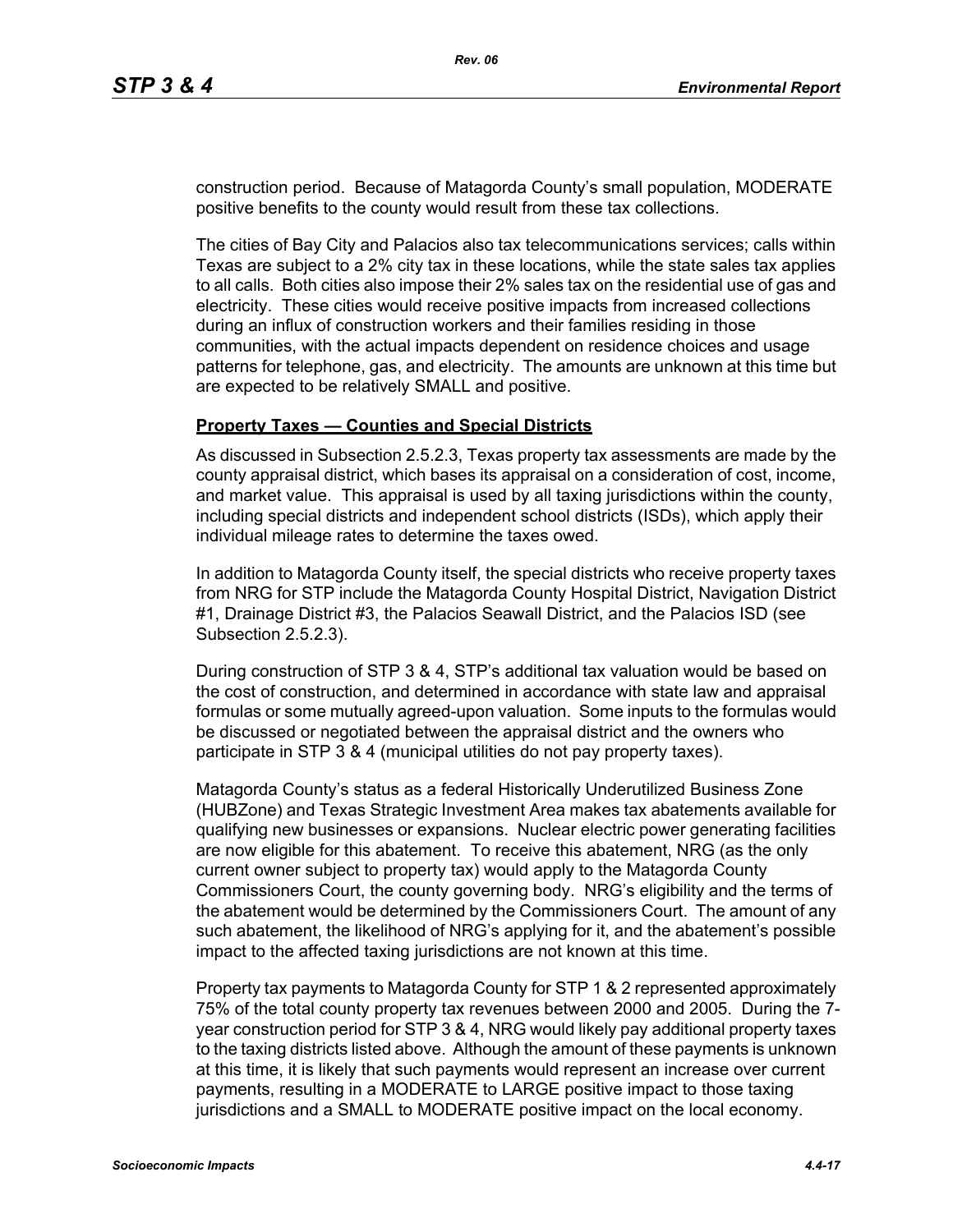construction period. Because of Matagorda County's small population, MODERATE positive benefits to the county would result from these tax collections.

The cities of Bay City and Palacios also tax telecommunications services; calls within Texas are subject to a 2% city tax in these locations, while the state sales tax applies to all calls. Both cities also impose their 2% sales tax on the residential use of gas and electricity. These cities would receive positive impacts from increased collections during an influx of construction workers and their families residing in those communities, with the actual impacts dependent on residence choices and usage patterns for telephone, gas, and electricity. The amounts are unknown at this time but are expected to be relatively SMALL and positive.

**Property Taxes — Counties and Special Districts**

As discussed in Subsection 2.5.2.3, Texas property tax assessments are made by the county appraisal district, which bases its appraisal on a consideration of cost, income, and market value. This appraisal is used by all taxing jurisdictions within the county, including special districts and independent school districts (ISDs), which apply their individual mileage rates to determine the taxes owed.

In addition to Matagorda County itself, the special districts who receive property taxes from NRG for STP include the Matagorda County Hospital District, Navigation District #1, Drainage District #3, the Palacios Seawall District, and the Palacios ISD (see Subsection 2.5.2.3).

During construction of STP 3 & 4, STP's additional tax valuation would be based on the cost of construction, and determined in accordance with state law and appraisal formulas or some mutually agreed-upon valuation. Some inputs to the formulas would be discussed or negotiated between the appraisal district and the owners who participate in STP 3 & 4 (municipal utilities do not pay property taxes).

Matagorda County's status as a federal Historically Underutilized Business Zone (HUBZone) and Texas Strategic Investment Area makes tax abatements available for qualifying new businesses or expansions. Nuclear electric power generating facilities are now eligible for this abatement. To receive this abatement, NRG (as the only current owner subject to property tax) would apply to the Matagorda County Commissioners Court, the county governing body. NRG's eligibility and the terms of the abatement would be determined by the Commissioners Court. The amount of any such abatement, the likelihood of NRG's applying for it, and the abatement's possible impact to the affected taxing jurisdictions are not known at this time.

Property tax payments to Matagorda County for STP 1 & 2 represented approximately 75% of the total county property tax revenues between 2000 and 2005. During the 7-year construction period for STP 3 & 4, NRG would likely pay additional property taxes to the taxing districts listed above. Although the amount of these payments is unknown at this time, it is likely that such payments would represent an increase over current payments, resulting in a MODERATE to LARGE positive impact to those taxing jurisdictions and a SMALL to MODERATE positive impact on the local economy.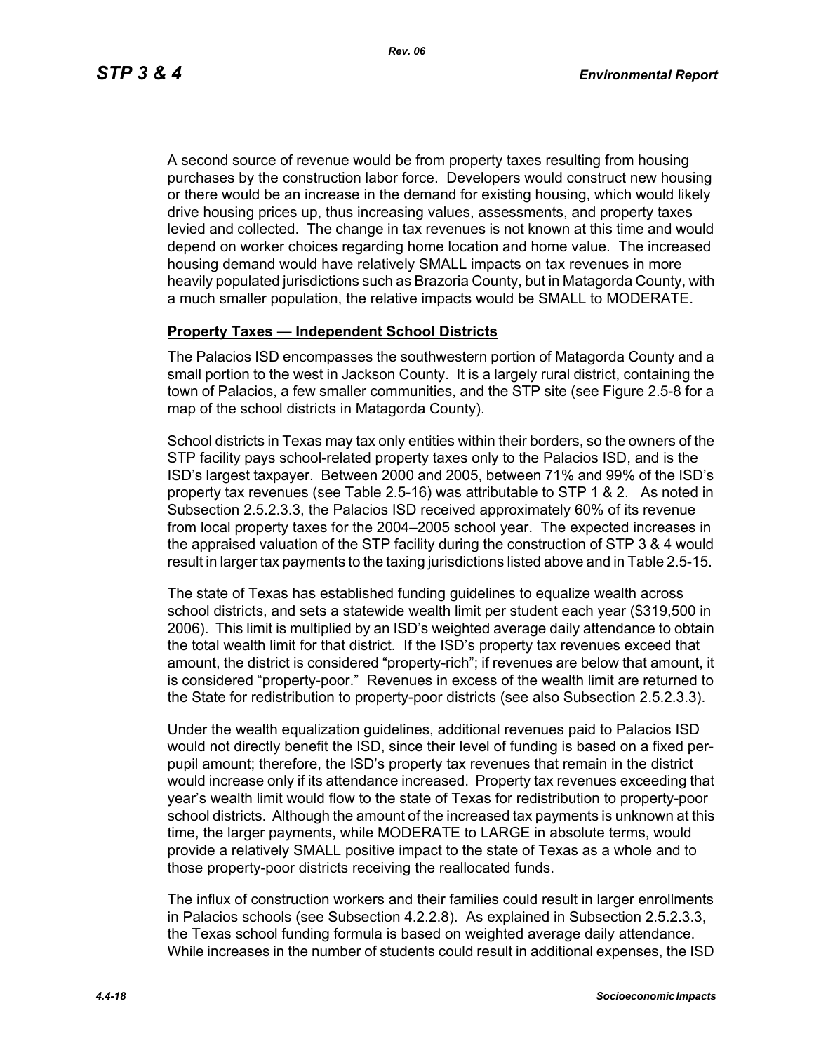A second source of revenue would be from property taxes resulting from housing purchases by the construction labor force. Developers would construct new housing or there would be an increase in the demand for existing housing, which would likely drive housing prices up, thus increasing values, assessments, and property taxes levied and collected. The change in tax revenues is not known at this time and would depend on worker choices regarding home location and home value. The increased housing demand would have relatively SMALL impacts on tax revenues in more heavily populated jurisdictions such as Brazoria County, but in Matagorda County, with a much smaller population, the relative impacts would be SMALL to MODERATE.

**Property Taxes — Independent School Districts**

The Palacios ISD encompasses the southwestern portion of Matagorda County and a small portion to the west in Jackson County. It is a largely rural district, containing the town of Palacios, a few smaller communities, and the STP site (see Figure 2.5-8 for a map of the school districts in Matagorda County).

School districts in Texas may tax only entities within their borders, so the owners of the STP facility pays school-related property taxes only to the Palacios ISD, and is the ISD's largest taxpayer. Between 2000 and 2005, between 71% and 99% of the ISD's property tax revenues (see Table 2.5-16) was attributable to STP 1 & 2. As noted in Subsection 2.5.2.3.3, the Palacios ISD received approximately 60% of its revenue from local property taxes for the 2004–2005 school year. The expected increases in the appraised valuation of the STP facility during the construction of STP 3 & 4 would result in larger tax payments to the taxing jurisdictions listed above and in Table 2.5-15.

The state of Texas has established funding guidelines to equalize wealth across school districts, and sets a statewide wealth limit per student each year ($319,500 in 2006). This limit is multiplied by an ISD's weighted average daily attendance to obtain the total wealth limit for that district. If the ISD's property tax revenues exceed that amount, the district is considered "property-rich"; if revenues are below that amount, it is considered "property-poor." Revenues in excess of the wealth limit are returned to the State for redistribution to property-poor districts (see also Subsection 2.5.2.3.3).

Under the wealth equalization guidelines, additional revenues paid to Palacios ISD would not directly benefit the ISD, since their level of funding is based on a fixed per-pupil amount; therefore, the ISD's property tax revenues that remain in the district would increase only if its attendance increased. Property tax revenues exceeding that year's wealth limit would flow to the state of Texas for redistribution to property-poor school districts. Although the amount of the increased tax payments is unknown at this time, the larger payments, while MODERATE to LARGE in absolute terms, would provide a relatively SMALL positive impact to the state of Texas as a whole and to those property-poor districts receiving the reallocated funds.

The influx of construction workers and their families could result in larger enrollments in Palacios schools (see Subsection 4.2.2.8). As explained in Subsection 2.5.2.3.3, the Texas school funding formula is based on weighted average daily attendance. While increases in the number of students could result in additional expenses, the ISD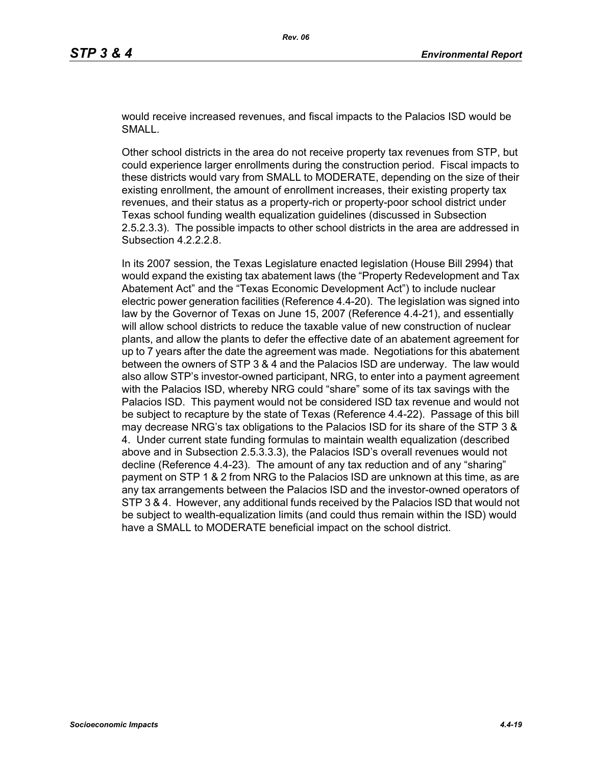would receive increased revenues, and fiscal impacts to the Palacios ISD would be SMALL.

Other school districts in the area do not receive property tax revenues from STP, but could experience larger enrollments during the construction period. Fiscal impacts to these districts would vary from SMALL to MODERATE, depending on the size of their existing enrollment, the amount of enrollment increases, their existing property tax revenues, and their status as a property-rich or property-poor school district under Texas school funding wealth equalization guidelines (discussed in Subsection 2.5.2.3.3). The possible impacts to other school districts in the area are addressed in Subsection 4.2.2.2.8.

In its 2007 session, the Texas Legislature enacted legislation (House Bill 2994) that would expand the existing tax abatement laws (the "Property Redevelopment and Tax Abatement Act" and the "Texas Economic Development Act") to include nuclear electric power generation facilities (Reference 4.4-20). The legislation was signed into law by the Governor of Texas on June 15, 2007 (Reference 4.4-21), and essentially will allow school districts to reduce the taxable value of new construction of nuclear plants, and allow the plants to defer the effective date of an abatement agreement for up to 7 years after the date the agreement was made. Negotiations for this abatement between the owners of STP 3 & 4 and the Palacios ISD are underway. The law would also allow STP's investor-owned participant, NRG, to enter into a payment agreement with the Palacios ISD, whereby NRG could "share" some of its tax savings with the Palacios ISD. This payment would not be considered ISD tax revenue and would not be subject to recapture by the state of Texas (Reference 4.4-22). Passage of this bill may decrease NRG's tax obligations to the Palacios ISD for its share of the STP 3 & 4. Under current state funding formulas to maintain wealth equalization (described above and in Subsection 2.5.3.3.3), the Palacios ISD's overall revenues would not decline (Reference 4.4-23). The amount of any tax reduction and of any "sharing" payment on STP 1 & 2 from NRG to the Palacios ISD are unknown at this time, as are any tax arrangements between the Palacios ISD and the investor-owned operators of STP 3 & 4. However, any additional funds received by the Palacios ISD that would not be subject to wealth-equalization limits (and could thus remain within the ISD) would have a SMALL to MODERATE beneficial impact on the school district.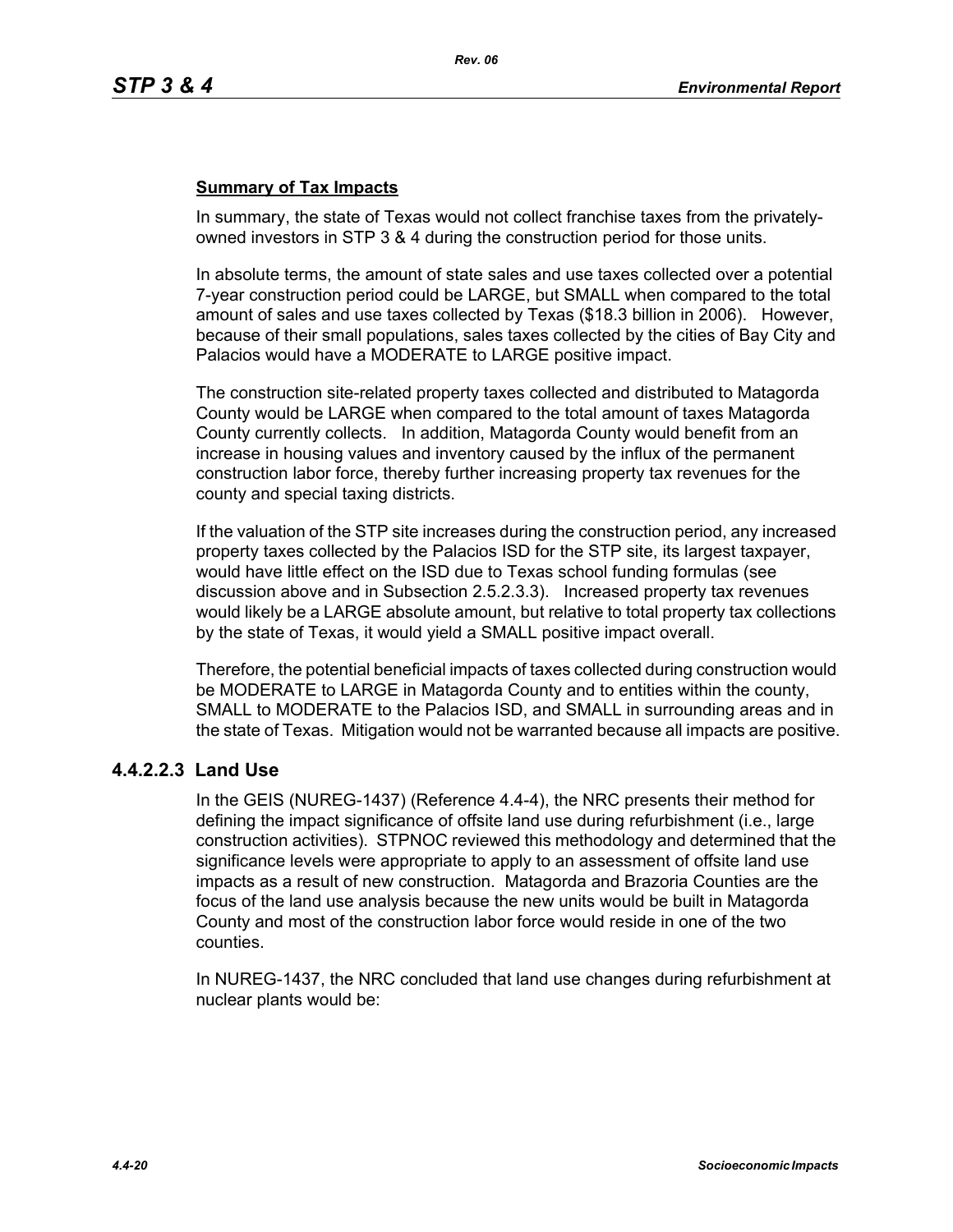**Summary of Tax Impacts**

In summary, the state of Texas would not collect franchise taxes from the privately-owned investors in STP 3 & 4 during the construction period for those units.

In absolute terms, the amount of state sales and use taxes collected over a potential 7-year construction period could be LARGE, but SMALL when compared to the total amount of sales and use taxes collected by Texas ($18.3 billion in 2006). However, because of their small populations, sales taxes collected by the cities of Bay City and Palacios would have a MODERATE to LARGE positive impact.

The construction site-related property taxes collected and distributed to Matagorda County would be LARGE when compared to the total amount of taxes Matagorda County currently collects. In addition, Matagorda County would benefit from an increase in housing values and inventory caused by the influx of the permanent construction labor force, thereby further increasing property tax revenues for the county and special taxing districts.

If the valuation of the STP site increases during the construction period, any increased property taxes collected by the Palacios ISD for the STP site, its largest taxpayer, would have little effect on the ISD due to Texas school funding formulas (see discussion above and in Subsection 2.5.2.3.3). Increased property tax revenues would likely be a LARGE absolute amount, but relative to total property tax collections by the state of Texas, it would yield a SMALL positive impact overall.

Therefore, the potential beneficial impacts of taxes collected during construction would be MODERATE to LARGE in Matagorda County and to entities within the county, SMALL to MODERATE to the Palacios ISD, and SMALL in surrounding areas and in the state of Texas. Mitigation would not be warranted because all impacts are positive.

### 4.4.2.2.3 Land Use

In the GEIS (NUREG-1437) (Reference 4.4-4), the NRC presents their method for defining the impact significance of offsite land use during refurbishment (i.e., large construction activities). STPNOC reviewed this methodology and determined that the significance levels were appropriate to apply to an assessment of offsite land use impacts as a result of new construction. Matagorda and Brazoria Counties are the focus of the land use analysis because the new units would be built in Matagorda County and most of the construction labor force would reside in one of the two counties.

In NUREG-1437, the NRC concluded that land use changes during refurbishment at nuclear plants would be: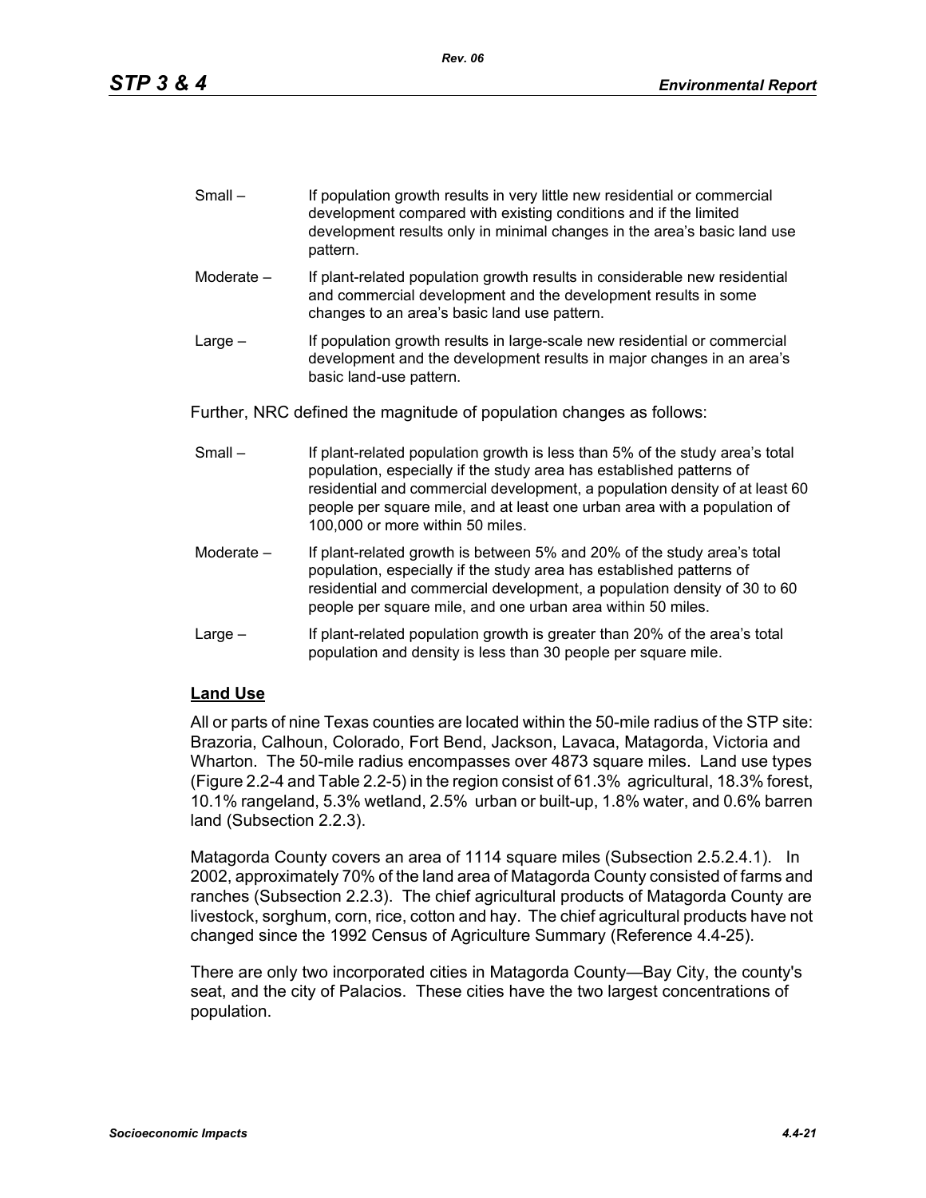Small – If population growth results in very little new residential or commercial development compared with existing conditions and if the limited development results only in minimal changes in the area's basic land use pattern.

Moderate – If plant-related population growth results in considerable new residential and commercial development and the development results in some changes to an area's basic land use pattern.

Large – If population growth results in large-scale new residential or commercial development and the development results in major changes in an area's basic land-use pattern.

Further, NRC defined the magnitude of population changes as follows:

Small – If plant-related population growth is less than 5% of the study area's total population, especially if the study area has established patterns of residential and commercial development, a population density of at least 60 people per square mile, and at least one urban area with a population of 100,000 or more within 50 miles.

Moderate – If plant-related growth is between 5% and 20% of the study area's total population, especially if the study area has established patterns of residential and commercial development, a population density of 30 to 60 people per square mile, and one urban area within 50 miles.

Large – If plant-related population growth is greater than 20% of the area's total population and density is less than 30 people per square mile.

## Land Use

All or parts of nine Texas counties are located within the 50-mile radius of the STP site: Brazoria, Calhoun, Colorado, Fort Bend, Jackson, Lavaca, Matagorda, Victoria and Wharton. The 50-mile radius encompasses over 4873 square miles. Land use types (Figure 2.2-4 and Table 2.2-5) in the region consist of 61.3% agricultural, 18.3% forest, 10.1% rangeland, 5.3% wetland, 2.5% urban or built-up, 1.8% water, and 0.6% barren land (Subsection 2.2.3).

Matagorda County covers an area of 1114 square miles (Subsection 2.5.2.4.1). In 2002, approximately 70% of the land area of Matagorda County consisted of farms and ranches (Subsection 2.2.3). The chief agricultural products of Matagorda County are livestock, sorghum, corn, rice, cotton and hay. The chief agricultural products have not changed since the 1992 Census of Agriculture Summary (Reference 4.4-25).

There are only two incorporated cities in Matagorda County—Bay City, the county's seat, and the city of Palacios. These cities have the two largest concentrations of population.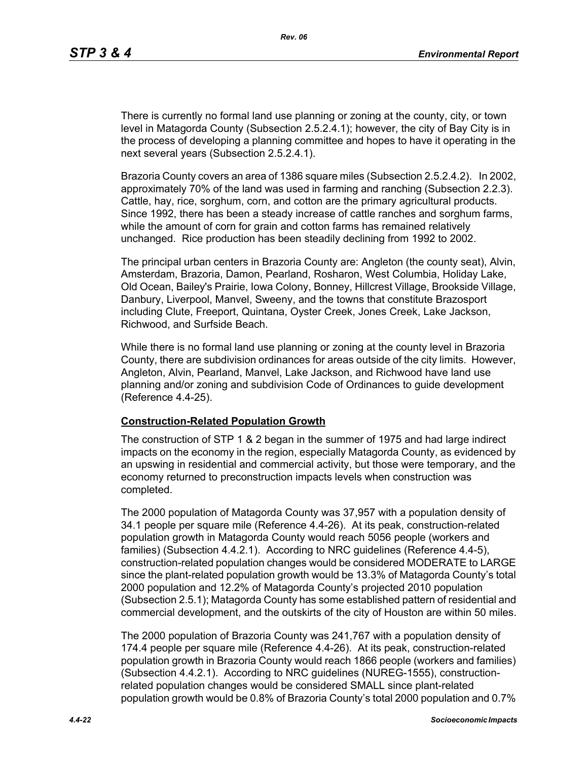There is currently no formal land use planning or zoning at the county, city, or town level in Matagorda County (Subsection 2.5.2.4.1); however, the city of Bay City is in the process of developing a planning committee and hopes to have it operating in the next several years (Subsection 2.5.2.4.1).

Brazoria County covers an area of 1386 square miles (Subsection 2.5.2.4.2). In 2002, approximately 70% of the land was used in farming and ranching (Subsection 2.2.3). Cattle, hay, rice, sorghum, corn, and cotton are the primary agricultural products. Since 1992, there has been a steady increase of cattle ranches and sorghum farms, while the amount of corn for grain and cotton farms has remained relatively unchanged. Rice production has been steadily declining from 1992 to 2002.

The principal urban centers in Brazoria County are: Angleton (the county seat), Alvin, Amsterdam, Brazoria, Damon, Pearland, Rosharon, West Columbia, Holiday Lake, Old Ocean, Bailey's Prairie, Iowa Colony, Bonney, Hillcrest Village, Brookside Village, Danbury, Liverpool, Manvel, Sweeny, and the towns that constitute Brazosport including Clute, Freeport, Quintana, Oyster Creek, Jones Creek, Lake Jackson, Richwood, and Surfside Beach.

While there is no formal land use planning or zoning at the county level in Brazoria County, there are subdivision ordinances for areas outside of the city limits. However, Angleton, Alvin, Pearland, Manvel, Lake Jackson, and Richwood have land use planning and/or zoning and subdivision Code of Ordinances to guide development (Reference 4.4-25).

**Construction-Related Population Growth**

The construction of STP 1 & 2 began in the summer of 1975 and had large indirect impacts on the economy in the region, especially Matagorda County, as evidenced by an upswing in residential and commercial activity, but those were temporary, and the economy returned to preconstruction impacts levels when construction was completed.

The 2000 population of Matagorda County was 37,957 with a population density of 34.1 people per square mile (Reference 4.4-26). At its peak, construction-related population growth in Matagorda County would reach 5056 people (workers and families) (Subsection 4.4.2.1). According to NRC guidelines (Reference 4.4-5), construction-related population changes would be considered MODERATE to LARGE since the plant-related population growth would be 13.3% of Matagorda County's total 2000 population and 12.2% of Matagorda County's projected 2010 population (Subsection 2.5.1); Matagorda County has some established pattern of residential and commercial development, and the outskirts of the city of Houston are within 50 miles.

The 2000 population of Brazoria County was 241,767 with a population density of 174.4 people per square mile (Reference 4.4-26). At its peak, construction-related population growth in Brazoria County would reach 1866 people (workers and families) (Subsection 4.4.2.1). According to NRC guidelines (NUREG-1555), construction-related population changes would be considered SMALL since plant-related population growth would be 0.8% of Brazoria County's total 2000 population and 0.7%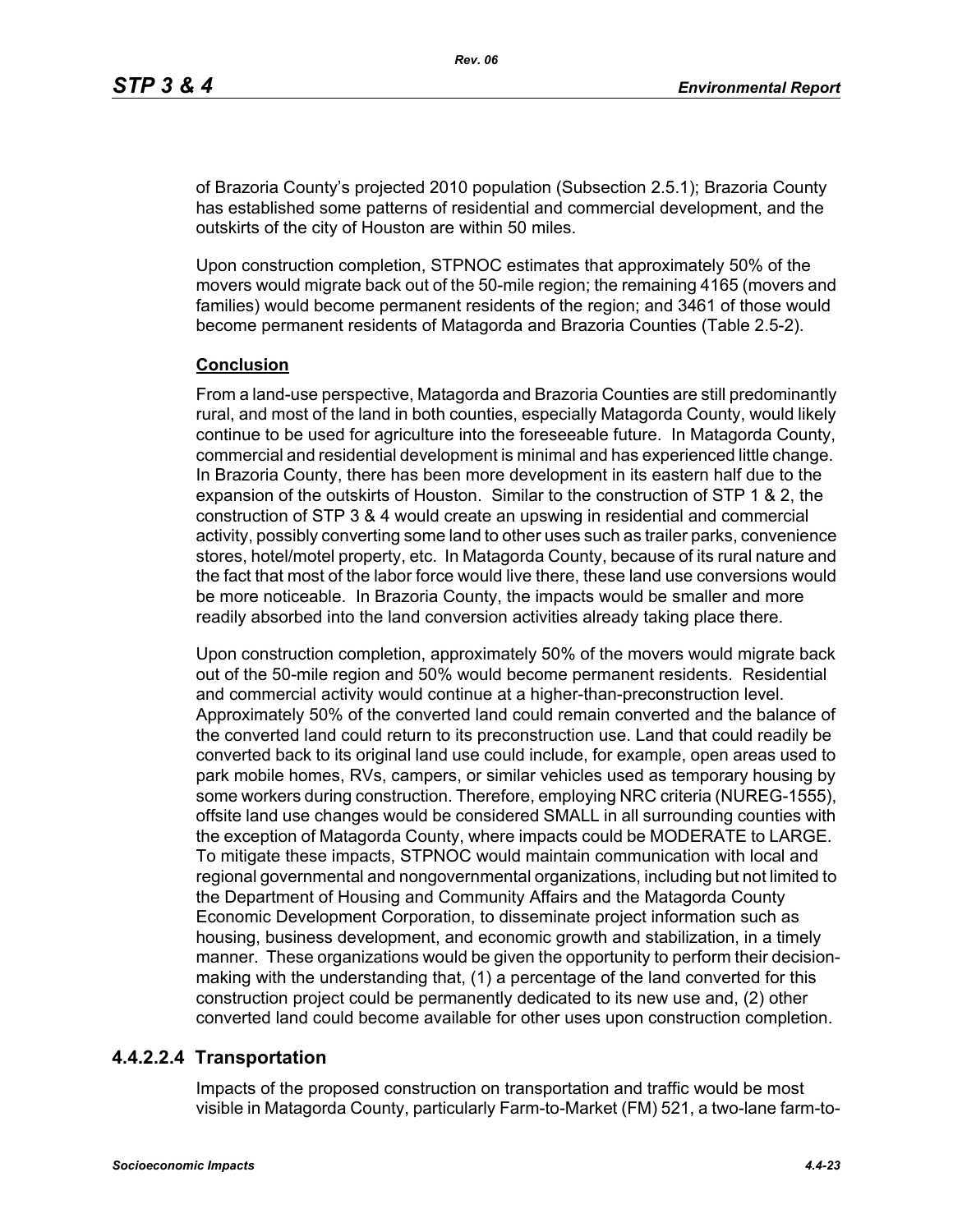of Brazoria County's projected 2010 population (Subsection 2.5.1); Brazoria County has established some patterns of residential and commercial development, and the outskirts of the city of Houston are within 50 miles.

Upon construction completion, STPNOC estimates that approximately 50% of the movers would migrate back out of the 50-mile region; the remaining 4165 (movers and families) would become permanent residents of the region; and 3461 of those would become permanent residents of Matagorda and Brazoria Counties (Table 2.5-2).

**Conclusion**

From a land-use perspective, Matagorda and Brazoria Counties are still predominantly rural, and most of the land in both counties, especially Matagorda County, would likely continue to be used for agriculture into the foreseeable future. In Matagorda County, commercial and residential development is minimal and has experienced little change. In Brazoria County, there has been more development in its eastern half due to the expansion of the outskirts of Houston. Similar to the construction of STP 1 & 2, the construction of STP 3 & 4 would create an upswing in residential and commercial activity, possibly converting some land to other uses such as trailer parks, convenience stores, hotel/motel property, etc. In Matagorda County, because of its rural nature and the fact that most of the labor force would live there, these land use conversions would be more noticeable. In Brazoria County, the impacts would be smaller and more readily absorbed into the land conversion activities already taking place there.

Upon construction completion, approximately 50% of the movers would migrate back out of the 50-mile region and 50% would become permanent residents. Residential and commercial activity would continue at a higher-than-preconstruction level. Approximately 50% of the converted land could remain converted and the balance of the converted land could return to its preconstruction use. Land that could readily be converted back to its original land use could include, for example, open areas used to park mobile homes, RVs, campers, or similar vehicles used as temporary housing by some workers during construction. Therefore, employing NRC criteria (NUREG-1555), offsite land use changes would be considered SMALL in all surrounding counties with the exception of Matagorda County, where impacts could be MODERATE to LARGE. To mitigate these impacts, STPNOC would maintain communication with local and regional governmental and nongovernmental organizations, including but not limited to the Department of Housing and Community Affairs and the Matagorda County Economic Development Corporation, to disseminate project information such as housing, business development, and economic growth and stabilization, in a timely manner. These organizations would be given the opportunity to perform their decision-making with the understanding that, (1) a percentage of the land converted for this construction project could be permanently dedicated to its new use and, (2) other converted land could become available for other uses upon construction completion.

### 4.4.2.2.4 Transportation

Impacts of the proposed construction on transportation and traffic would be most visible in Matagorda County, particularly Farm-to-Market (FM) 521, a two-lane farm-to-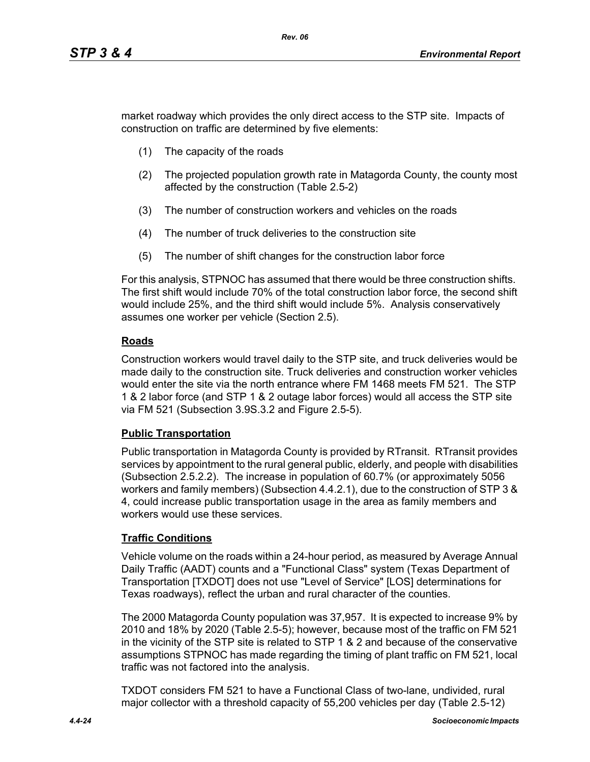market roadway which provides the only direct access to the STP site. Impacts of construction on traffic are determined by five elements:

(1) The capacity of the roads

(2) The projected population growth rate in Matagorda County, the county most affected by the construction (Table 2.5-2)

(3) The number of construction workers and vehicles on the roads

(4) The number of truck deliveries to the construction site

(5) The number of shift changes for the construction labor force

For this analysis, STPNOC has assumed that there would be three construction shifts. The first shift would include 70% of the total construction labor force, the second shift would include 25%, and the third shift would include 5%. Analysis conservatively assumes one worker per vehicle (Section 2.5).

**Roads**

Construction workers would travel daily to the STP site, and truck deliveries would be made daily to the construction site. Truck deliveries and construction worker vehicles would enter the site via the north entrance where FM 1468 meets FM 521. The STP 1 & 2 labor force (and STP 1 & 2 outage labor forces) would all access the STP site via FM 521 (Subsection 3.9S.3.2 and Figure 2.5-5).

**Public Transportation**

Public transportation in Matagorda County is provided by RTransit. RTransit provides services by appointment to the rural general public, elderly, and people with disabilities (Subsection 2.5.2.2). The increase in population of 60.7% (or approximately 5056 workers and family members) (Subsection 4.4.2.1), due to the construction of STP 3 & 4, could increase public transportation usage in the area as family members and workers would use these services.

**Traffic Conditions**

Vehicle volume on the roads within a 24-hour period, as measured by Average Annual Daily Traffic (AADT) counts and a "Functional Class" system (Texas Department of Transportation [TXDOT] does not use "Level of Service" [LOS] determinations for Texas roadways), reflect the urban and rural character of the counties.

The 2000 Matagorda County population was 37,957. It is expected to increase 9% by 2010 and 18% by 2020 (Table 2.5-5); however, because most of the traffic on FM 521 in the vicinity of the STP site is related to STP 1 & 2 and because of the conservative assumptions STPNOC has made regarding the timing of plant traffic on FM 521, local traffic was not factored into the analysis.

TXDOT considers FM 521 to have a Functional Class of two-lane, undivided, rural major collector with a threshold capacity of 55,200 vehicles per day (Table 2.5-12)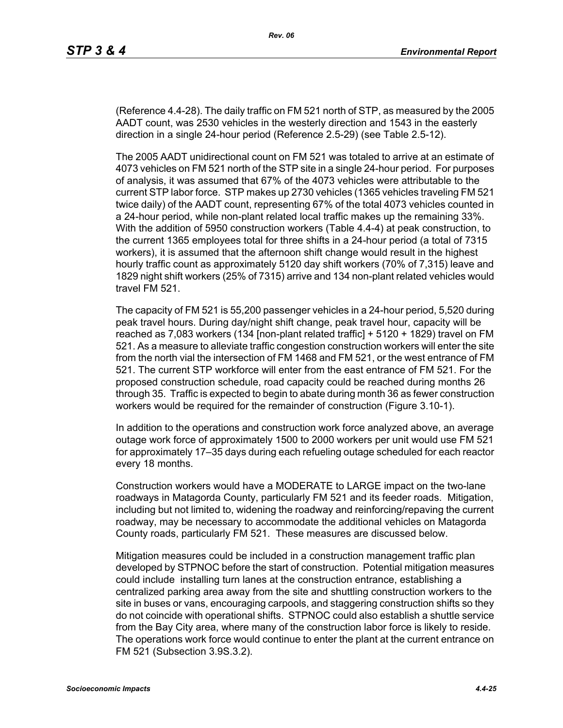(Reference 4.4-28). The daily traffic on FM 521 north of STP, as measured by the 2005 AADT count, was 2530 vehicles in the westerly direction and 1543 in the easterly direction in a single 24-hour period (Reference 2.5-29) (see Table 2.5-12).

The 2005 AADT unidirectional count on FM 521 was totaled to arrive at an estimate of 4073 vehicles on FM 521 north of the STP site in a single 24-hour period. For purposes of analysis, it was assumed that 67% of the 4073 vehicles were attributable to the current STP labor force. STP makes up 2730 vehicles (1365 vehicles traveling FM 521 twice daily) of the AADT count, representing 67% of the total 4073 vehicles counted in a 24-hour period, while non-plant related local traffic makes up the remaining 33%. With the addition of 5950 construction workers (Table 4.4-4) at peak construction, to the current 1365 employees total for three shifts in a 24-hour period (a total of 7315 workers), it is assumed that the afternoon shift change would result in the highest hourly traffic count as approximately 5120 day shift workers (70% of 7,315) leave and 1829 night shift workers (25% of 7315) arrive and 134 non-plant related vehicles would travel FM 521.

The capacity of FM 521 is 55,200 passenger vehicles in a 24-hour period, 5,520 during peak travel hours. During day/night shift change, peak travel hour, capacity will be reached as 7,083 workers (134 [non-plant related traffic] + 5120 + 1829) travel on FM 521. As a measure to alleviate traffic congestion construction workers will enter the site from the north vial the intersection of FM 1468 and FM 521, or the west entrance of FM 521. The current STP workforce will enter from the east entrance of FM 521. For the proposed construction schedule, road capacity could be reached during months 26 through 35. Traffic is expected to begin to abate during month 36 as fewer construction workers would be required for the remainder of construction (Figure 3.10-1).

In addition to the operations and construction work force analyzed above, an average outage work force of approximately 1500 to 2000 workers per unit would use FM 521 for approximately 17–35 days during each refueling outage scheduled for each reactor every 18 months.

Construction workers would have a MODERATE to LARGE impact on the two-lane roadways in Matagorda County, particularly FM 521 and its feeder roads. Mitigation, including but not limited to, widening the roadway and reinforcing/repaving the current roadway, may be necessary to accommodate the additional vehicles on Matagorda County roads, particularly FM 521. These measures are discussed below.

Mitigation measures could be included in a construction management traffic plan developed by STPNOC before the start of construction. Potential mitigation measures could include installing turn lanes at the construction entrance, establishing a centralized parking area away from the site and shuttling construction workers to the site in buses or vans, encouraging carpools, and staggering construction shifts so they do not coincide with operational shifts. STPNOC could also establish a shuttle service from the Bay City area, where many of the construction labor force is likely to reside. The operations work force would continue to enter the plant at the current entrance on FM 521 (Subsection 3.9S.3.2).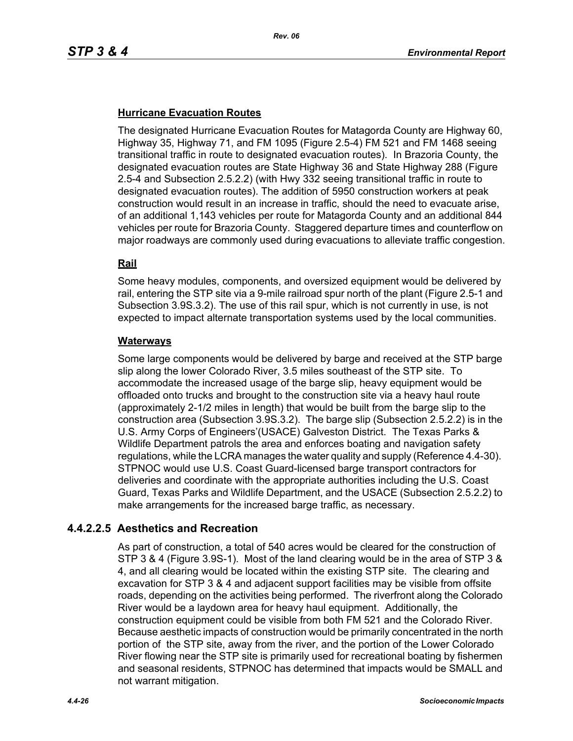### Hurricane Evacuation Routes

The designated Hurricane Evacuation Routes for Matagorda County are Highway 60, Highway 35, Highway 71, and FM 1095 (Figure 2.5-4) FM 521 and FM 1468 seeing transitional traffic in route to designated evacuation routes). In Brazoria County, the designated evacuation routes are State Highway 36 and State Highway 288 (Figure 2.5-4 and Subsection 2.5.2.2) (with Hwy 332 seeing transitional traffic in route to designated evacuation routes). The addition of 5950 construction workers at peak construction would result in an increase in traffic, should the need to evacuate arise, of an additional 1,143 vehicles per route for Matagorda County and an additional 844 vehicles per route for Brazoria County. Staggered departure times and counterflow on major roadways are commonly used during evacuations to alleviate traffic congestion.

### Rail

Some heavy modules, components, and oversized equipment would be delivered by rail, entering the STP site via a 9-mile railroad spur north of the plant (Figure 2.5-1 and Subsection 3.9S.3.2). The use of this rail spur, which is not currently in use, is not expected to impact alternate transportation systems used by the local communities.

### Waterways

Some large components would be delivered by barge and received at the STP barge slip along the lower Colorado River, 3.5 miles southeast of the STP site. To accommodate the increased usage of the barge slip, heavy equipment would be offloaded onto trucks and brought to the construction site via a heavy haul route (approximately 2-1/2 miles in length) that would be built from the barge slip to the construction area (Subsection 3.9S.3.2). The barge slip (Subsection 2.5.2.2) is in the U.S. Army Corps of Engineers'(USACE) Galveston District. The Texas Parks & Wildlife Department patrols the area and enforces boating and navigation safety regulations, while the LCRA manages the water quality and supply (Reference 4.4-30). STPNOC would use U.S. Coast Guard-licensed barge transport contractors for deliveries and coordinate with the appropriate authorities including the U.S. Coast Guard, Texas Parks and Wildlife Department, and the USACE (Subsection 2.5.2.2) to make arrangements for the increased barge traffic, as necessary.

## 4.4.2.2.5 Aesthetics and Recreation

As part of construction, a total of 540 acres would be cleared for the construction of STP 3 & 4 (Figure 3.9S-1). Most of the land clearing would be in the area of STP 3 & 4, and all clearing would be located within the existing STP site. The clearing and excavation for STP 3 & 4 and adjacent support facilities may be visible from offsite roads, depending on the activities being performed. The riverfront along the Colorado River would be a laydown area for heavy haul equipment. Additionally, the construction equipment could be visible from both FM 521 and the Colorado River. Because aesthetic impacts of construction would be primarily concentrated in the north portion of the STP site, away from the river, and the portion of the Lower Colorado River flowing near the STP site is primarily used for recreational boating by fishermen and seasonal residents, STPNOC has determined that impacts would be SMALL and not warrant mitigation.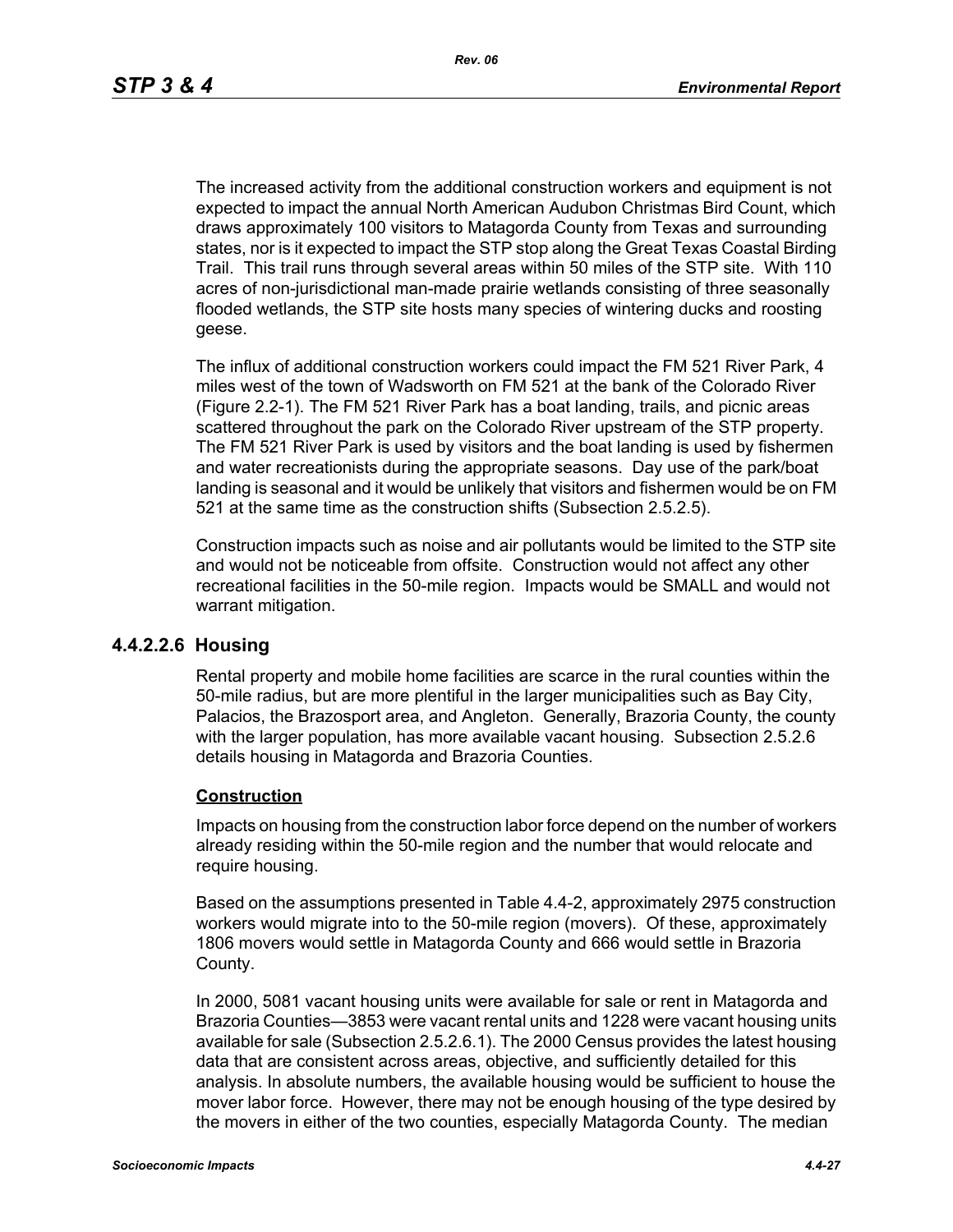The increased activity from the additional construction workers and equipment is not expected to impact the annual North American Audubon Christmas Bird Count, which draws approximately 100 visitors to Matagorda County from Texas and surrounding states, nor is it expected to impact the STP stop along the Great Texas Coastal Birding Trail. This trail runs through several areas within 50 miles of the STP site. With 110 acres of non-jurisdictional man-made prairie wetlands consisting of three seasonally flooded wetlands, the STP site hosts many species of wintering ducks and roosting geese.

The influx of additional construction workers could impact the FM 521 River Park, 4 miles west of the town of Wadsworth on FM 521 at the bank of the Colorado River (Figure 2.2-1). The FM 521 River Park has a boat landing, trails, and picnic areas scattered throughout the park on the Colorado River upstream of the STP property. The FM 521 River Park is used by visitors and the boat landing is used by fishermen and water recreationists during the appropriate seasons. Day use of the park/boat landing is seasonal and it would be unlikely that visitors and fishermen would be on FM 521 at the same time as the construction shifts (Subsection 2.5.2.5).

Construction impacts such as noise and air pollutants would be limited to the STP site and would not be noticeable from offsite. Construction would not affect any other recreational facilities in the 50-mile region. Impacts would be SMALL and would not warrant mitigation.

### 4.4.2.2.6 Housing

Rental property and mobile home facilities are scarce in the rural counties within the 50-mile radius, but are more plentiful in the larger municipalities such as Bay City, Palacios, the Brazosport area, and Angleton. Generally, Brazoria County, the county with the larger population, has more available vacant housing. Subsection 2.5.2.6 details housing in Matagorda and Brazoria Counties.

**Construction**

Impacts on housing from the construction labor force depend on the number of workers already residing within the 50-mile region and the number that would relocate and require housing.

Based on the assumptions presented in Table 4.4-2, approximately 2975 construction workers would migrate into to the 50-mile region (movers). Of these, approximately 1806 movers would settle in Matagorda County and 666 would settle in Brazoria County.

In 2000, 5081 vacant housing units were available for sale or rent in Matagorda and Brazoria Counties—3853 were vacant rental units and 1228 were vacant housing units available for sale (Subsection 2.5.2.6.1). The 2000 Census provides the latest housing data that are consistent across areas, objective, and sufficiently detailed for this analysis. In absolute numbers, the available housing would be sufficient to house the mover labor force. However, there may not be enough housing of the type desired by the movers in either of the two counties, especially Matagorda County. The median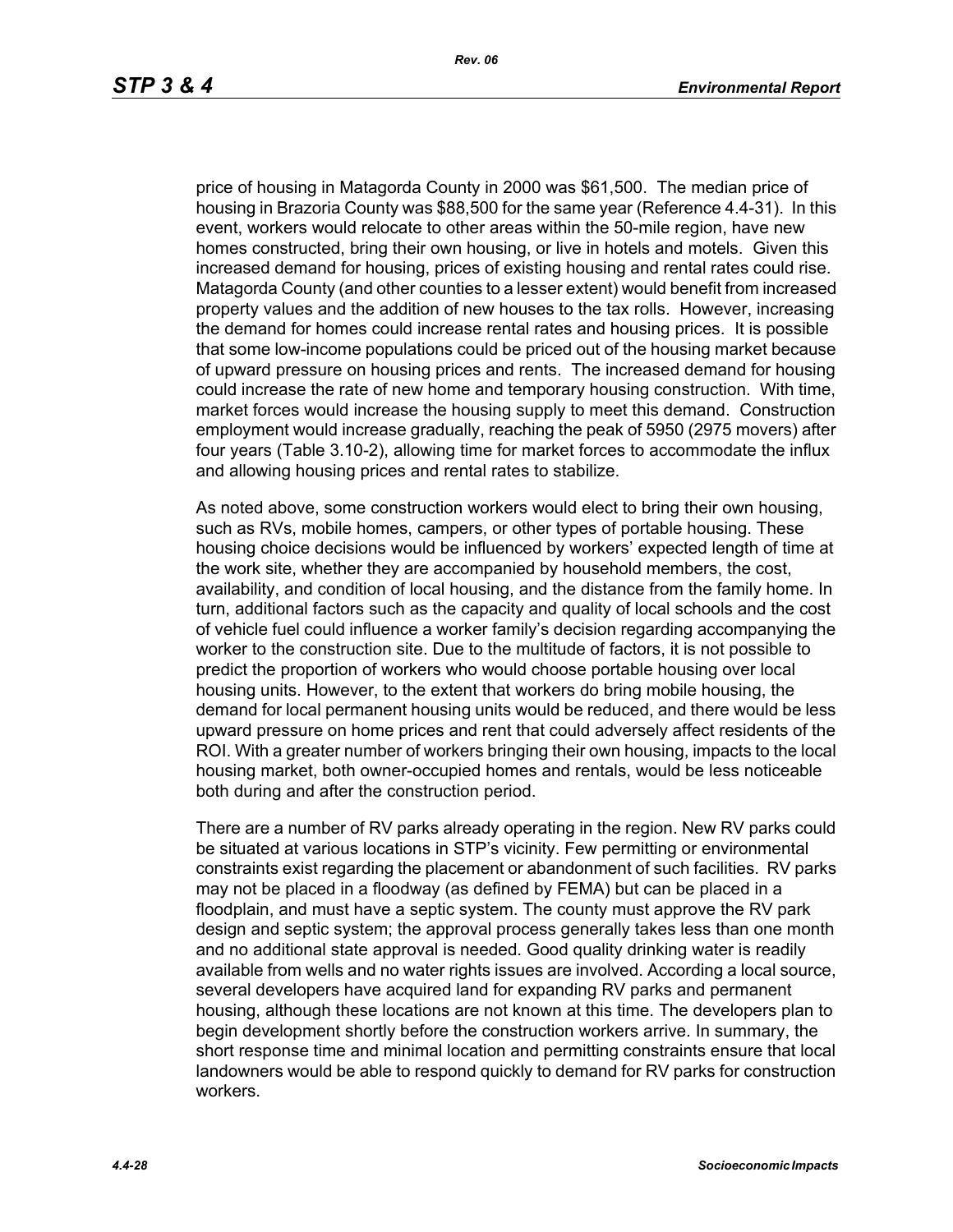price of housing in Matagorda County in 2000 was $61,500. The median price of housing in Brazoria County was $88,500 for the same year (Reference 4.4-31). In this event, workers would relocate to other areas within the 50-mile region, have new homes constructed, bring their own housing, or live in hotels and motels. Given this increased demand for housing, prices of existing housing and rental rates could rise. Matagorda County (and other counties to a lesser extent) would benefit from increased property values and the addition of new houses to the tax rolls. However, increasing the demand for homes could increase rental rates and housing prices. It is possible that some low-income populations could be priced out of the housing market because of upward pressure on housing prices and rents. The increased demand for housing could increase the rate of new home and temporary housing construction. With time, market forces would increase the housing supply to meet this demand. Construction employment would increase gradually, reaching the peak of 5950 (2975 movers) after four years (Table 3.10-2), allowing time for market forces to accommodate the influx and allowing housing prices and rental rates to stabilize.

As noted above, some construction workers would elect to bring their own housing, such as RVs, mobile homes, campers, or other types of portable housing. These housing choice decisions would be influenced by workers' expected length of time at the work site, whether they are accompanied by household members, the cost, availability, and condition of local housing, and the distance from the family home. In turn, additional factors such as the capacity and quality of local schools and the cost of vehicle fuel could influence a worker family's decision regarding accompanying the worker to the construction site. Due to the multitude of factors, it is not possible to predict the proportion of workers who would choose portable housing over local housing units. However, to the extent that workers do bring mobile housing, the demand for local permanent housing units would be reduced, and there would be less upward pressure on home prices and rent that could adversely affect residents of the ROI. With a greater number of workers bringing their own housing, impacts to the local housing market, both owner-occupied homes and rentals, would be less noticeable both during and after the construction period.

There are a number of RV parks already operating in the region. New RV parks could be situated at various locations in STP's vicinity. Few permitting or environmental constraints exist regarding the placement or abandonment of such facilities. RV parks may not be placed in a floodway (as defined by FEMA) but can be placed in a floodplain, and must have a septic system. The county must approve the RV park design and septic system; the approval process generally takes less than one month and no additional state approval is needed. Good quality drinking water is readily available from wells and no water rights issues are involved. According to a local source, several developers have acquired land for expanding RV parks and permanent housing, although these locations are not known at this time. The developers plan to begin development shortly before the construction workers arrive. In summary, the short response time and minimal location and permitting constraints ensure that local landowners would be able to respond quickly to demand for RV parks for construction workers.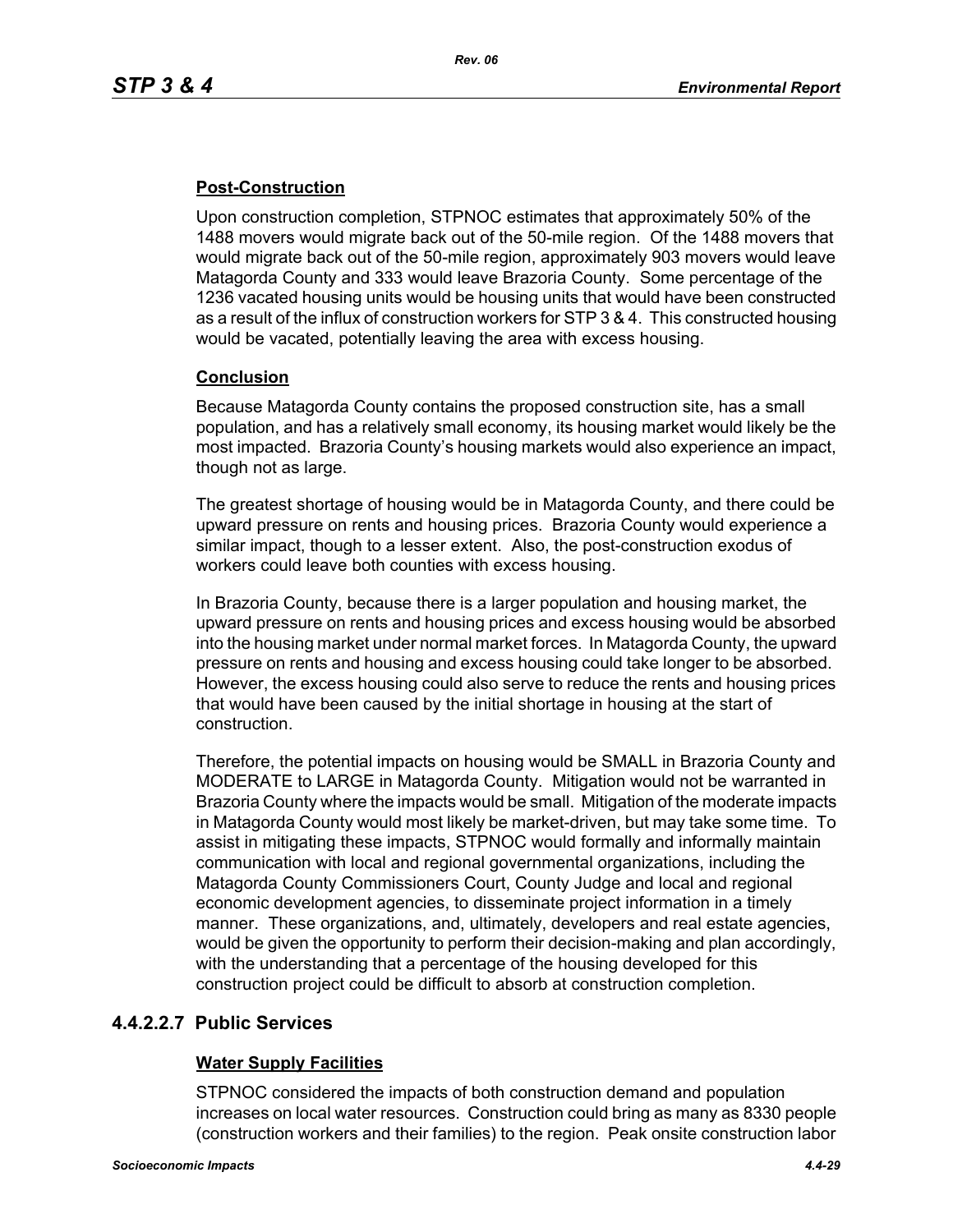#### Post-Construction

Upon construction completion, STPNOC estimates that approximately 50% of the 1488 movers would migrate back out of the 50-mile region. Of the 1488 movers that would migrate back out of the 50-mile region, approximately 903 movers would leave Matagorda County and 333 would leave Brazoria County. Some percentage of the 1236 vacated housing units would be housing units that would have been constructed as a result of the influx of construction workers for STP 3 & 4. This constructed housing would be vacated, potentially leaving the area with excess housing.

#### Conclusion

Because Matagorda County contains the proposed construction site, has a small population, and has a relatively small economy, its housing market would likely be the most impacted. Brazoria County's housing markets would also experience an impact, though not as large.

The greatest shortage of housing would be in Matagorda County, and there could be upward pressure on rents and housing prices. Brazoria County would experience a similar impact, though to a lesser extent. Also, the post-construction exodus of workers could leave both counties with excess housing.

In Brazoria County, because there is a larger population and housing market, the upward pressure on rents and housing prices and excess housing would be absorbed into the housing market under normal market forces. In Matagorda County, the upward pressure on rents and housing and excess housing could take longer to be absorbed. However, the excess housing could also serve to reduce the rents and housing prices that would have been caused by the initial shortage in housing at the start of construction.

Therefore, the potential impacts on housing would be SMALL in Brazoria County and MODERATE to LARGE in Matagorda County. Mitigation would not be warranted in Brazoria County where the impacts would be small. Mitigation of the moderate impacts in Matagorda County would most likely be market-driven, but may take some time. To assist in mitigating these impacts, STPNOC would formally and informally maintain communication with local and regional governmental organizations, including the Matagorda County Commissioners Court, County Judge and local and regional economic development agencies, to disseminate project information in a timely manner. These organizations, and, ultimately, developers and real estate agencies, would be given the opportunity to perform their decision-making and plan accordingly, with the understanding that a percentage of the housing developed for this construction project could be difficult to absorb at construction completion.

### 4.4.2.2.7 Public Services

#### Water Supply Facilities

STPNOC considered the impacts of both construction demand and population increases on local water resources. Construction could bring as many as 8330 people (construction workers and their families) to the region. Peak onsite construction labor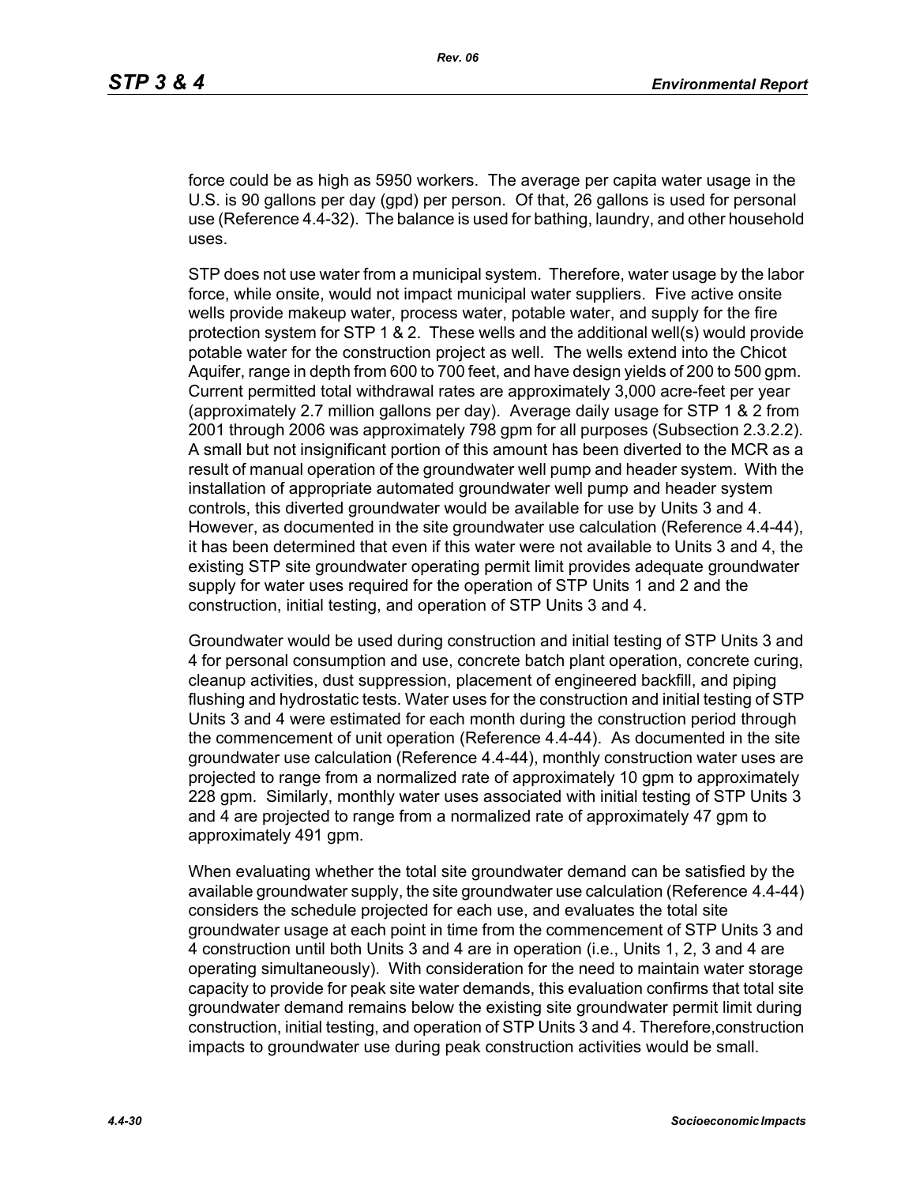force could be as high as 5950 workers. The average per capita water usage in the U.S. is 90 gallons per day (gpd) per person. Of that, 26 gallons is used for personal use (Reference 4.4-32). The balance is used for bathing, laundry, and other household uses.

STP does not use water from a municipal system. Therefore, water usage by the labor force, while onsite, would not impact municipal water suppliers. Five active onsite wells provide makeup water, process water, potable water, and supply for the fire protection system for STP 1 & 2. These wells and the additional well(s) would provide potable water for the construction project as well. The wells extend into the Chicot Aquifer, range in depth from 600 to 700 feet, and have design yields of 200 to 500 gpm. Current permitted total withdrawal rates are approximately 3,000 acre-feet per year (approximately 2.7 million gallons per day). Average daily usage for STP 1 & 2 from 2001 through 2006 was approximately 798 gpm for all purposes (Subsection 2.3.2.2). A small but not insignificant portion of this amount has been diverted to the MCR as a result of manual operation of the groundwater well pump and header system. With the installation of appropriate automated groundwater well pump and header system controls, this diverted groundwater would be available for use by Units 3 and 4. However, as documented in the site groundwater use calculation (Reference 4.4-44), it has been determined that even if this water were not available to Units 3 and 4, the existing STP site groundwater operating permit limit provides adequate groundwater supply for water uses required for the operation of STP Units 1 and 2 and the construction, initial testing, and operation of STP Units 3 and 4.

Groundwater would be used during construction and initial testing of STP Units 3 and 4 for personal consumption and use, concrete batch plant operation, concrete curing, cleanup activities, dust suppression, placement of engineered backfill, and piping flushing and hydrostatic tests. Water uses for the construction and initial testing of STP Units 3 and 4 were estimated for each month during the construction period through the commencement of unit operation (Reference 4.4-44). As documented in the site groundwater use calculation (Reference 4.4-44), monthly construction water uses are projected to range from a normalized rate of approximately 10 gpm to approximately 228 gpm. Similarly, monthly water uses associated with initial testing of STP Units 3 and 4 are projected to range from a normalized rate of approximately 47 gpm to approximately 491 gpm.

When evaluating whether the total site groundwater demand can be satisfied by the available groundwater supply, the site groundwater use calculation (Reference 4.4-44) considers the schedule projected for each use, and evaluates the total site groundwater usage at each point in time from the commencement of STP Units 3 and 4 construction until both Units 3 and 4 are in operation (i.e., Units 1, 2, 3 and 4 are operating simultaneously). With consideration for the need to maintain water storage capacity to provide for peak site water demands, this evaluation confirms that total site groundwater demand remains below the existing site groundwater permit limit during construction, initial testing, and operation of STP Units 3 and 4. Therefore,construction impacts to groundwater use during peak construction activities would be small.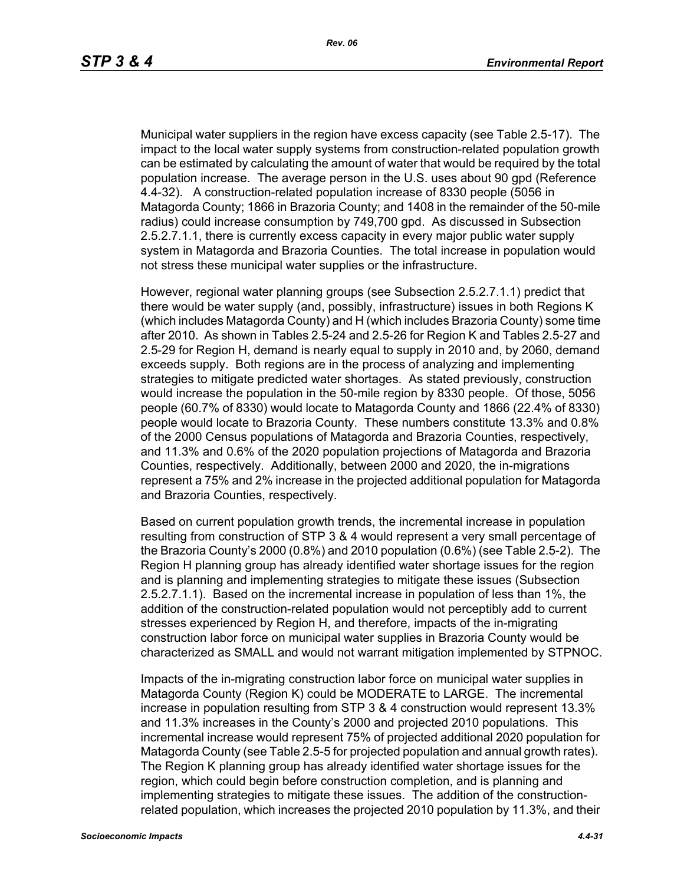Municipal water suppliers in the region have excess capacity (see Table 2.5-17). The impact to the local water supply systems from construction-related population growth can be estimated by calculating the amount of water that would be required by the total population increase. The average person in the U.S. uses about 90 gpd (Reference 4.4-32). A construction-related population increase of 8330 people (5056 in Matagorda County; 1866 in Brazoria County; and 1408 in the remainder of the 50-mile radius) could increase consumption by 749,700 gpd. As discussed in Subsection 2.5.2.7.1.1, there is currently excess capacity in every major public water supply system in Matagorda and Brazoria Counties. The total increase in population would not stress these municipal water supplies or the infrastructure.

However, regional water planning groups (see Subsection 2.5.2.7.1.1) predict that there would be water supply (and, possibly, infrastructure) issues in both Regions K (which includes Matagorda County) and H (which includes Brazoria County) some time after 2010. As shown in Tables 2.5-24 and 2.5-26 for Region K and Tables 2.5-27 and 2.5-29 for Region H, demand is nearly equal to supply in 2010 and, by 2060, demand exceeds supply. Both regions are in the process of analyzing and implementing strategies to mitigate predicted water shortages. As stated previously, construction would increase the population in the 50-mile region by 8330 people. Of those, 5056 people (60.7% of 8330) would locate to Matagorda County and 1866 (22.4% of 8330) people would locate to Brazoria County. These numbers constitute 13.3% and 0.8% of the 2000 Census populations of Matagorda and Brazoria Counties, respectively, and 11.3% and 0.6% of the 2020 population projections of Matagorda and Brazoria Counties, respectively. Additionally, between 2000 and 2020, the in-migrations represent a 75% and 2% increase in the projected additional population for Matagorda and Brazoria Counties, respectively.

Based on current population growth trends, the incremental increase in population resulting from construction of STP 3 & 4 would represent a very small percentage of the Brazoria County's 2000 (0.8%) and 2010 population (0.6%) (see Table 2.5-2). The Region H planning group has already identified water shortage issues for the region and is planning and implementing strategies to mitigate these issues (Subsection 2.5.2.7.1.1). Based on the incremental increase in population of less than 1%, the addition of the construction-related population would not perceptibly add to current stresses experienced by Region H, and therefore, impacts of the in-migrating construction labor force on municipal water supplies in Brazoria County would be characterized as SMALL and would not warrant mitigation implemented by STPNOC.

Impacts of the in-migrating construction labor force on municipal water supplies in Matagorda County (Region K) could be MODERATE to LARGE. The incremental increase in population resulting from STP 3 & 4 construction would represent 13.3% and 11.3% increases in the County's 2000 and projected 2010 populations. This incremental increase would represent 75% of projected additional 2020 population for Matagorda County (see Table 2.5-5 for projected population and annual growth rates). The Region K planning group has already identified water shortage issues for the region, which could begin before construction completion, and is planning and implementing strategies to mitigate these issues. The addition of the construction-related population, which increases the projected 2010 population by 11.3%, and their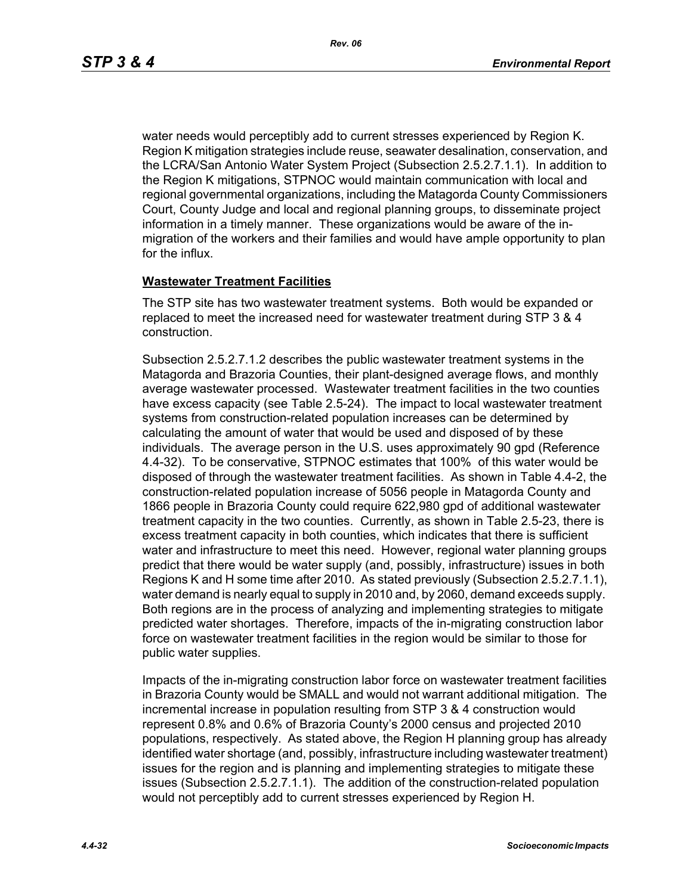water needs would perceptibly add to current stresses experienced by Region K. Region K mitigation strategies include reuse, seawater desalination, conservation, and the LCRA/San Antonio Water System Project (Subsection 2.5.2.7.1.1). In addition to the Region K mitigations, STPNOC would maintain communication with local and regional governmental organizations, including the Matagorda County Commissioners Court, County Judge and local and regional planning groups, to disseminate project information in a timely manner. These organizations would be aware of the in-migration of the workers and their families and would have ample opportunity to plan for the influx.

**Wastewater Treatment Facilities**

The STP site has two wastewater treatment systems. Both would be expanded or replaced to meet the increased need for wastewater treatment during STP 3 & 4 construction.

Subsection 2.5.2.7.1.2 describes the public wastewater treatment systems in the Matagorda and Brazoria Counties, their plant-designed average flows, and monthly average wastewater processed. Wastewater treatment facilities in the two counties have excess capacity (see Table 2.5-24). The impact to local wastewater treatment systems from construction-related population increases can be determined by calculating the amount of water that would be used and disposed of by these individuals. The average person in the U.S. uses approximately 90 gpd (Reference 4.4-32). To be conservative, STPNOC estimates that 100% of this water would be disposed of through the wastewater treatment facilities. As shown in Table 4.4-2, the construction-related population increase of 5056 people in Matagorda County and 1866 people in Brazoria County could require 622,980 gpd of additional wastewater treatment capacity in the two counties. Currently, as shown in Table 2.5-23, there is excess treatment capacity in both counties, which indicates that there is sufficient water and infrastructure to meet this need. However, regional water planning groups predict that there would be water supply (and, possibly, infrastructure) issues in both Regions K and H some time after 2010. As stated previously (Subsection 2.5.2.7.1.1), water demand is nearly equal to supply in 2010 and, by 2060, demand exceeds supply. Both regions are in the process of analyzing and implementing strategies to mitigate predicted water shortages. Therefore, impacts of the in-migrating construction labor force on wastewater treatment facilities in the region would be similar to those for public water supplies.

Impacts of the in-migrating construction labor force on wastewater treatment facilities in Brazoria County would be SMALL and would not warrant additional mitigation. The incremental increase in population resulting from STP 3 & 4 construction would represent 0.8% and 0.6% of Brazoria County's 2000 census and projected 2010 populations, respectively. As stated above, the Region H planning group has already identified water shortage (and, possibly, infrastructure including wastewater treatment) issues for the region and is planning and implementing strategies to mitigate these issues (Subsection 2.5.2.7.1.1). The addition of the construction-related population would not perceptibly add to current stresses experienced by Region H.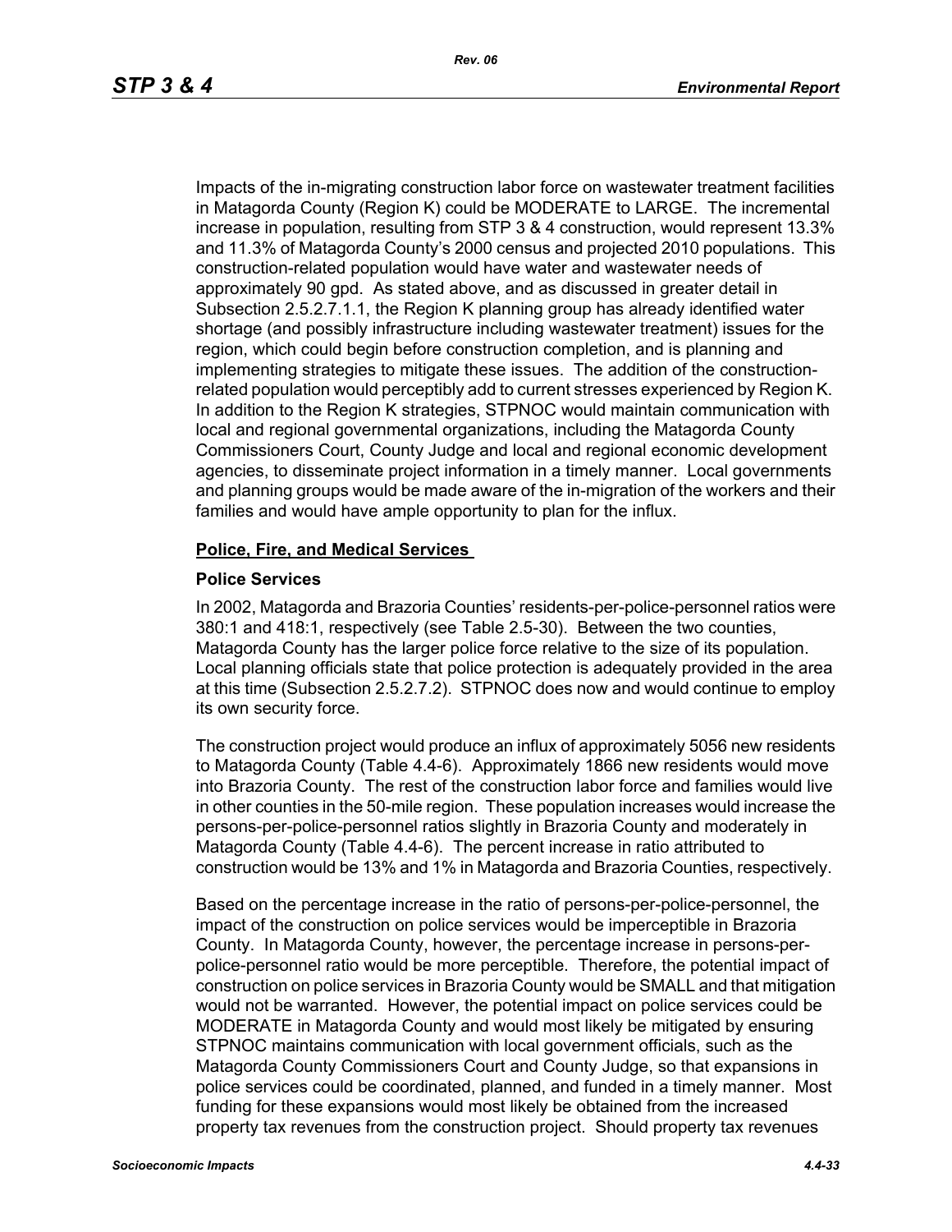Impacts of the in-migrating construction labor force on wastewater treatment facilities in Matagorda County (Region K) could be MODERATE to LARGE. The incremental increase in population, resulting from STP 3 & 4 construction, would represent 13.3% and 11.3% of Matagorda County's 2000 census and projected 2010 populations. This construction-related population would have water and wastewater needs of approximately 90 gpd. As stated above, and as discussed in greater detail in Subsection 2.5.2.7.1.1, the Region K planning group has already identified water shortage (and possibly infrastructure including wastewater treatment) issues for the region, which could begin before construction completion, and is planning and implementing strategies to mitigate these issues. The addition of the construction-related population would perceptibly add to current stresses experienced by Region K. In addition to the Region K strategies, STPNOC would maintain communication with local and regional governmental organizations, including the Matagorda County Commissioners Court, County Judge and local and regional economic development agencies, to disseminate project information in a timely manner. Local governments and planning groups would be made aware of the in-migration of the workers and their families and would have ample opportunity to plan for the influx.

**Police, Fire, and Medical Services**

**Police Services**

In 2002, Matagorda and Brazoria Counties' residents-per-police-personnel ratios were 380:1 and 418:1, respectively (see Table 2.5-30). Between the two counties, Matagorda County has the larger police force relative to the size of its population. Local planning officials state that police protection is adequately provided in the area at this time (Subsection 2.5.2.7.2). STPNOC does now and would continue to employ its own security force.

The construction project would produce an influx of approximately 5056 new residents to Matagorda County (Table 4.4-6). Approximately 1866 new residents would move into Brazoria County. The rest of the construction labor force and families would live in other counties in the 50-mile region. These population increases would increase the persons-per-police-personnel ratios slightly in Brazoria County and moderately in Matagorda County (Table 4.4-6). The percent increase in ratio attributed to construction would be 13% and 1% in Matagorda and Brazoria Counties, respectively.

Based on the percentage increase in the ratio of persons-per-police-personnel, the impact of the construction on police services would be imperceptible in Brazoria County. In Matagorda County, however, the percentage increase in persons-per-police-personnel ratio would be more perceptible. Therefore, the potential impact of construction on police services in Brazoria County would be SMALL and that mitigation would not be warranted. However, the potential impact on police services could be MODERATE in Matagorda County and would most likely be mitigated by ensuring STPNOC maintains communication with local government officials, such as the Matagorda County Commissioners Court and County Judge, so that expansions in police services could be coordinated, planned, and funded in a timely manner. Most funding for these expansions would most likely be obtained from the increased property tax revenues from the construction project. Should property tax revenues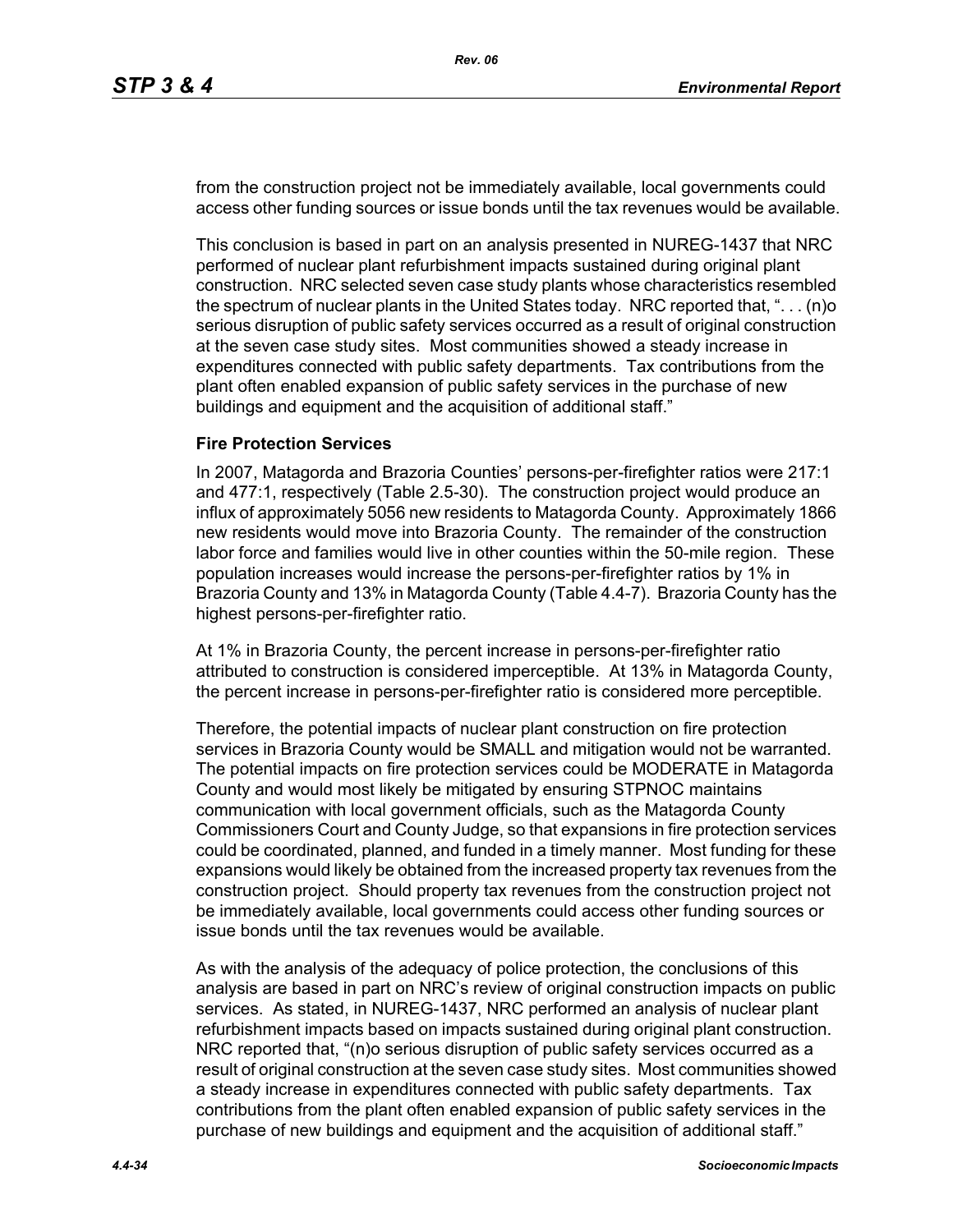from the construction project not be immediately available, local governments could access other funding sources or issue bonds until the tax revenues would be available.

This conclusion is based in part on an analysis presented in NUREG-1437 that NRC performed of nuclear plant refurbishment impacts sustained during original plant construction. NRC selected seven case study plants whose characteristics resembled the spectrum of nuclear plants in the United States today. NRC reported that, ". . . (n)o serious disruption of public safety services occurred as a result of original construction at the seven case study sites. Most communities showed a steady increase in expenditures connected with public safety departments. Tax contributions from the plant often enabled expansion of public safety services in the purchase of new buildings and equipment and the acquisition of additional staff."

### Fire Protection Services

In 2007, Matagorda and Brazoria Counties' persons-per-firefighter ratios were 217:1 and 477:1, respectively (Table 2.5-30). The construction project would produce an influx of approximately 5056 new residents to Matagorda County. Approximately 1866 new residents would move into Brazoria County. The remainder of the construction labor force and families would live in other counties within the 50-mile region. These population increases would increase the persons-per-firefighter ratios by 1% in Brazoria County and 13% in Matagorda County (Table 4.4-7). Brazoria County has the highest persons-per-firefighter ratio.

At 1% in Brazoria County, the percent increase in persons-per-firefighter ratio attributed to construction is considered imperceptible. At 13% in Matagorda County, the percent increase in persons-per-firefighter ratio is considered more perceptible.

Therefore, the potential impacts of nuclear plant construction on fire protection services in Brazoria County would be SMALL and mitigation would not be warranted. The potential impacts on fire protection services could be MODERATE in Matagorda County and would most likely be mitigated by ensuring STPNOC maintains communication with local government officials, such as the Matagorda County Commissioners Court and County Judge, so that expansions in fire protection services could be coordinated, planned, and funded in a timely manner. Most funding for these expansions would likely be obtained from the increased property tax revenues from the construction project. Should property tax revenues from the construction project not be immediately available, local governments could access other funding sources or issue bonds until the tax revenues would be available.

As with the analysis of the adequacy of police protection, the conclusions of this analysis are based in part on NRC's review of original construction impacts on public services. As stated, in NUREG-1437, NRC performed an analysis of nuclear plant refurbishment impacts based on impacts sustained during original plant construction. NRC reported that, "(n)o serious disruption of public safety services occurred as a result of original construction at the seven case study sites. Most communities showed a steady increase in expenditures connected with public safety departments. Tax contributions from the plant often enabled expansion of public safety services in the purchase of new buildings and equipment and the acquisition of additional staff."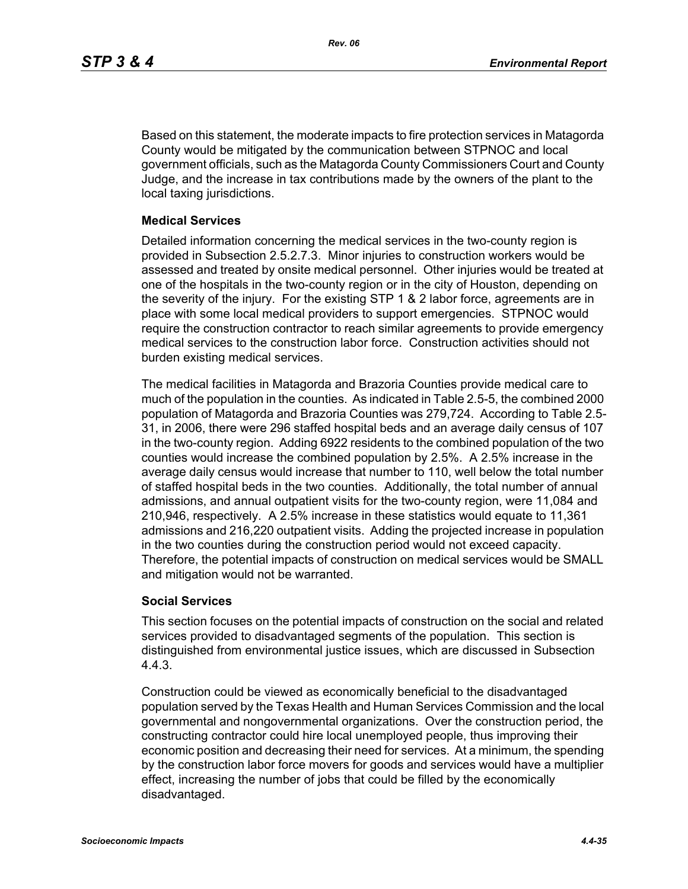Based on this statement, the moderate impacts to fire protection services in Matagorda County would be mitigated by the communication between STPNOC and local government officials, such as the Matagorda County Commissioners Court and County Judge, and the increase in tax contributions made by the owners of the plant to the local taxing jurisdictions.

### Medical Services

Detailed information concerning the medical services in the two-county region is provided in Subsection 2.5.2.7.3. Minor injuries to construction workers would be assessed and treated by onsite medical personnel. Other injuries would be treated at one of the hospitals in the two-county region or in the city of Houston, depending on the severity of the injury. For the existing STP 1 & 2 labor force, agreements are in place with some local medical providers to support emergencies. STPNOC would require the construction contractor to reach similar agreements to provide emergency medical services to the construction labor force. Construction activities should not burden existing medical services.

The medical facilities in Matagorda and Brazoria Counties provide medical care to much of the population in the counties. As indicated in Table 2.5-5, the combined 2000 population of Matagorda and Brazoria Counties was 279,724. According to Table 2.5-31, in 2006, there were 296 staffed hospital beds and an average daily census of 107 in the two-county region. Adding 6922 residents to the combined population of the two counties would increase the combined population by 2.5%. A 2.5% increase in the average daily census would increase that number to 110, well below the total number of staffed hospital beds in the two counties. Additionally, the total number of annual admissions, and annual outpatient visits for the two-county region, were 11,084 and 210,946, respectively. A 2.5% increase in these statistics would equate to 11,361 admissions and 216,220 outpatient visits. Adding the projected increase in population in the two counties during the construction period would not exceed capacity. Therefore, the potential impacts of construction on medical services would be SMALL and mitigation would not be warranted.

### Social Services

This section focuses on the potential impacts of construction on the social and related services provided to disadvantaged segments of the population. This section is distinguished from environmental justice issues, which are discussed in Subsection 4.4.3.

Construction could be viewed as economically beneficial to the disadvantaged population served by the Texas Health and Human Services Commission and the local governmental and nongovernmental organizations. Over the construction period, the constructing contractor could hire local unemployed people, thus improving their economic position and decreasing their need for services. At a minimum, the spending by the construction labor force movers for goods and services would have a multiplier effect, increasing the number of jobs that could be filled by the economically disadvantaged.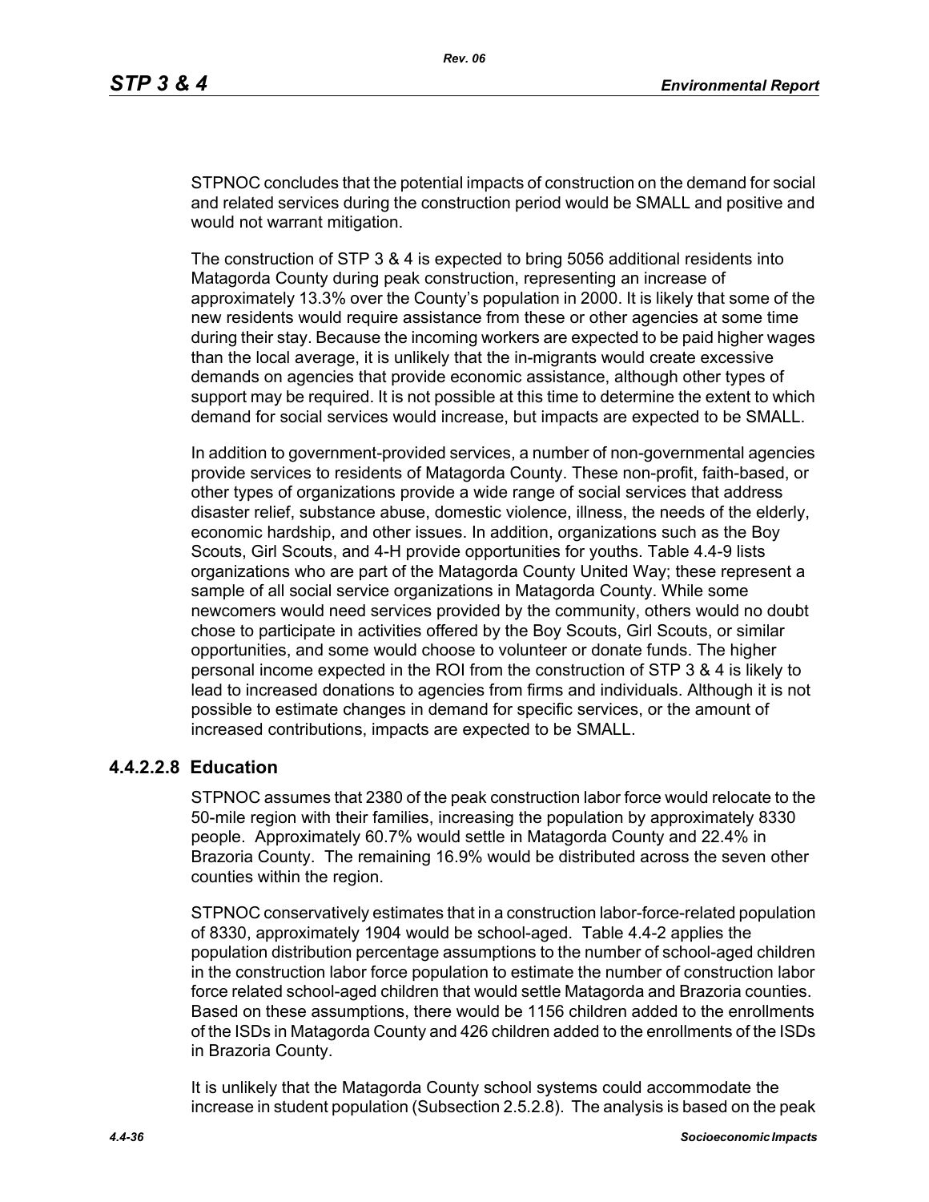STPNOC concludes that the potential impacts of construction on the demand for social and related services during the construction period would be SMALL and positive and would not warrant mitigation.

The construction of STP 3 & 4 is expected to bring 5056 additional residents into Matagorda County during peak construction, representing an increase of approximately 13.3% over the County's population in 2000. It is likely that some of the new residents would require assistance from these or other agencies at some time during their stay. Because the incoming workers are expected to be paid higher wages than the local average, it is unlikely that the in-migrants would create excessive demands on agencies that provide economic assistance, although other types of support may be required. It is not possible at this time to determine the extent to which demand for social services would increase, but impacts are expected to be SMALL.

In addition to government-provided services, a number of non-governmental agencies provide services to residents of Matagorda County. These non-profit, faith-based, or other types of organizations provide a wide range of social services that address disaster relief, substance abuse, domestic violence, illness, the needs of the elderly, economic hardship, and other issues. In addition, organizations such as the Boy Scouts, Girl Scouts, and 4-H provide opportunities for youths. Table 4.4-9 lists organizations who are part of the Matagorda County United Way; these represent a sample of all social service organizations in Matagorda County. While some newcomers would need services provided by the community, others would no doubt chose to participate in activities offered by the Boy Scouts, Girl Scouts, or similar opportunities, and some would choose to volunteer or donate funds. The higher personal income expected in the ROI from the construction of STP 3 & 4 is likely to lead to increased donations to agencies from firms and individuals. Although it is not possible to estimate changes in demand for specific services, or the amount of increased contributions, impacts are expected to be SMALL.

#### 4.4.2.2.8 Education

STPNOC assumes that 2380 of the peak construction labor force would relocate to the 50-mile region with their families, increasing the population by approximately 8330 people. Approximately 60.7% would settle in Matagorda County and 22.4% in Brazoria County. The remaining 16.9% would be distributed across the seven other counties within the region.

STPNOC conservatively estimates that in a construction labor-force-related population of 8330, approximately 1904 would be school-aged. Table 4.4-2 applies the population distribution percentage assumptions to the number of school-aged children in the construction labor force population to estimate the number of construction labor force related school-aged children that would settle Matagorda and Brazoria counties. Based on these assumptions, there would be 1156 children added to the enrollments of the ISDs in Matagorda County and 426 children added to the enrollments of the ISDs in Brazoria County.

It is unlikely that the Matagorda County school systems could accommodate the increase in student population (Subsection 2.5.2.8). The analysis is based on the peak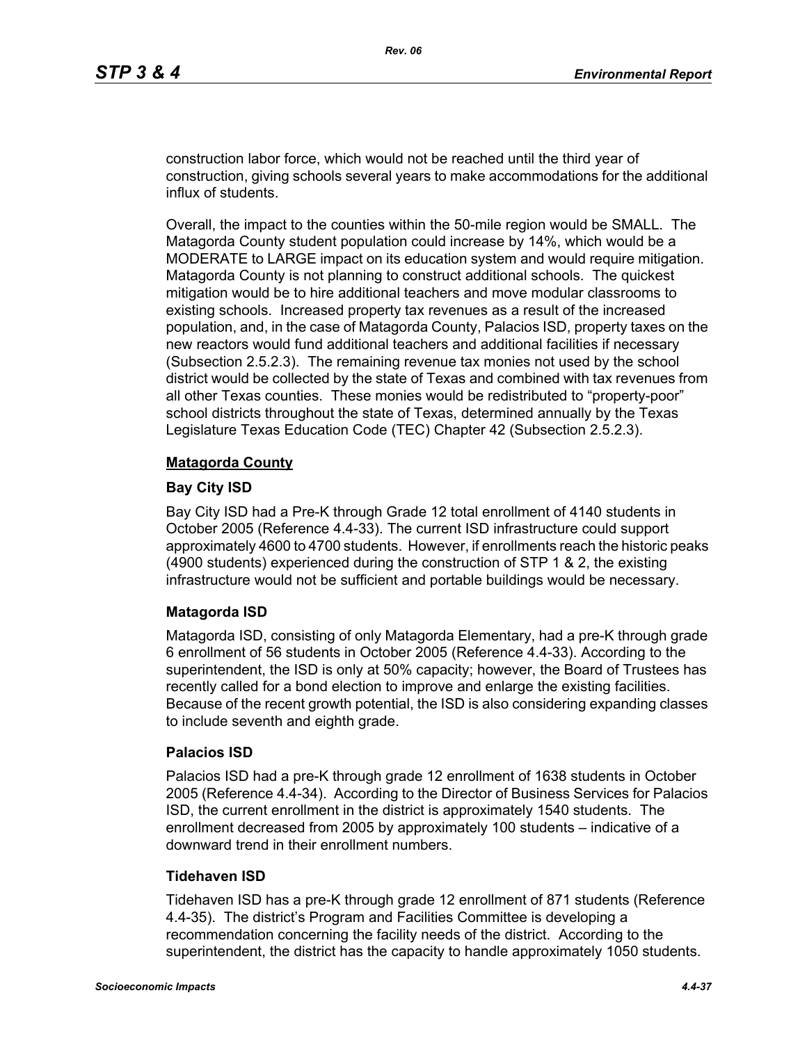construction labor force, which would not be reached until the third year of construction, giving schools several years to make accommodations for the additional influx of students.

Overall, the impact to the counties within the 50-mile region would be SMALL. The Matagorda County student population could increase by 14%, which would be a MODERATE to LARGE impact on its education system and would require mitigation. Matagorda County is not planning to construct additional schools. The quickest mitigation would be to hire additional teachers and move modular classrooms to existing schools. Increased property tax revenues as a result of the increased population, and, in the case of Matagorda County, Palacios ISD, property taxes on the new reactors would fund additional teachers and additional facilities if necessary (Subsection 2.5.2.3). The remaining revenue tax monies not used by the school district would be collected by the state of Texas and combined with tax revenues from all other Texas counties. These monies would be redistributed to "property-poor" school districts throughout the state of Texas, determined annually by the Texas Legislature Texas Education Code (TEC) Chapter 42 (Subsection 2.5.2.3).

## Matagorda County

### Bay City ISD

Bay City ISD had a Pre-K through Grade 12 total enrollment of 4140 students in October 2005 (Reference 4.4-33). The current ISD infrastructure could support approximately 4600 to 4700 students. However, if enrollments reach the historic peaks (4900 students) experienced during the construction of STP 1 & 2, the existing infrastructure would not be sufficient and portable buildings would be necessary.

### Matagorda ISD

Matagorda ISD, consisting of only Matagorda Elementary, had a pre-K through grade 6 enrollment of 56 students in October 2005 (Reference 4.4-33). According to the superintendent, the ISD is only at 50% capacity; however, the Board of Trustees has recently called for a bond election to improve and enlarge the existing facilities. Because of the recent growth potential, the ISD is also considering expanding classes to include seventh and eighth grade.

### Palacios ISD

Palacios ISD had a pre-K through grade 12 enrollment of 1638 students in October 2005 (Reference 4.4-34). According to the Director of Business Services for Palacios ISD, the current enrollment in the district is approximately 1540 students. The enrollment decreased from 2005 by approximately 100 students – indicative of a downward trend in their enrollment numbers.

### Tidehaven ISD

Tidehaven ISD has a pre-K through grade 12 enrollment of 871 students (Reference 4.4-35). The district's Program and Facilities Committee is developing a recommendation concerning the facility needs of the district. According to the superintendent, the district has the capacity to handle approximately 1050 students.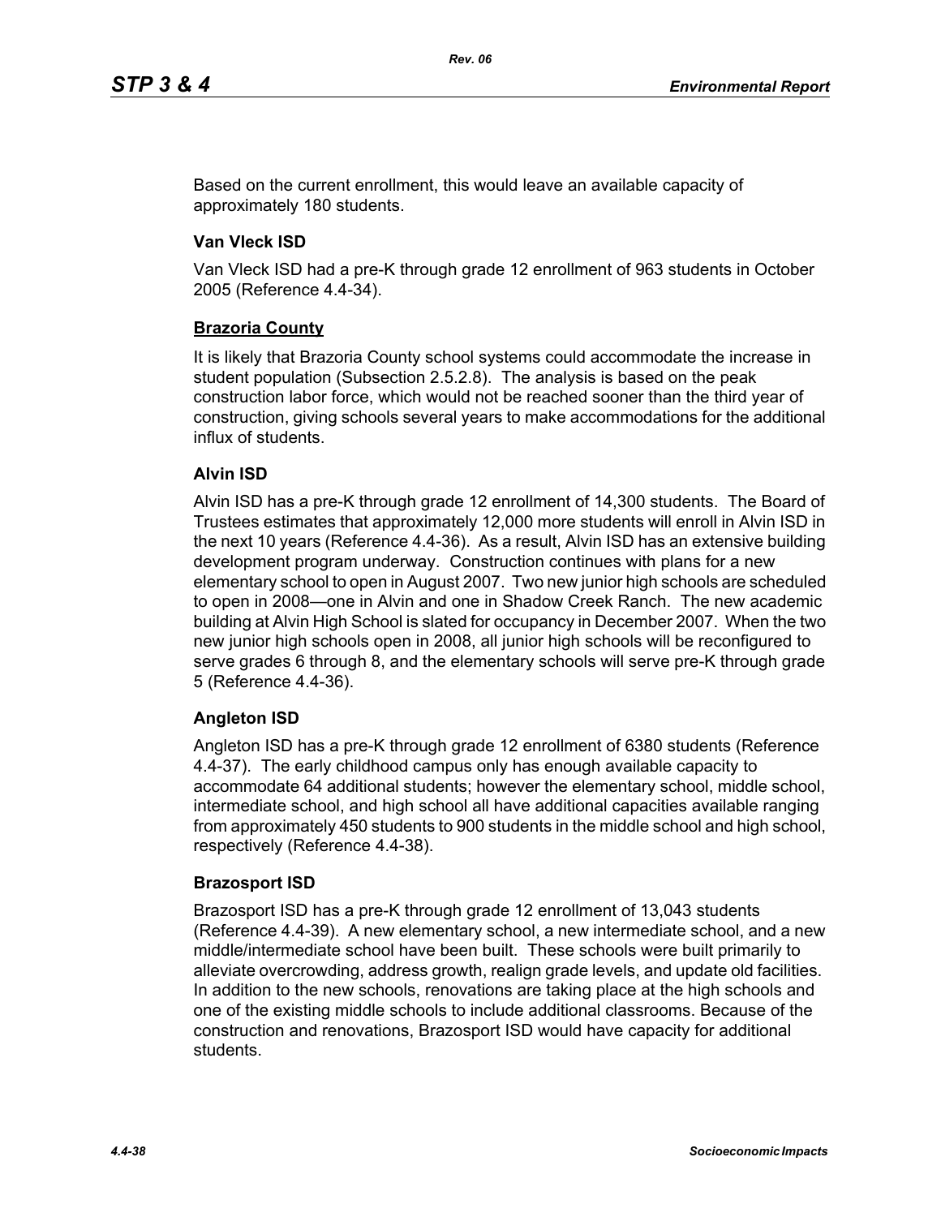Based on the current enrollment, this would leave an available capacity of approximately 180 students.

### Van Vleck ISD

Van Vleck ISD had a pre-K through grade 12 enrollment of 963 students in October 2005 (Reference 4.4-34).

## Brazoria County

It is likely that Brazoria County school systems could accommodate the increase in student population (Subsection 2.5.2.8). The analysis is based on the peak construction labor force, which would not be reached sooner than the third year of construction, giving schools several years to make accommodations for the additional influx of students.

### Alvin ISD

Alvin ISD has a pre-K through grade 12 enrollment of 14,300 students. The Board of Trustees estimates that approximately 12,000 more students will enroll in Alvin ISD in the next 10 years (Reference 4.4-36). As a result, Alvin ISD has an extensive building development program underway. Construction continues with plans for a new elementary school to open in August 2007. Two new junior high schools are scheduled to open in 2008—one in Alvin and one in Shadow Creek Ranch. The new academic building at Alvin High School is slated for occupancy in December 2007. When the two new junior high schools open in 2008, all junior high schools will be reconfigured to serve grades 6 through 8, and the elementary schools will serve pre-K through grade 5 (Reference 4.4-36).

### Angleton ISD

Angleton ISD has a pre-K through grade 12 enrollment of 6380 students (Reference 4.4-37). The early childhood campus only has enough available capacity to accommodate 64 additional students; however the elementary school, middle school, intermediate school, and high school all have additional capacities available ranging from approximately 450 students to 900 students in the middle school and high school, respectively (Reference 4.4-38).

### Brazosport ISD

Brazosport ISD has a pre-K through grade 12 enrollment of 13,043 students (Reference 4.4-39). A new elementary school, a new intermediate school, and a new middle/intermediate school have been built. These schools were built primarily to alleviate overcrowding, address growth, realign grade levels, and update old facilities. In addition to the new schools, renovations are taking place at the high schools and one of the existing middle schools to include additional classrooms. Because of the construction and renovations, Brazosport ISD would have capacity for additional students.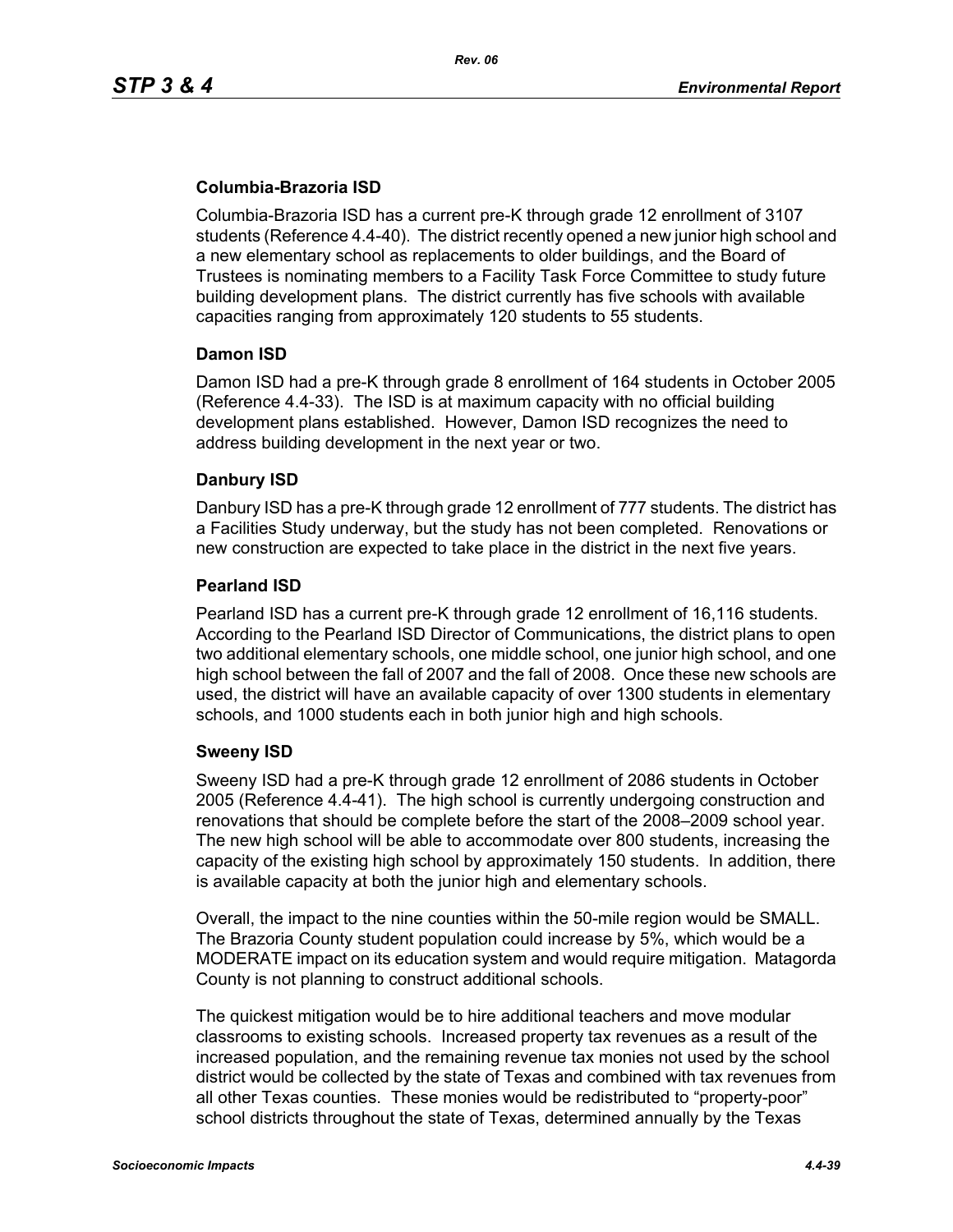### Columbia-Brazoria ISD

Columbia-Brazoria ISD has a current pre-K through grade 12 enrollment of 3107 students (Reference 4.4-40). The district recently opened a new junior high school and a new elementary school as replacements to older buildings, and the Board of Trustees is nominating members to a Facility Task Force Committee to study future building development plans. The district currently has five schools with available capacities ranging from approximately 120 students to 55 students.

### Damon ISD

Damon ISD had a pre-K through grade 8 enrollment of 164 students in October 2005 (Reference 4.4-33). The ISD is at maximum capacity with no official building development plans established. However, Damon ISD recognizes the need to address building development in the next year or two.

### Danbury ISD

Danbury ISD has a pre-K through grade 12 enrollment of 777 students. The district has a Facilities Study underway, but the study has not been completed. Renovations or new construction are expected to take place in the district in the next five years.

### Pearland ISD

Pearland ISD has a current pre-K through grade 12 enrollment of 16,116 students. According to the Pearland ISD Director of Communications, the district plans to open two additional elementary schools, one middle school, one junior high school, and one high school between the fall of 2007 and the fall of 2008. Once these new schools are used, the district will have an available capacity of over 1300 students in elementary schools, and 1000 students each in both junior high and high schools.

### Sweeny ISD

Sweeny ISD had a pre-K through grade 12 enrollment of 2086 students in October 2005 (Reference 4.4-41). The high school is currently undergoing construction and renovations that should be complete before the start of the 2008–2009 school year. The new high school will be able to accommodate over 800 students, increasing the capacity of the existing high school by approximately 150 students. In addition, there is available capacity at both the junior high and elementary schools.

Overall, the impact to the nine counties within the 50-mile region would be SMALL. The Brazoria County student population could increase by 5%, which would be a MODERATE impact on its education system and would require mitigation. Matagorda County is not planning to construct additional schools.

The quickest mitigation would be to hire additional teachers and move modular classrooms to existing schools. Increased property tax revenues as a result of the increased population, and the remaining revenue tax monies not used by the school district would be collected by the state of Texas and combined with tax revenues from all other Texas counties. These monies would be redistributed to "property-poor" school districts throughout the state of Texas, determined annually by the Texas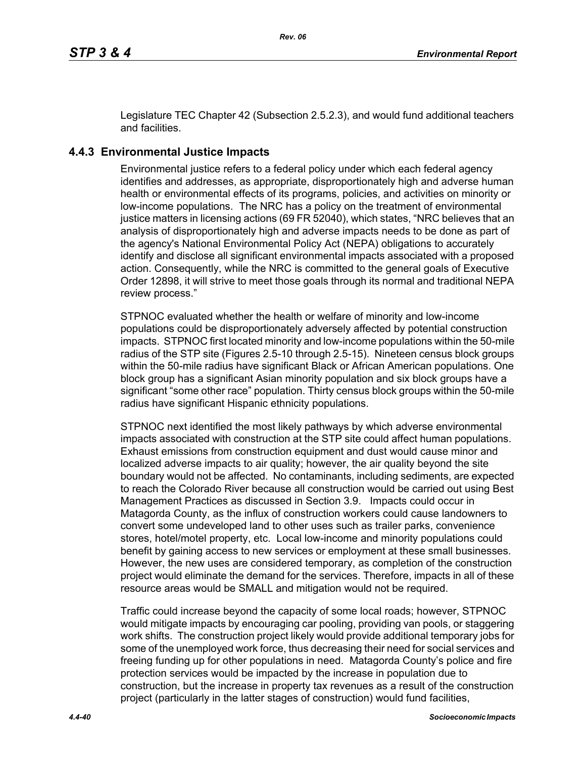Legislature TEC Chapter 42 (Subsection 2.5.2.3), and would fund additional teachers and facilities.

### 4.4.3 Environmental Justice Impacts

Environmental justice refers to a federal policy under which each federal agency identifies and addresses, as appropriate, disproportionately high and adverse human health or environmental effects of its programs, policies, and activities on minority or low-income populations. The NRC has a policy on the treatment of environmental justice matters in licensing actions (69 FR 52040), which states, "NRC believes that an analysis of disproportionately high and adverse impacts needs to be done as part of the agency's National Environmental Policy Act (NEPA) obligations to accurately identify and disclose all significant environmental impacts associated with a proposed action. Consequently, while the NRC is committed to the general goals of Executive Order 12898, it will strive to meet those goals through its normal and traditional NEPA review process."

STPNOC evaluated whether the health or welfare of minority and low-income populations could be disproportionately adversely affected by potential construction impacts. STPNOC first located minority and low-income populations within the 50-mile radius of the STP site (Figures 2.5-10 through 2.5-15). Nineteen census block groups within the 50-mile radius have significant Black or African American populations. One block group has a significant Asian minority population and six block groups have a significant "some other race" population. Thirty census block groups within the 50-mile radius have significant Hispanic ethnicity populations.

STPNOC next identified the most likely pathways by which adverse environmental impacts associated with construction at the STP site could affect human populations. Exhaust emissions from construction equipment and dust would cause minor and localized adverse impacts to air quality; however, the air quality beyond the site boundary would not be affected. No contaminants, including sediments, are expected to reach the Colorado River because all construction would be carried out using Best Management Practices as discussed in Section 3.9. Impacts could occur in Matagorda County, as the influx of construction workers could cause landowners to convert some undeveloped land to other uses such as trailer parks, convenience stores, hotel/motel property, etc. Local low-income and minority populations could benefit by gaining access to new services or employment at these small businesses. However, the new uses are considered temporary, as completion of the construction project would eliminate the demand for the services. Therefore, impacts in all of these resource areas would be SMALL and mitigation would not be required.

Traffic could increase beyond the capacity of some local roads; however, STPNOC would mitigate impacts by encouraging car pooling, providing van pools, or staggering work shifts. The construction project likely would provide additional temporary jobs for some of the unemployed work force, thus decreasing their need for social services and freeing funding up for other populations in need. Matagorda County's police and fire protection services would be impacted by the increase in population due to construction, but the increase in property tax revenues as a result of the construction project (particularly in the latter stages of construction) would fund facilities,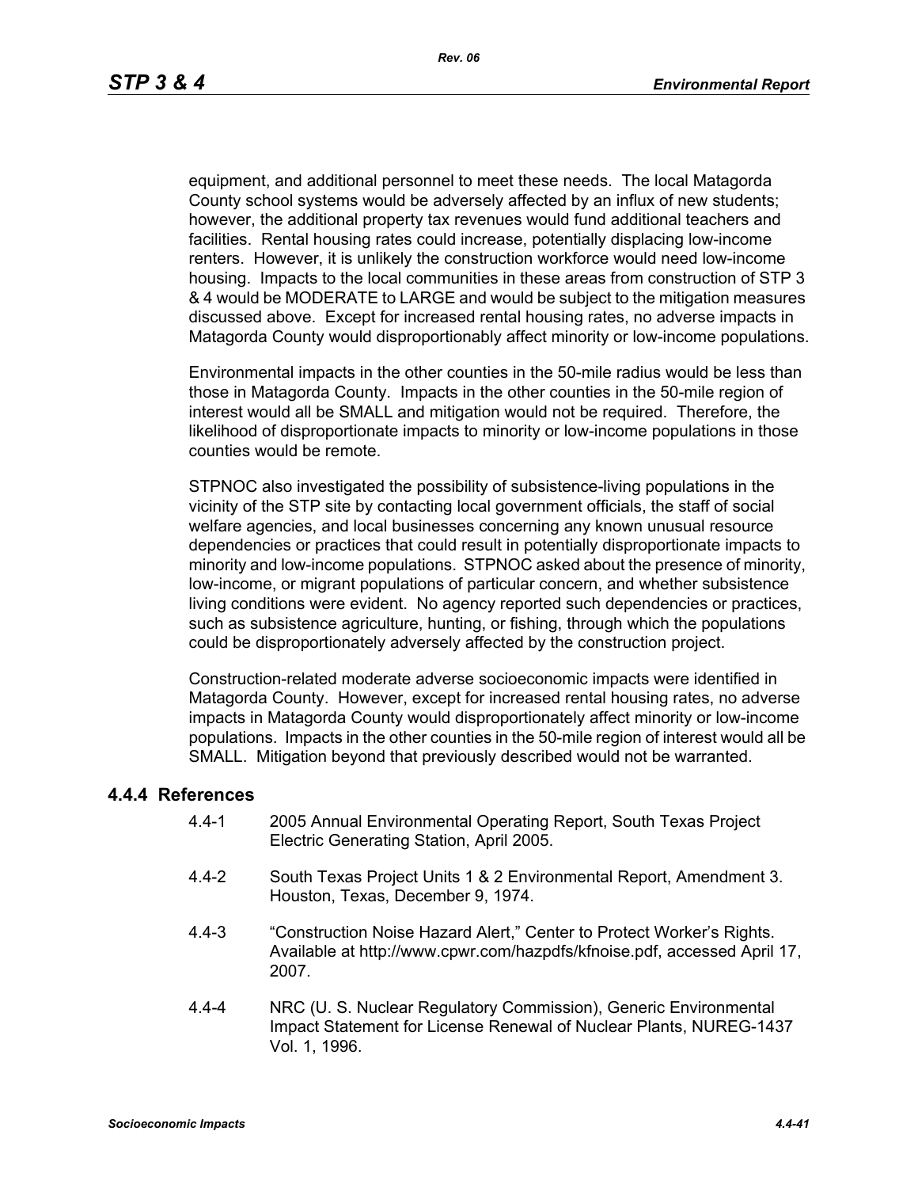equipment, and additional personnel to meet these needs. The local Matagorda County school systems would be adversely affected by an influx of new students; however, the additional property tax revenues would fund additional teachers and facilities. Rental housing rates could increase, potentially displacing low-income renters. However, it is unlikely the construction workforce would need low-income housing. Impacts to the local communities in these areas from construction of STP 3 & 4 would be MODERATE to LARGE and would be subject to the mitigation measures discussed above. Except for increased rental housing rates, no adverse impacts in Matagorda County would disproportionably affect minority or low-income populations.

Environmental impacts in the other counties in the 50-mile radius would be less than those in Matagorda County. Impacts in the other counties in the 50-mile region of interest would all be SMALL and mitigation would not be required. Therefore, the likelihood of disproportionate impacts to minority or low-income populations in those counties would be remote.

STPNOC also investigated the possibility of subsistence-living populations in the vicinity of the STP site by contacting local government officials, the staff of social welfare agencies, and local businesses concerning any known unusual resource dependencies or practices that could result in potentially disproportionate impacts to minority and low-income populations. STPNOC asked about the presence of minority, low-income, or migrant populations of particular concern, and whether subsistence living conditions were evident. No agency reported such dependencies or practices, such as subsistence agriculture, hunting, or fishing, through which the populations could be disproportionately adversely affected by the construction project.

Construction-related moderate adverse socioeconomic impacts were identified in Matagorda County. However, except for increased rental housing rates, no adverse impacts in Matagorda County would disproportionately affect minority or low-income populations. Impacts in the other counties in the 50-mile region of interest would all be SMALL. Mitigation beyond that previously described would not be warranted.

### 4.4.4 References

4.4-1 2005 Annual Environmental Operating Report, South Texas Project Electric Generating Station, April 2005.

4.4-2 South Texas Project Units 1 & 2 Environmental Report, Amendment 3. Houston, Texas, December 9, 1974.

4.4-3 "Construction Noise Hazard Alert," Center to Protect Worker's Rights. Available at http://www.cpwr.com/hazpdfs/kfnoise.pdf, accessed April 17, 2007.

4.4-4 NRC (U. S. Nuclear Regulatory Commission), Generic Environmental Impact Statement for License Renewal of Nuclear Plants, NUREG-1437 Vol. 1, 1996.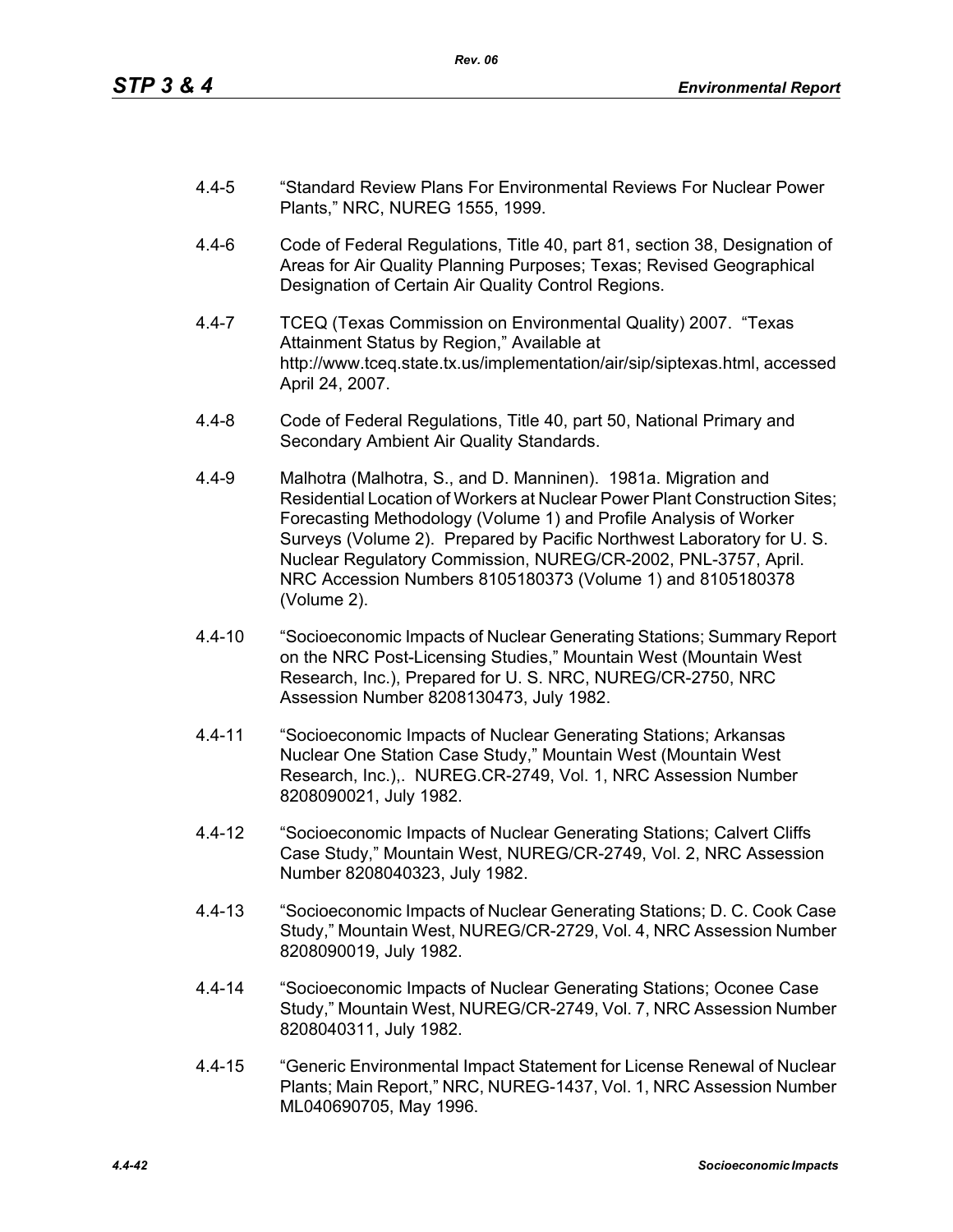4.4-5 "Standard Review Plans For Environmental Reviews For Nuclear Power Plants," NRC, NUREG 1555, 1999.

4.4-6 Code of Federal Regulations, Title 40, part 81, section 38, Designation of Areas for Air Quality Planning Purposes; Texas; Revised Geographical Designation of Certain Air Quality Control Regions.

4.4-7 TCEQ (Texas Commission on Environmental Quality) 2007. "Texas Attainment Status by Region," Available at http://www.tceq.state.tx.us/implementation/air/sip/siptexas.html, accessed April 24, 2007.

4.4-8 Code of Federal Regulations, Title 40, part 50, National Primary and Secondary Ambient Air Quality Standards.

4.4-9 Malhotra (Malhotra, S., and D. Manninen). 1981a. Migration and Residential Location of Workers at Nuclear Power Plant Construction Sites; Forecasting Methodology (Volume 1) and Profile Analysis of Worker Surveys (Volume 2). Prepared by Pacific Northwest Laboratory for U. S. Nuclear Regulatory Commission, NUREG/CR-2002, PNL-3757, April. NRC Accession Numbers 8105180373 (Volume 1) and 8105180378 (Volume 2).

4.4-10 "Socioeconomic Impacts of Nuclear Generating Stations; Summary Report on the NRC Post-Licensing Studies," Mountain West (Mountain West Research, Inc.), Prepared for U. S. NRC, NUREG/CR-2750, NRC Assession Number 8208130473, July 1982.

4.4-11 "Socioeconomic Impacts of Nuclear Generating Stations; Arkansas Nuclear One Station Case Study," Mountain West (Mountain West Research, Inc.),. NUREG.CR-2749, Vol. 1, NRC Assession Number 8208090021, July 1982.

4.4-12 "Socioeconomic Impacts of Nuclear Generating Stations; Calvert Cliffs Case Study," Mountain West, NUREG/CR-2749, Vol. 2, NRC Assession Number 8208040323, July 1982.

4.4-13 "Socioeconomic Impacts of Nuclear Generating Stations; D. C. Cook Case Study," Mountain West, NUREG/CR-2729, Vol. 4, NRC Assession Number 8208090019, July 1982.

4.4-14 "Socioeconomic Impacts of Nuclear Generating Stations; Oconee Case Study," Mountain West, NUREG/CR-2749, Vol. 7, NRC Assession Number 8208040311, July 1982.

4.4-15 "Generic Environmental Impact Statement for License Renewal of Nuclear Plants; Main Report," NRC, NUREG-1437, Vol. 1, NRC Assession Number ML040690705, May 1996.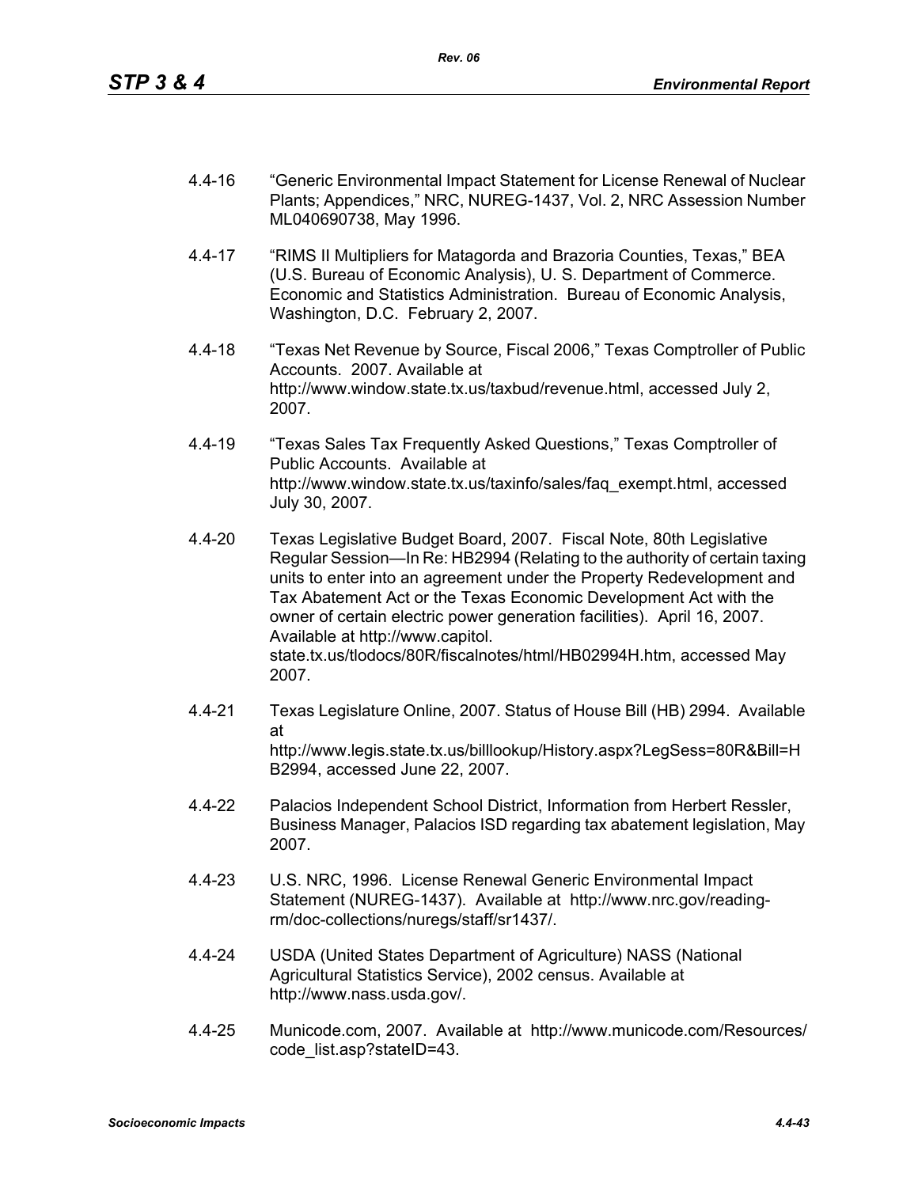4.4-16 "Generic Environmental Impact Statement for License Renewal of Nuclear Plants; Appendices," NRC, NUREG-1437, Vol. 2, NRC Assession Number ML040690738, May 1996.

4.4-17 "RIMS II Multipliers for Matagorda and Brazoria Counties, Texas," BEA (U.S. Bureau of Economic Analysis), U. S. Department of Commerce. Economic and Statistics Administration. Bureau of Economic Analysis, Washington, D.C. February 2, 2007.

4.4-18 "Texas Net Revenue by Source, Fiscal 2006," Texas Comptroller of Public Accounts. 2007. Available at http://www.window.state.tx.us/taxbud/revenue.html, accessed July 2, 2007.

4.4-19 "Texas Sales Tax Frequently Asked Questions," Texas Comptroller of Public Accounts. Available at http://www.window.state.tx.us/taxinfo/sales/faq_exempt.html, accessed July 30, 2007.

4.4-20 Texas Legislative Budget Board, 2007. Fiscal Note, 80th Legislative Regular Session—In Re: HB2994 (Relating to the authority of certain taxing units to enter into an agreement under the Property Redevelopment and Tax Abatement Act or the Texas Economic Development Act with the owner of certain electric power generation facilities). April 16, 2007. Available at http://www.capitol.state.tx.us/tlodocs/80R/fiscalnotes/html/HB02994H.htm, accessed May 2007.

4.4-21 Texas Legislature Online, 2007. Status of House Bill (HB) 2994. Available at http://www.legis.state.tx.us/billlookup/History.aspx?LegSess=80R&Bill=HB2994, accessed June 22, 2007.

4.4-22 Palacios Independent School District, Information from Herbert Ressler, Business Manager, Palacios ISD regarding tax abatement legislation, May 2007.

4.4-23 U.S. NRC, 1996. License Renewal Generic Environmental Impact Statement (NUREG-1437). Available at http://www.nrc.gov/reading-rm/doc-collections/nuregs/staff/sr1437/.

4.4-24 USDA (United States Department of Agriculture) NASS (National Agricultural Statistics Service), 2002 census. Available at http://www.nass.usda.gov/.

4.4-25 Municode.com, 2007. Available at http://www.municode.com/Resources/code_list.asp?stateID=43.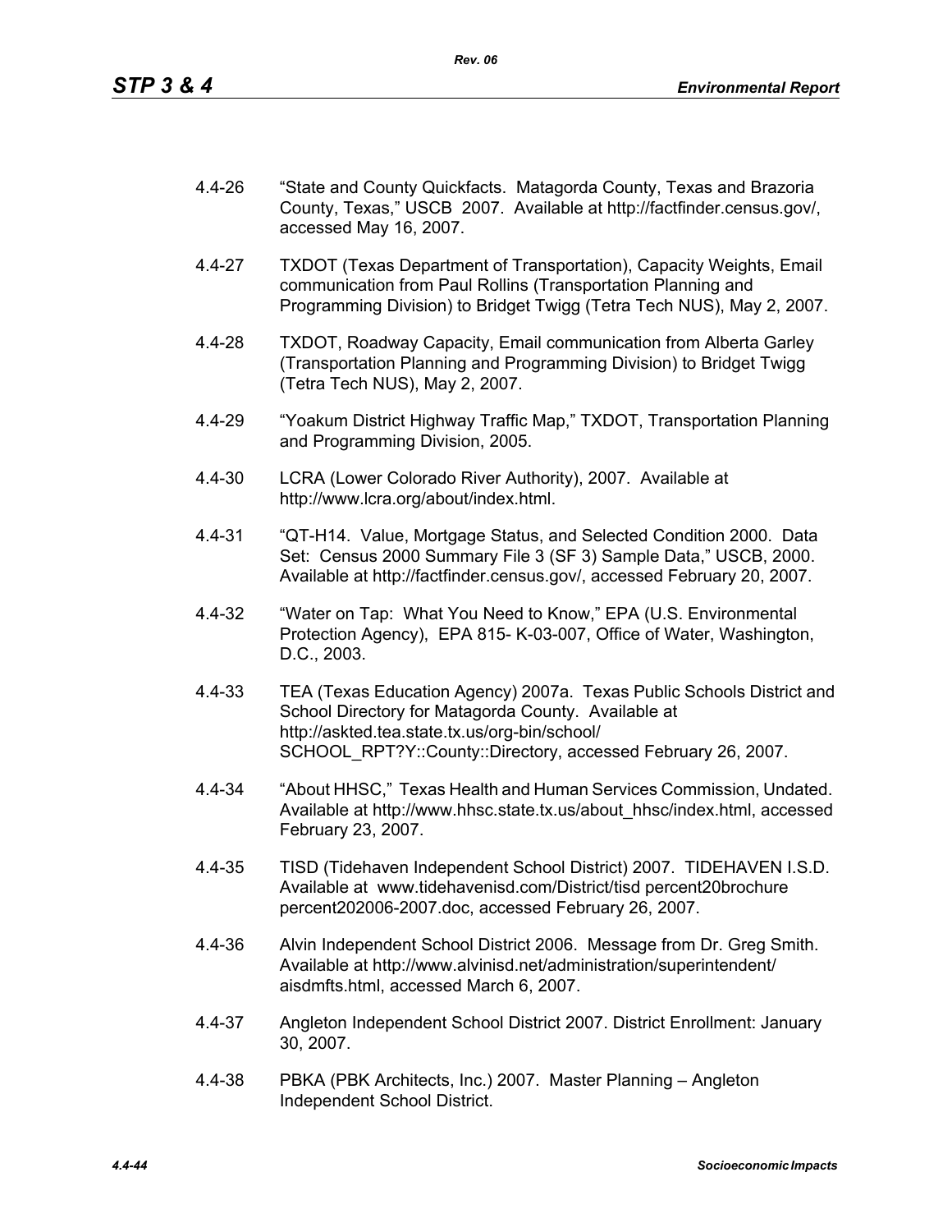4.4-26 "State and County Quickfacts. Matagorda County, Texas and Brazoria County, Texas," USCB 2007. Available at http://factfinder.census.gov/, accessed May 16, 2007.

4.4-27 TXDOT (Texas Department of Transportation), Capacity Weights, Email communication from Paul Rollins (Transportation Planning and Programming Division) to Bridget Twigg (Tetra Tech NUS), May 2, 2007.

4.4-28 TXDOT, Roadway Capacity, Email communication from Alberta Garley (Transportation Planning and Programming Division) to Bridget Twigg (Tetra Tech NUS), May 2, 2007.

4.4-29 "Yoakum District Highway Traffic Map," TXDOT, Transportation Planning and Programming Division, 2005.

4.4-30 LCRA (Lower Colorado River Authority), 2007. Available at http://www.lcra.org/about/index.html.

4.4-31 "QT-H14. Value, Mortgage Status, and Selected Condition 2000. Data Set: Census 2000 Summary File 3 (SF 3) Sample Data," USCB, 2000. Available at http://factfinder.census.gov/, accessed February 20, 2007.

4.4-32 "Water on Tap: What You Need to Know," EPA (U.S. Environmental Protection Agency), EPA 815- K-03-007, Office of Water, Washington, D.C., 2003.

4.4-33 TEA (Texas Education Agency) 2007a. Texas Public Schools District and School Directory for Matagorda County. Available at http://askted.tea.state.tx.us/org-bin/school/SCHOOL_RPT?Y::County::Directory, accessed February 26, 2007.

4.4-34 "About HHSC," Texas Health and Human Services Commission, Undated. Available at http://www.hhsc.state.tx.us/about_hhsc/index.html, accessed February 23, 2007.

4.4-35 TISD (Tidehaven Independent School District) 2007. TIDEHAVEN I.S.D. Available at www.tidehavenisd.com/District/tisd percent20brochure percent202006-2007.doc, accessed February 26, 2007.

4.4-36 Alvin Independent School District 2006. Message from Dr. Greg Smith. Available at http://www.alvinisd.net/administration/superintendent/aisdmfts.html, accessed March 6, 2007.

4.4-37 Angleton Independent School District 2007. District Enrollment: January 30, 2007.

4.4-38 PBKA (PBK Architects, Inc.) 2007. Master Planning – Angleton Independent School District.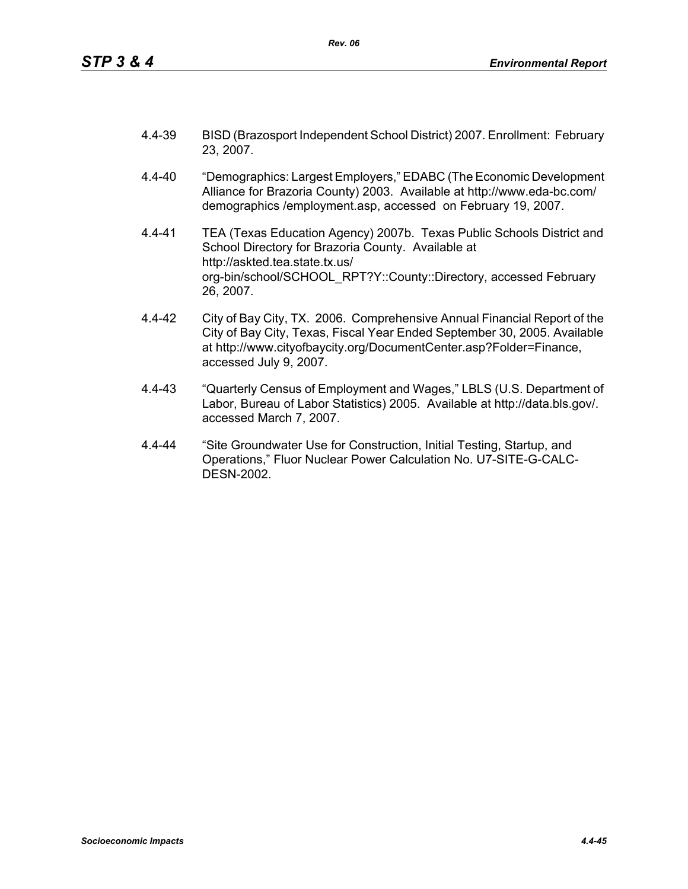4.4-39 BISD (Brazosport Independent School District) 2007. Enrollment: February 23, 2007.

4.4-40 "Demographics: Largest Employers," EDABC (The Economic Development Alliance for Brazoria County) 2003. Available at http://www.eda-bc.com/demographics /employment.asp, accessed on February 19, 2007.

4.4-41 TEA (Texas Education Agency) 2007b. Texas Public Schools District and School Directory for Brazoria County. Available at http://askted.tea.state.tx.us/org-bin/school/SCHOOL_RPT?Y::County::Directory, accessed February 26, 2007.

4.4-42 City of Bay City, TX. 2006. Comprehensive Annual Financial Report of the City of Bay City, Texas, Fiscal Year Ended September 30, 2005. Available at http://www.cityofbaycity.org/DocumentCenter.asp?Folder=Finance, accessed July 9, 2007.

4.4-43 "Quarterly Census of Employment and Wages," LBLS (U.S. Department of Labor, Bureau of Labor Statistics) 2005. Available at http://data.bls.gov/. accessed March 7, 2007.

4.4-44 "Site Groundwater Use for Construction, Initial Testing, Startup, and Operations," Fluor Nuclear Power Calculation No. U7-SITE-G-CALC-DESN-2002.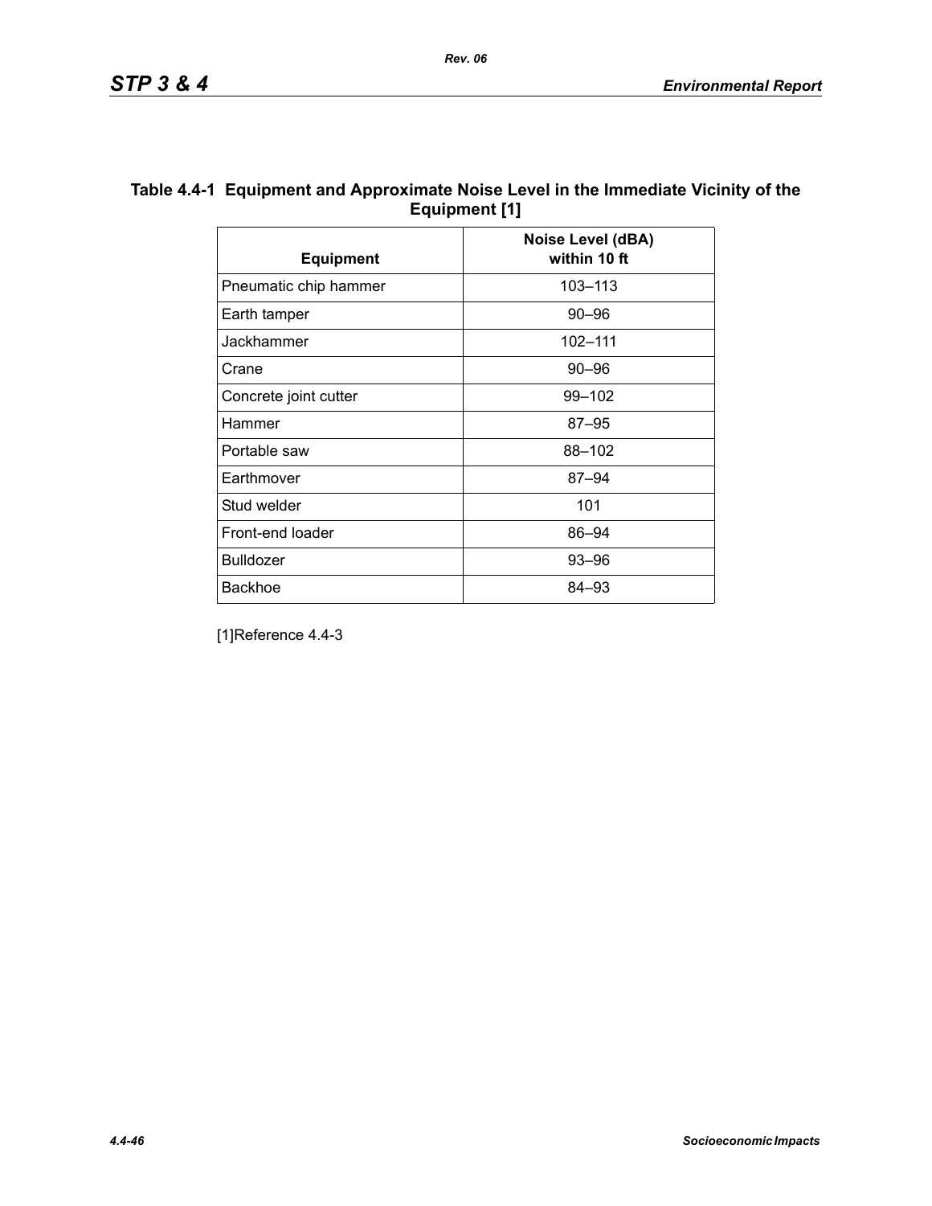**Table 4.4-1 Equipment and Approximate Noise Level in the Immediate Vicinity of the Equipment [1]**

| Equipment | Noise Level (dBA) within 10 ft |
|---|---|
| Pneumatic chip hammer | 103–113 |
| Earth tamper | 90–96 |
| Jackhammer | 102–111 |
| Crane | 90–96 |
| Concrete joint cutter | 99–102 |
| Hammer | 87–95 |
| Portable saw | 88–102 |
| Earthmover | 87–94 |
| Stud welder | 101 |
| Front-end loader | 86–94 |
| Bulldozer | 93–96 |
| Backhoe | 84–93 |

[1]Reference 4.4-3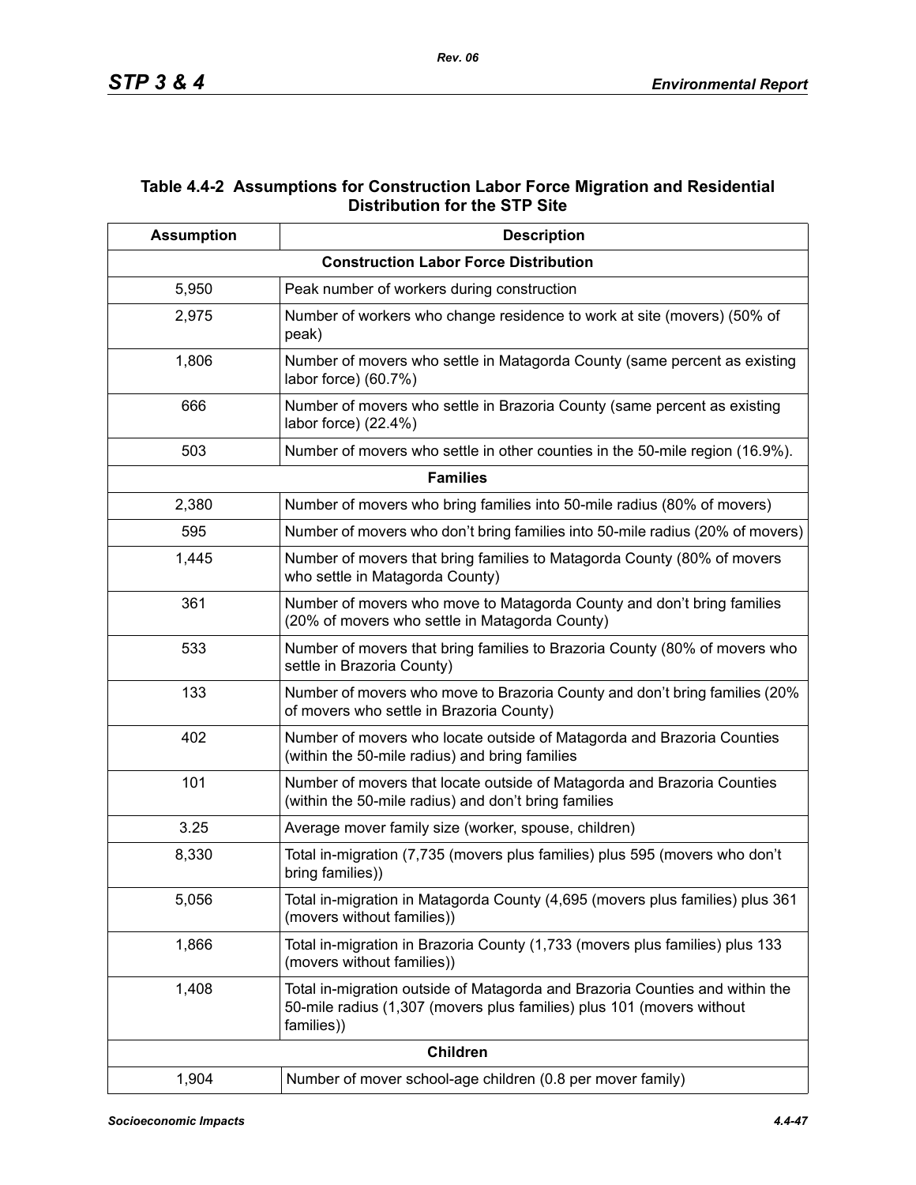## Table 4.4-2 Assumptions for Construction Labor Force Migration and Residential Distribution for the STP Site

| Assumption | Description |
|---|---|
| **Construction Labor Force Distribution** | |
| 5,950 | Peak number of workers during construction |
| 2,975 | Number of workers who change residence to work at site (movers) (50% of peak) |
| 1,806 | Number of movers who settle in Matagorda County (same percent as existing labor force) (60.7%) |
| 666 | Number of movers who settle in Brazoria County (same percent as existing labor force) (22.4%) |
| 503 | Number of movers who settle in other counties in the 50-mile region (16.9%). |
| **Families** | |
| 2,380 | Number of movers who bring families into 50-mile radius (80% of movers) |
| 595 | Number of movers who don't bring families into 50-mile radius (20% of movers) |
| 1,445 | Number of movers that bring families to Matagorda County (80% of movers who settle in Matagorda County) |
| 361 | Number of movers who move to Matagorda County and don't bring families (20% of movers who settle in Matagorda County) |
| 533 | Number of movers that bring families to Brazoria County (80% of movers who settle in Brazoria County) |
| 133 | Number of movers who move to Brazoria County and don't bring families (20% of movers who settle in Brazoria County) |
| 402 | Number of movers who locate outside of Matagorda and Brazoria Counties (within the 50-mile radius) and bring families |
| 101 | Number of movers that locate outside of Matagorda and Brazoria Counties (within the 50-mile radius) and don't bring families |
| 3.25 | Average mover family size (worker, spouse, children) |
| 8,330 | Total in-migration (7,735 (movers plus families) plus 595 (movers who don't bring families)) |
| 5,056 | Total in-migration in Matagorda County (4,695 (movers plus families) plus 361 (movers without families)) |
| 1,866 | Total in-migration in Brazoria County (1,733 (movers plus families) plus 133 (movers without families)) |
| 1,408 | Total in-migration outside of Matagorda and Brazoria Counties and within the 50-mile radius (1,307 (movers plus families) plus 101 (movers without families)) |
| **Children** | |
| 1,904 | Number of mover school-age children (0.8 per mover family) |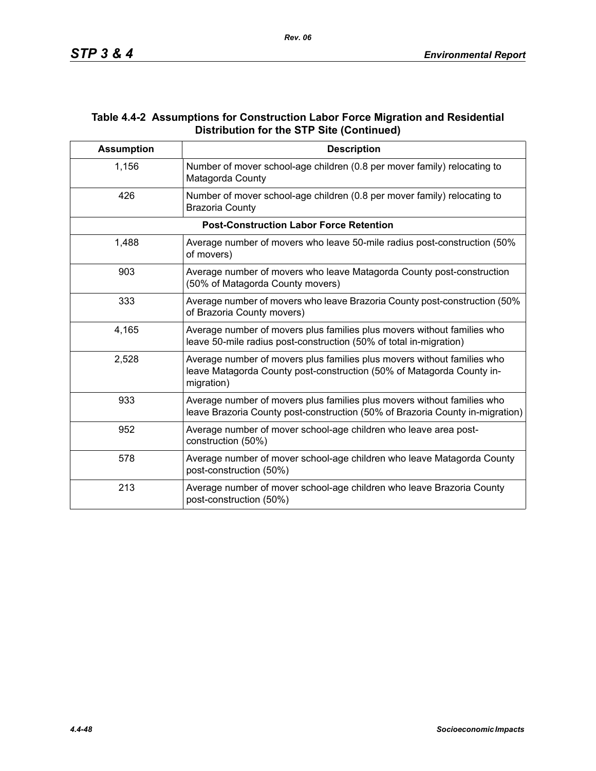## Table 4.4-2 Assumptions for Construction Labor Force Migration and Residential Distribution for the STP Site (Continued)

| Assumption | Description |
|---|---|
| 1,156 | Number of mover school-age children (0.8 per mover family) relocating to Matagorda County |
| 426 | Number of mover school-age children (0.8 per mover family) relocating to Brazoria County |
| **Post-Construction Labor Force Retention** | |
| 1,488 | Average number of movers who leave 50-mile radius post-construction (50% of movers) |
| 903 | Average number of movers who leave Matagorda County post-construction (50% of Matagorda County movers) |
| 333 | Average number of movers who leave Brazoria County post-construction (50% of Brazoria County movers) |
| 4,165 | Average number of movers plus families plus movers without families who leave 50-mile radius post-construction (50% of total in-migration) |
| 2,528 | Average number of movers plus families plus movers without families who leave Matagorda County post-construction (50% of Matagorda County in-migration) |
| 933 | Average number of movers plus families plus movers without families who leave Brazoria County post-construction (50% of Brazoria County in-migration) |
| 952 | Average number of mover school-age children who leave area post-construction (50%) |
| 578 | Average number of mover school-age children who leave Matagorda County post-construction (50%) |
| 213 | Average number of mover school-age children who leave Brazoria County post-construction (50%) |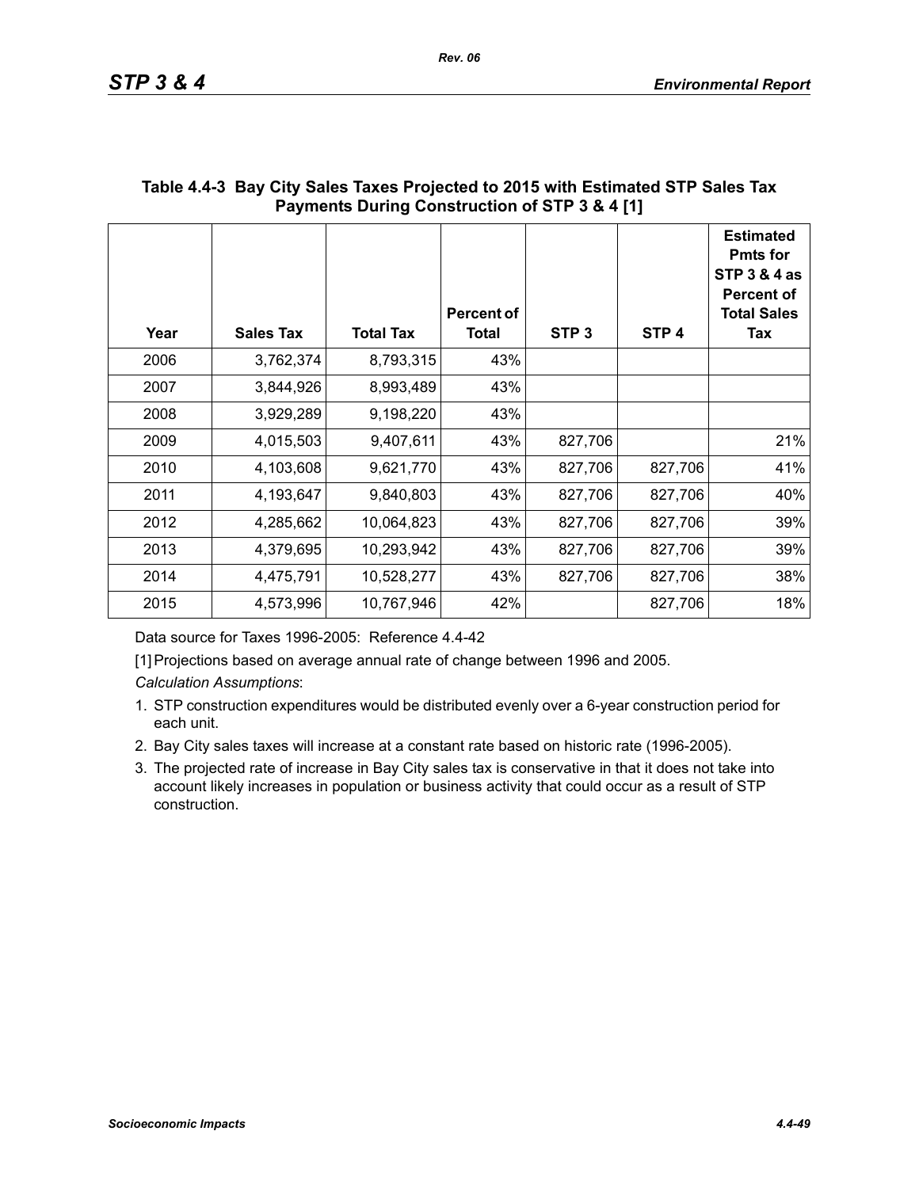**Table 4.4-3 Bay City Sales Taxes Projected to 2015 with Estimated STP Sales Tax Payments During Construction of STP 3 & 4 [1]**

| Year | Sales Tax | Total Tax | Percent of Total | STP 3 | STP 4 | Estimated Pmts for STP 3 & 4 as Percent of Total Sales Tax |
|---|---|---|---|---|---|---|
| 2006 | 3,762,374 | 8,793,315 | 43% | | | |
| 2007 | 3,844,926 | 8,993,489 | 43% | | | |
| 2008 | 3,929,289 | 9,198,220 | 43% | | | |
| 2009 | 4,015,503 | 9,407,611 | 43% | 827,706 | | 21% |
| 2010 | 4,103,608 | 9,621,770 | 43% | 827,706 | 827,706 | 41% |
| 2011 | 4,193,647 | 9,840,803 | 43% | 827,706 | 827,706 | 40% |
| 2012 | 4,285,662 | 10,064,823 | 43% | 827,706 | 827,706 | 39% |
| 2013 | 4,379,695 | 10,293,942 | 43% | 827,706 | 827,706 | 39% |
| 2014 | 4,475,791 | 10,528,277 | 43% | 827,706 | 827,706 | 38% |
| 2015 | 4,573,996 | 10,767,946 | 42% | | 827,706 | 18% |

Data source for Taxes 1996-2005: Reference 4.4-42

[1] Projections based on average annual rate of change between 1996 and 2005.

*Calculation Assumptions*:

1. STP construction expenditures would be distributed evenly over a 6-year construction period for each unit.
2. Bay City sales taxes will increase at a constant rate based on historic rate (1996-2005).
3. The projected rate of increase in Bay City sales tax is conservative in that it does not take into account likely increases in population or business activity that could occur as a result of STP construction.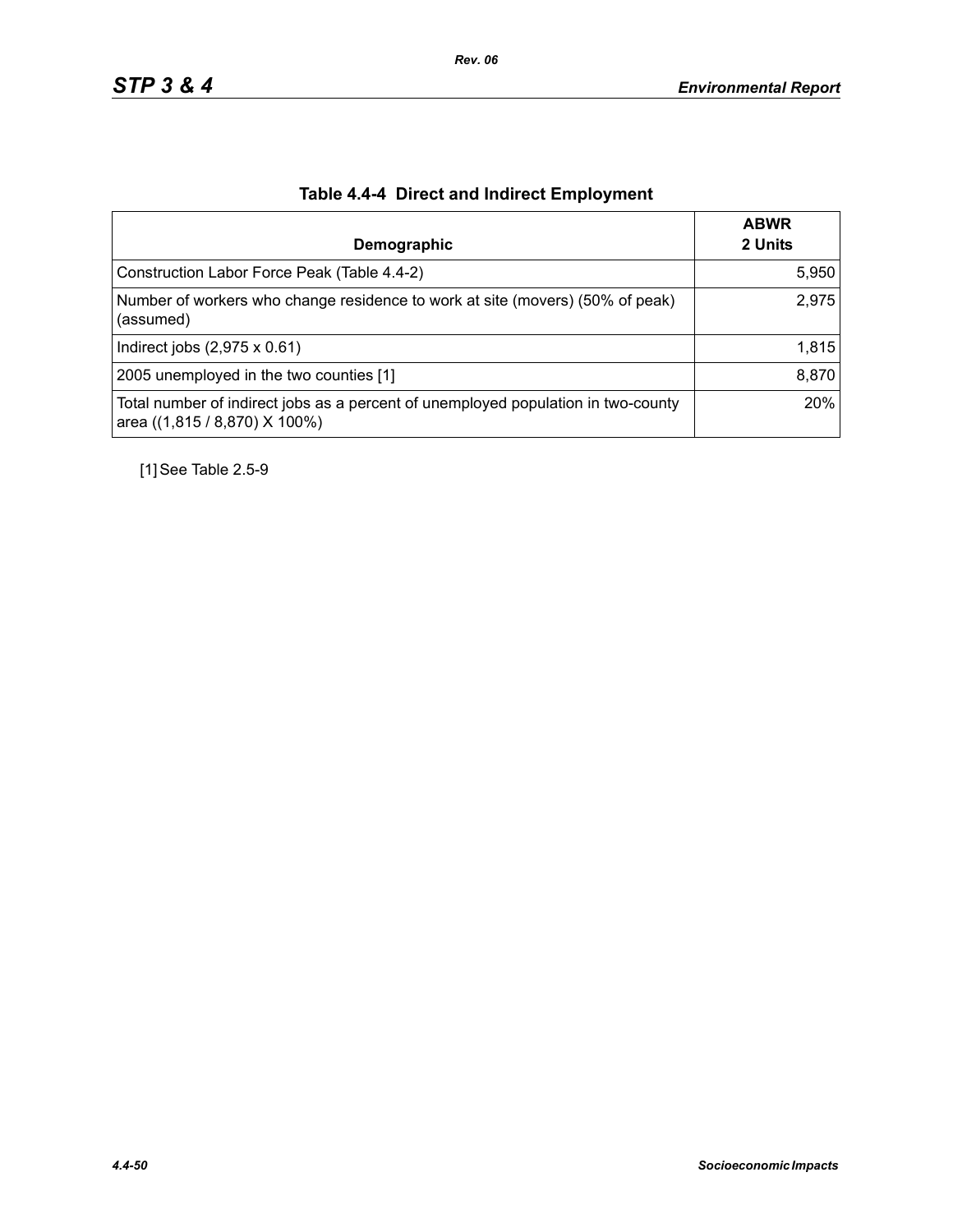## Table 4.4-4 Direct and Indirect Employment

| Demographic | ABWR 2 Units |
|---|---|
| Construction Labor Force Peak (Table 4.4-2) | 5,950 |
| Number of workers who change residence to work at site (movers) (50% of peak) (assumed) | 2,975 |
| Indirect jobs (2,975 x 0.61) | 1,815 |
| 2005 unemployed in the two counties [1] | 8,870 |
| Total number of indirect jobs as a percent of unemployed population in two-county area ((1,815 / 8,870) X 100%) | 20% |

[1] See Table 2.5-9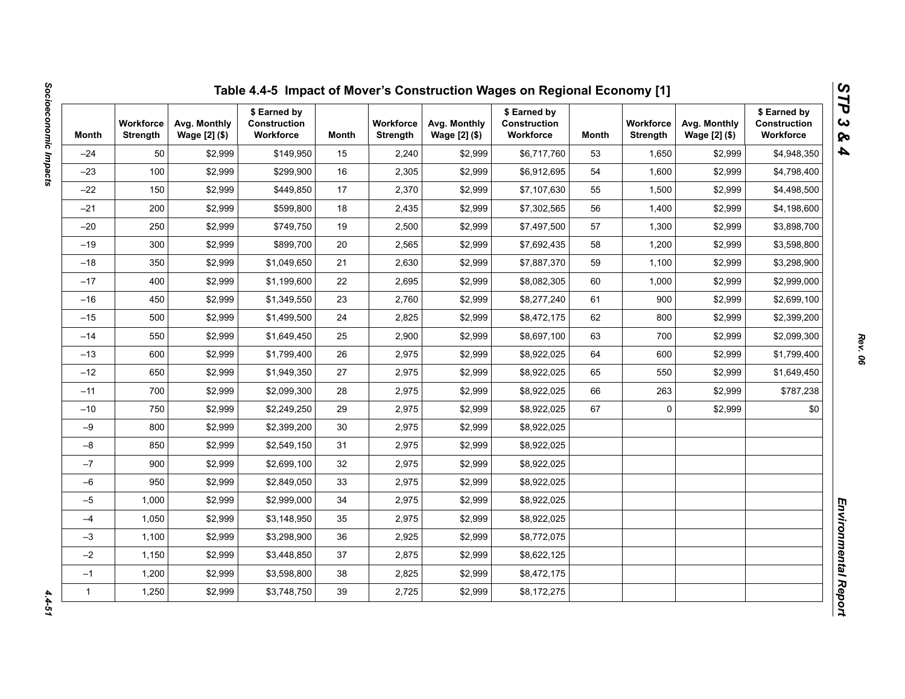## Table 4.4-5 Impact of Mover's Construction Wages on Regional Economy [1]

| Month | Workforce Strength | Avg. Monthly Wage [2] ($) | $ Earned by Construction Workforce | Month | Workforce Strength | Avg. Monthly Wage [2] ($) | $ Earned by Construction Workforce | Month | Workforce Strength | Avg. Monthly Wage [2] ($) | $ Earned by Construction Workforce |
|---|---|---|---|---|---|---|---|---|---|---|---|
| –24 | 50 | $2,999 | $149,950 | 15 | 2,240 | $2,999 | $6,717,760 | 53 | 1,650 | $2,999 | $4,948,350 |
| –23 | 100 | $2,999 | $299,900 | 16 | 2,305 | $2,999 | $6,912,695 | 54 | 1,600 | $2,999 | $4,798,400 |
| –22 | 150 | $2,999 | $449,850 | 17 | 2,370 | $2,999 | $7,107,630 | 55 | 1,500 | $2,999 | $4,498,500 |
| –21 | 200 | $2,999 | $599,800 | 18 | 2,435 | $2,999 | $7,302,565 | 56 | 1,400 | $2,999 | $4,198,600 |
| –20 | 250 | $2,999 | $749,750 | 19 | 2,500 | $2,999 | $7,497,500 | 57 | 1,300 | $2,999 | $3,898,700 |
| –19 | 300 | $2,999 | $899,700 | 20 | 2,565 | $2,999 | $7,692,435 | 58 | 1,200 | $2,999 | $3,598,800 |
| –18 | 350 | $2,999 | $1,049,650 | 21 | 2,630 | $2,999 | $7,887,370 | 59 | 1,100 | $2,999 | $3,298,900 |
| –17 | 400 | $2,999 | $1,199,600 | 22 | 2,695 | $2,999 | $8,082,305 | 60 | 1,000 | $2,999 | $2,999,000 |
| –16 | 450 | $2,999 | $1,349,550 | 23 | 2,760 | $2,999 | $8,277,240 | 61 | 900 | $2,999 | $2,699,100 |
| –15 | 500 | $2,999 | $1,499,500 | 24 | 2,825 | $2,999 | $8,472,175 | 62 | 800 | $2,999 | $2,399,200 |
| –14 | 550 | $2,999 | $1,649,450 | 25 | 2,900 | $2,999 | $8,697,100 | 63 | 700 | $2,999 | $2,099,300 |
| –13 | 600 | $2,999 | $1,799,400 | 26 | 2,975 | $2,999 | $8,922,025 | 64 | 600 | $2,999 | $1,799,400 |
| –12 | 650 | $2,999 | $1,949,350 | 27 | 2,975 | $2,999 | $8,922,025 | 65 | 550 | $2,999 | $1,649,450 |
| –11 | 700 | $2,999 | $2,099,300 | 28 | 2,975 | $2,999 | $8,922,025 | 66 | 263 | $2,999 | $787,238 |
| –10 | 750 | $2,999 | $2,249,250 | 29 | 2,975 | $2,999 | $8,922,025 | 67 | 0 | $2,999 | $0 |
| –9 | 800 | $2,999 | $2,399,200 | 30 | 2,975 | $2,999 | $8,922,025 | | | | |
| –8 | 850 | $2,999 | $2,549,150 | 31 | 2,975 | $2,999 | $8,922,025 | | | | |
| –7 | 900 | $2,999 | $2,699,100 | 32 | 2,975 | $2,999 | $8,922,025 | | | | |
| –6 | 950 | $2,999 | $2,849,050 | 33 | 2,975 | $2,999 | $8,922,025 | | | | |
| –5 | 1,000 | $2,999 | $2,999,000 | 34 | 2,975 | $2,999 | $8,922,025 | | | | |
| –4 | 1,050 | $2,999 | $3,148,950 | 35 | 2,975 | $2,999 | $8,922,025 | | | | |
| –3 | 1,100 | $2,999 | $3,298,900 | 36 | 2,925 | $2,999 | $8,772,075 | | | | |
| –2 | 1,150 | $2,999 | $3,448,850 | 37 | 2,875 | $2,999 | $8,622,125 | | | | |
| –1 | 1,200 | $2,999 | $3,598,800 | 38 | 2,825 | $2,999 | $8,472,175 | | | | |
| 1 | 1,250 | $2,999 | $3,748,750 | 39 | 2,725 | $2,999 | $8,172,275 | | | | |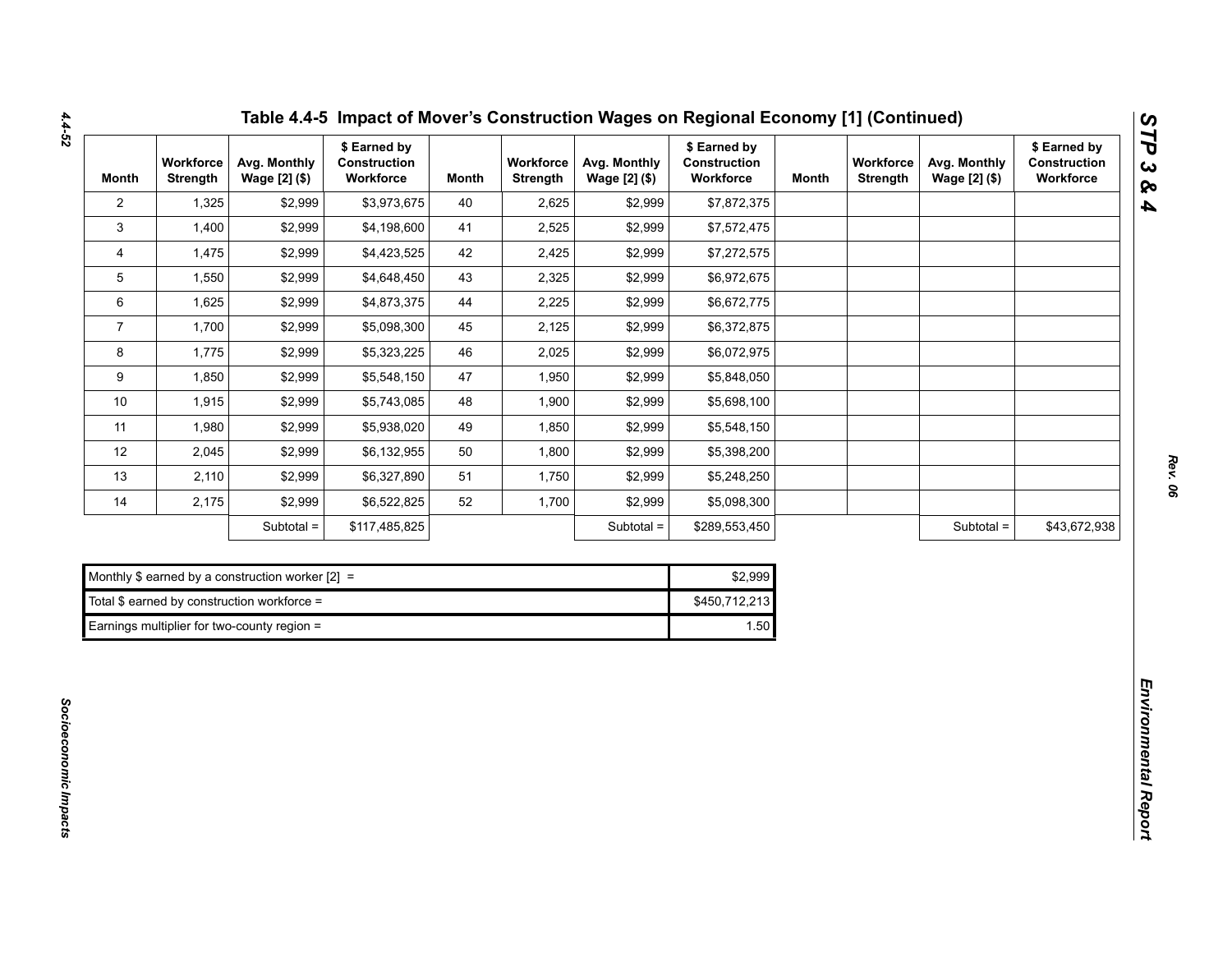# Table 4.4-5 Impact of Mover's Construction Wages on Regional Economy [1] (Continued)

| Month | Workforce Strength | Avg. Monthly Wage [2] ($) | $ Earned by Construction Workforce | Month | Workforce Strength | Avg. Monthly Wage [2] ($) | $ Earned by Construction Workforce | Month | Workforce Strength | Avg. Monthly Wage [2] ($) | $ Earned by Construction Workforce |
|---|---|---|---|---|---|---|---|---|---|---|---|
| 2 | 1,325 | $2,999 | $3,973,675 | 40 | 2,625 | $2,999 | $7,872,375 | | | | |
| 3 | 1,400 | $2,999 | $4,198,600 | 41 | 2,525 | $2,999 | $7,572,475 | | | | |
| 4 | 1,475 | $2,999 | $4,423,525 | 42 | 2,425 | $2,999 | $7,272,575 | | | | |
| 5 | 1,550 | $2,999 | $4,648,450 | 43 | 2,325 | $2,999 | $6,972,675 | | | | |
| 6 | 1,625 | $2,999 | $4,873,375 | 44 | 2,225 | $2,999 | $6,672,775 | | | | |
| 7 | 1,700 | $2,999 | $5,098,300 | 45 | 2,125 | $2,999 | $6,372,875 | | | | |
| 8 | 1,775 | $2,999 | $5,323,225 | 46 | 2,025 | $2,999 | $6,072,975 | | | | |
| 9 | 1,850 | $2,999 | $5,548,150 | 47 | 1,950 | $2,999 | $5,848,050 | | | | |
| 10 | 1,915 | $2,999 | $5,743,085 | 48 | 1,900 | $2,999 | $5,698,100 | | | | |
| 11 | 1,980 | $2,999 | $5,938,020 | 49 | 1,850 | $2,999 | $5,548,150 | | | | |
| 12 | 2,045 | $2,999 | $6,132,955 | 50 | 1,800 | $2,999 | $5,398,200 | | | | |
| 13 | 2,110 | $2,999 | $6,327,890 | 51 | 1,750 | $2,999 | $5,248,250 | | | | |
| 14 | 2,175 | $2,999 | $6,522,825 | 52 | 1,700 | $2,999 | $5,098,300 | | | | |
| | | Subtotal = | $117,485,825 | | | Subtotal = | $289,553,450 | | | Subtotal = | $43,672,938 |

| | |
|---|---|
| Monthly $ earned by a construction worker [2] = | $2,999 |
| Total $ earned by construction workforce = | $450,712,213 |
| Earnings multiplier for two-county region = | 1.50 |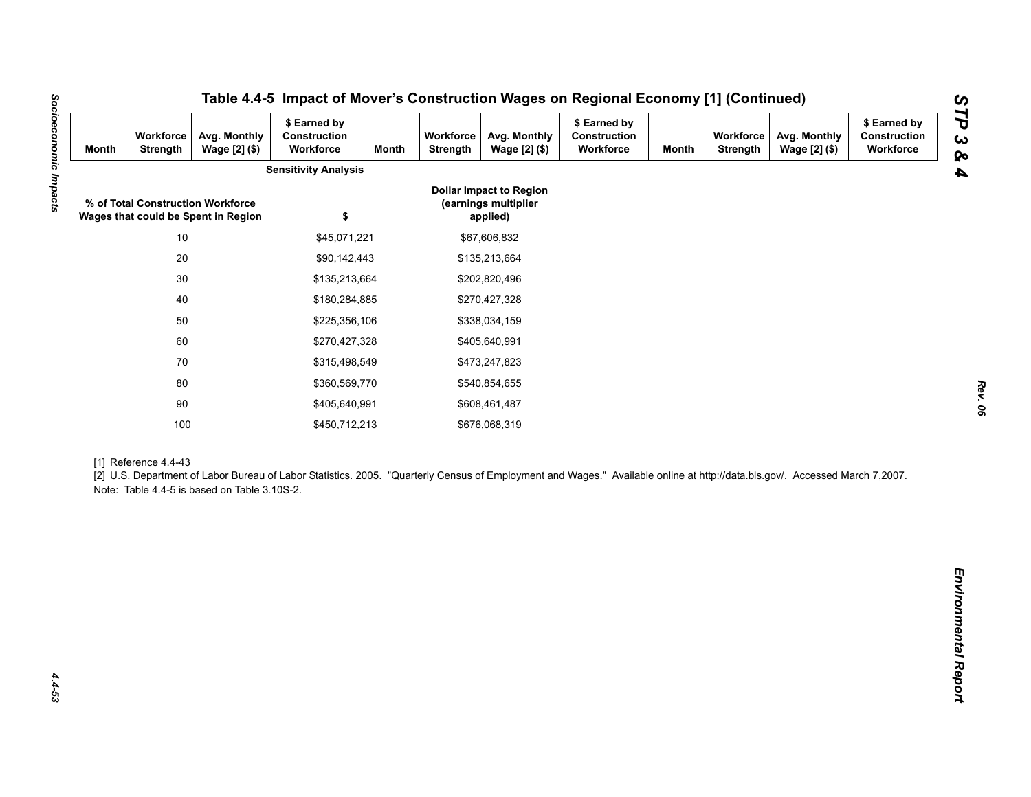## Table 4.4-5 Impact of Mover's Construction Wages on Regional Economy [1] (Continued)

| Month | Workforce Strength | Avg. Monthly Wage [2] ($) | $ Earned by Construction Workforce | Month | Workforce Strength | Avg. Monthly Wage [2] ($) | $ Earned by Construction Workforce | Month | Workforce Strength | Avg. Monthly Wage [2] ($) | $ Earned by Construction Workforce |
|---|---|---|---|---|---|---|---|---|---|---|---|

**Sensitivity Analysis**

| % of Total Construction Workforce Wages that could be Spent in Region | $ | Dollar Impact to Region (earnings multiplier applied) |
|---|---|---|
| 10 | $45,071,221 | $67,606,832 |
| 20 | $90,142,443 | $135,213,664 |
| 30 | $135,213,664 | $202,820,496 |
| 40 | $180,284,885 | $270,427,328 |
| 50 | $225,356,106 | $338,034,159 |
| 60 | $270,427,328 | $405,640,991 |
| 70 | $315,498,549 | $473,247,823 |
| 80 | $360,569,770 | $540,854,655 |
| 90 | $405,640,991 | $608,461,487 |
| 100 | $450,712,213 | $676,068,319 |

[1] Reference 4.4-43

[2] U.S. Department of Labor Bureau of Labor Statistics. 2005. "Quarterly Census of Employment and Wages." Available online at http://data.bls.gov/. Accessed March 7,2007.

Note: Table 4.4-5 is based on Table 3.10S-2.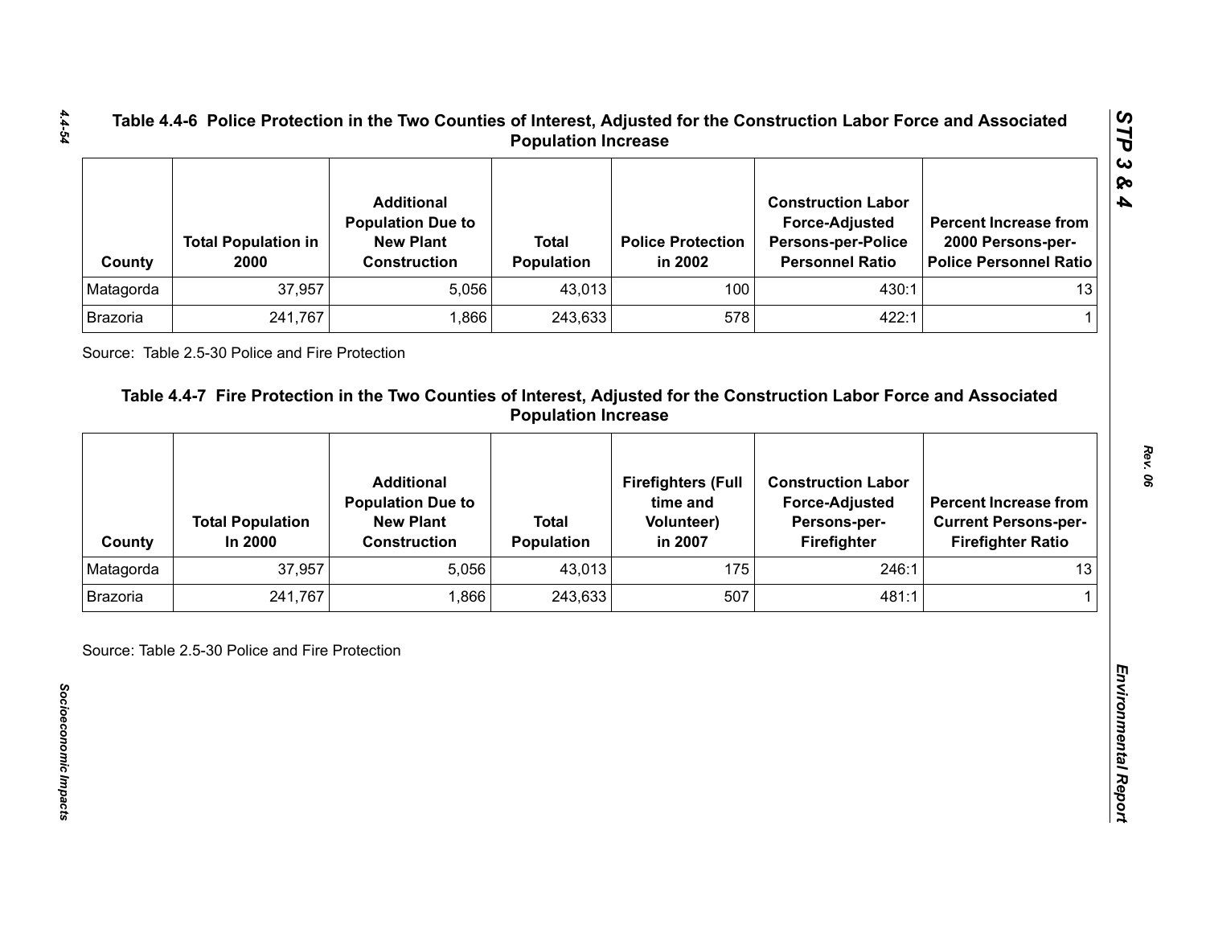## Table 4.4-6 Police Protection in the Two Counties of Interest, Adjusted for the Construction Labor Force and Associated Population Increase

| County | Total Population in 2000 | Additional Population Due to New Plant Construction | Total Population | Police Protection in 2002 | Construction Labor Force-Adjusted Persons-per-Police Personnel Ratio | Percent Increase from 2000 Persons-per-Police Personnel Ratio |
|---|---|---|---|---|---|---|
| Matagorda | 37,957 | 5,056 | 43,013 | 100 | 430:1 | 13 |
| Brazoria | 241,767 | 1,866 | 243,633 | 578 | 422:1 | 1 |

Source: Table 2.5-30 Police and Fire Protection

## Table 4.4-7 Fire Protection in the Two Counties of Interest, Adjusted for the Construction Labor Force and Associated Population Increase

| County | Total Population In 2000 | Additional Population Due to New Plant Construction | Total Population | Firefighters (Full time and Volunteer) in 2007 | Construction Labor Force-Adjusted Persons-per-Firefighter | Percent Increase from Current Persons-per-Firefighter Ratio |
|---|---|---|---|---|---|---|
| Matagorda | 37,957 | 5,056 | 43,013 | 175 | 246:1 | 13 |
| Brazoria | 241,767 | 1,866 | 243,633 | 507 | 481:1 | 1 |

Source: Table 2.5-30 Police and Fire Protection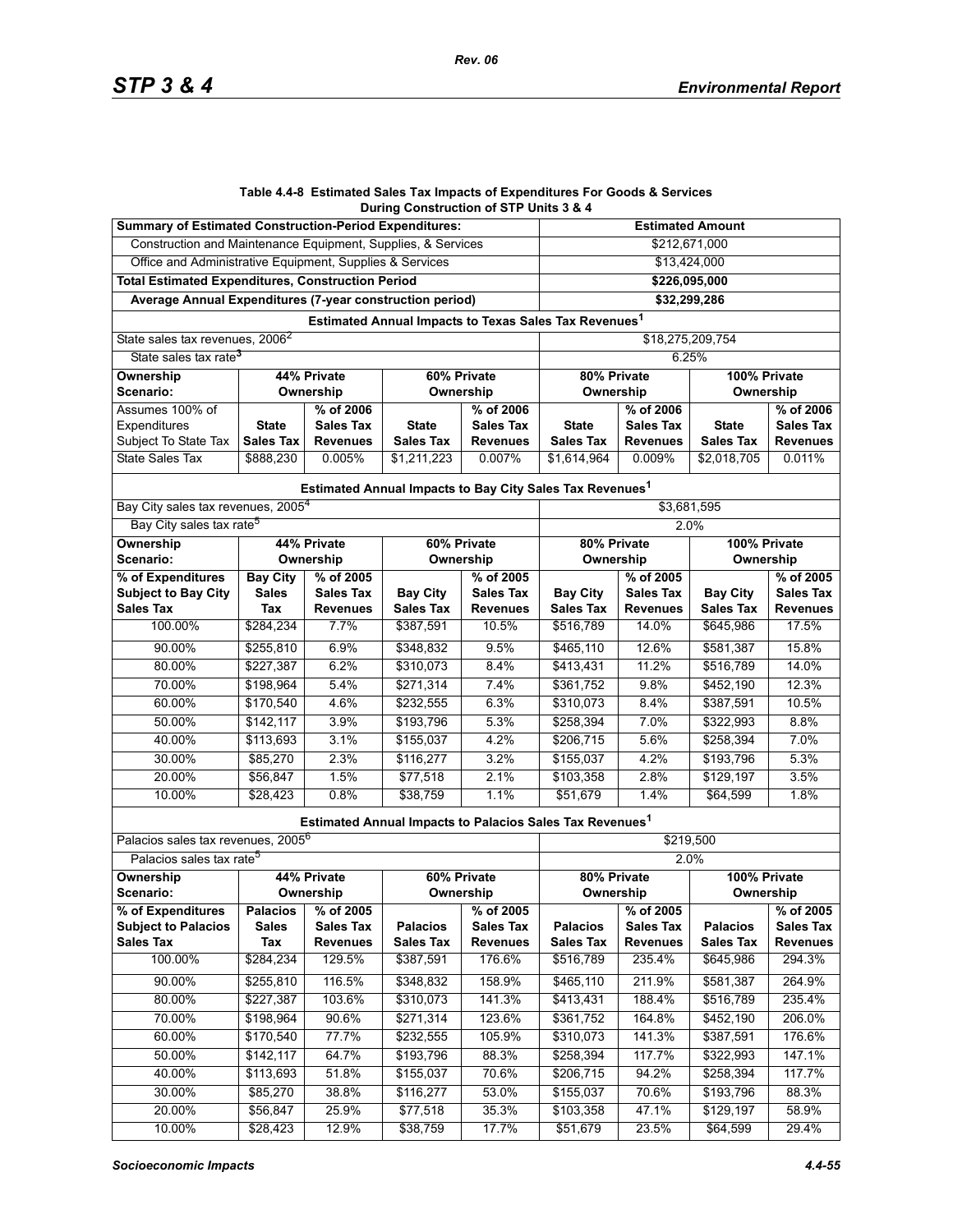**Table 4.4-8 Estimated Sales Tax Impacts of Expenditures For Goods & Services During Construction of STP Units 3 & 4**

| Summary of Estimated Construction-Period Expenditures: | | | | | Estimated Amount | | | |
|---|---|---|---|---|---|---|---|---|
| Construction and Maintenance Equipment, Supplies, & Services | | | | | $212,671,000 | | | |
| Office and Administrative Equipment, Supplies & Services | | | | | $13,424,000 | | | |
| **Total Estimated Expenditures, Construction Period** | | | | | **$226,095,000** | | | |
| **Average Annual Expenditures (7-year construction period)** | | | | | **$32,299,286** | | | |
| **Estimated Annual Impacts to Texas Sales Tax Revenues[1]** | | | | | | | | |
| State sales tax revenues, 2006[2] | | | | | $18,275,209,754 | | | |
| State sales tax rate[3] | | | | | 6.25% | | | |
| **Ownership Scenario:** | **44% Private Ownership** | | **60% Private Ownership** | | **80% Private Ownership** | | **100% Private Ownership** | |
| Assumes 100% of Expenditures Subject To State Tax | **State Sales Tax** | **% of 2006 Sales Tax Revenues** | **State Sales Tax** | **% of 2006 Sales Tax Revenues** | **State Sales Tax** | **% of 2006 Sales Tax Revenues** | **State Sales Tax** | **% of 2006 Sales Tax Revenues** |
| State Sales Tax | $888,230 | 0.005% | $1,211,223 | 0.007% | $1,614,964 | 0.009% | $2,018,705 | 0.011% |
| **Estimated Annual Impacts to Bay City Sales Tax Revenues[1]** | | | | | | | | |
| Bay City sales tax revenues, 2005[4] | | | | | $3,681,595 | | | |
| Bay City sales tax rate[5] | | | | | 2.0% | | | |
| **Ownership Scenario:** | **44% Private Ownership** | | **60% Private Ownership** | | **80% Private Ownership** | | **100% Private Ownership** | |
| **% of Expenditures Subject to Bay City Sales Tax** | **Bay City Sales Tax** | **% of 2005 Sales Tax Revenues** | **Bay City Sales Tax** | **% of 2005 Sales Tax Revenues** | **Bay City Sales Tax** | **% of 2005 Sales Tax Revenues** | **Bay City Sales Tax** | **% of 2005 Sales Tax Revenues** |
| 100.00% | $284,234 | 7.7% | $387,591 | 10.5% | $516,789 | 14.0% | $645,986 | 17.5% |
| 90.00% | $255,810 | 6.9% | $348,832 | 9.5% | $465,110 | 12.6% | $581,387 | 15.8% |
| 80.00% | $227,387 | 6.2% | $310,073 | 8.4% | $413,431 | 11.2% | $516,789 | 14.0% |
| 70.00% | $198,964 | 5.4% | $271,314 | 7.4% | $361,752 | 9.8% | $452,190 | 12.3% |
| 60.00% | $170,540 | 4.6% | $232,555 | 6.3% | $310,073 | 8.4% | $387,591 | 10.5% |
| 50.00% | $142,117 | 3.9% | $193,796 | 5.3% | $258,394 | 7.0% | $322,993 | 8.8% |
| 40.00% | $113,693 | 3.1% | $155,037 | 4.2% | $206,715 | 5.6% | $258,394 | 7.0% |
| 30.00% | $85,270 | 2.3% | $116,277 | 3.2% | $155,037 | 4.2% | $193,796 | 5.3% |
| 20.00% | $56,847 | 1.5% | $77,518 | 2.1% | $103,358 | 2.8% | $129,197 | 3.5% |
| 10.00% | $28,423 | 0.8% | $38,759 | 1.1% | $51,679 | 1.4% | $64,599 | 1.8% |
| **Estimated Annual Impacts to Palacios Sales Tax Revenues[1]** | | | | | | | | |
| Palacios sales tax revenues, 2005[6] | | | | | $219,500 | | | |
| Palacios sales tax rate[5] | | | | | 2.0% | | | |
| **Ownership Scenario:** | **44% Private Ownership** | | **60% Private Ownership** | | **80% Private Ownership** | | **100% Private Ownership** | |
| **% of Expenditures Subject to Palacios Sales Tax** | **Palacios Sales Tax** | **% of 2005 Sales Tax Revenues** | **Palacios Sales Tax** | **% of 2005 Sales Tax Revenues** | **Palacios Sales Tax** | **% of 2005 Sales Tax Revenues** | **Palacios Sales Tax** | **% of 2005 Sales Tax Revenues** |
| 100.00% | $284,234 | 129.5% | $387,591 | 176.6% | $516,789 | 235.4% | $645,986 | 294.3% |
| 90.00% | $255,810 | 116.5% | $348,832 | 158.9% | $465,110 | 211.9% | $581,387 | 264.9% |
| 80.00% | $227,387 | 103.6% | $310,073 | 141.3% | $413,431 | 188.4% | $516,789 | 235.4% |
| 70.00% | $198,964 | 90.6% | $271,314 | 123.6% | $361,752 | 164.8% | $452,190 | 206.0% |
| 60.00% | $170,540 | 77.7% | $232,555 | 105.9% | $310,073 | 141.3% | $387,591 | 176.6% |
| 50.00% | $142,117 | 64.7% | $193,796 | 88.3% | $258,394 | 117.7% | $322,993 | 147.1% |
| 40.00% | $113,693 | 51.8% | $155,037 | 70.6% | $206,715 | 94.2% | $258,394 | 117.7% |
| 30.00% | $85,270 | 38.8% | $116,277 | 53.0% | $155,037 | 70.6% | $193,796 | 88.3% |
| 20.00% | $56,847 | 25.9% | $77,518 | 35.3% | $103,358 | 47.1% | $129,197 | 58.9% |
| 10.00% | $28,423 | 12.9% | $38,759 | 17.7% | $51,679 | 23.5% | $64,599 | 29.4% |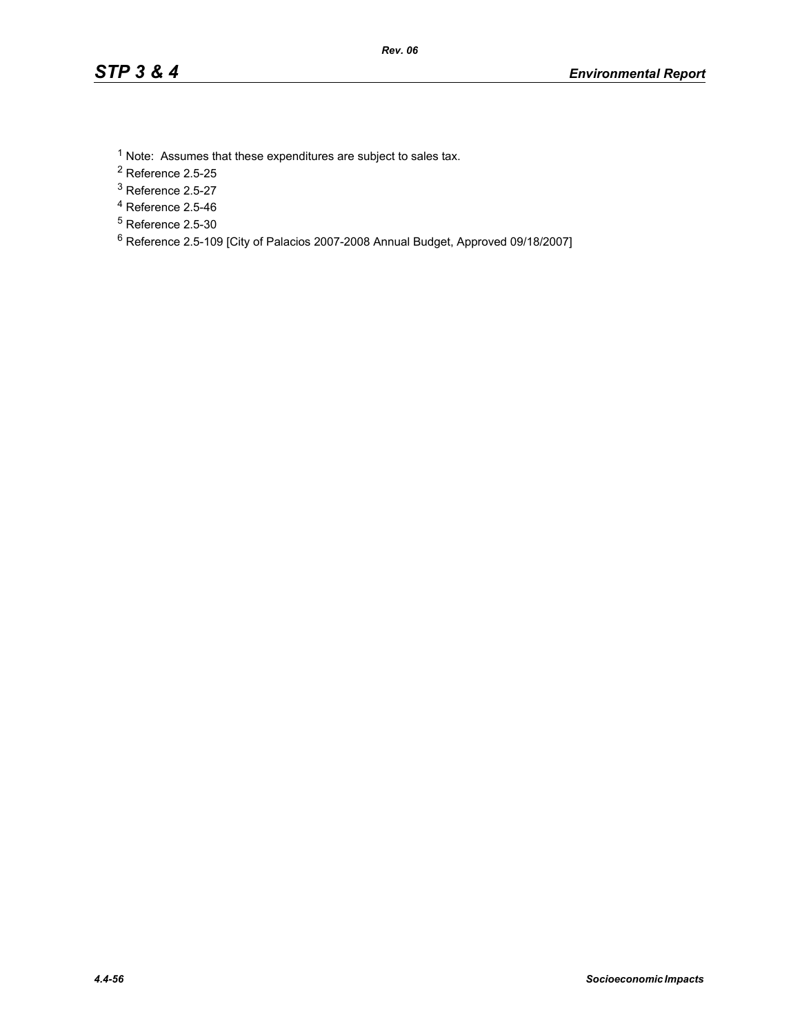[1] Note: Assumes that these expenditures are subject to sales tax.

[2] Reference 2.5-25

[3] Reference 2.5-27

[4] Reference 2.5-46

[5] Reference 2.5-30

[6] Reference 2.5-109 [City of Palacios 2007-2008 Annual Budget, Approved 09/18/2007]